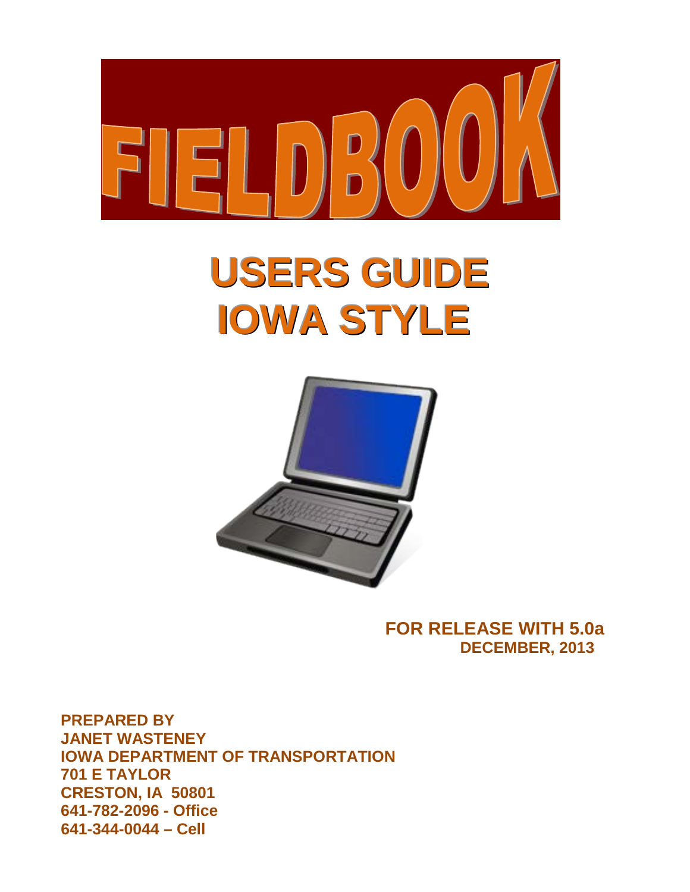# FIELDBOOK

# USERS GUIDE
# IOWA STYLE

**FOR RELEASE WITH 5.0a**
**DECEMBER, 2013**

**PREPARED BY**
**JANET WASTENEY**
**IOWA DEPARTMENT OF TRANSPORTATION**
**701 E TAYLOR**
**CRESTON, IA 50801**
**641-782-2096 - Office**
**641-344-0044 – Cell**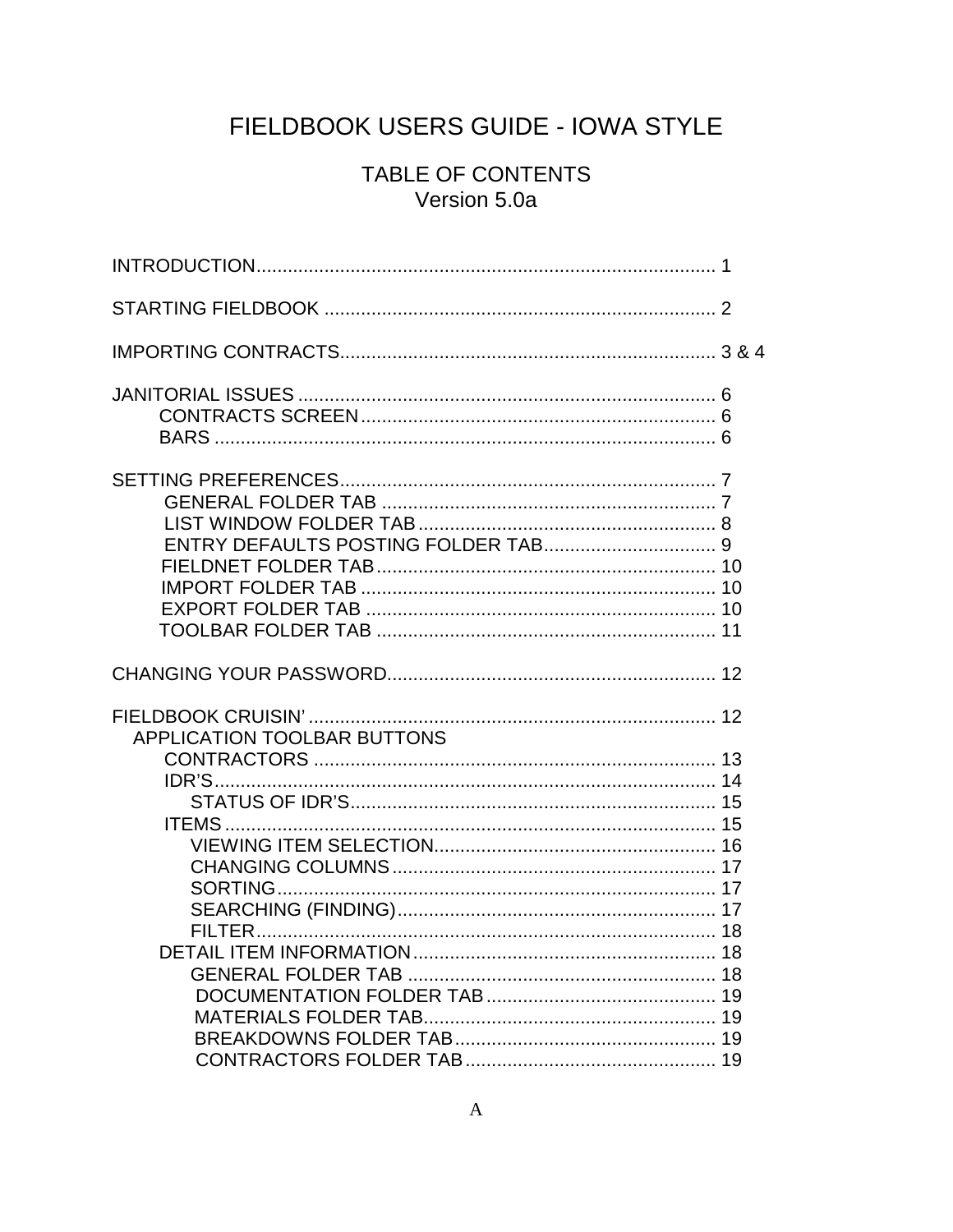# FIELDBOOK USERS GUIDE - IOWA STYLE

## TABLE OF CONTENTS
Version 5.0a

INTRODUCTION........................................................................................ 1

STARTING FIELDBOOK ........................................................................... 2

IMPORTING CONTRACTS........................................................................ 3 & 4

JANITORIAL ISSUES ................................................................................ 6
- CONTRACTS SCREEN.................................................................... 6
- BARS ................................................................................................ 6

SETTING PREFERENCES........................................................................ 7
- GENERAL FOLDER TAB ................................................................ 7
- LIST WINDOW FOLDER TAB......................................................... 8
- ENTRY DEFAULTS POSTING FOLDER TAB................................. 9
- FIELDNET FOLDER TAB................................................................ 10
- IMPORT FOLDER TAB ................................................................... 10
- EXPORT FOLDER TAB .................................................................. 10
- TOOLBAR FOLDER TAB ................................................................ 11

CHANGING YOUR PASSWORD.............................................................. 12

FIELDBOOK CRUISIN' ............................................................................. 12
- APPLICATION TOOLBAR BUTTONS
  - CONTRACTORS ............................................................................ 13
  - IDR'S.............................................................................................. 14
    - STATUS OF IDR'S..................................................................... 15
  - ITEMS ............................................................................................ 15
    - VIEWING ITEM SELECTION..................................................... 16
    - CHANGING COLUMNS ............................................................. 17
    - SORTING.................................................................................... 17
    - SEARCHING (FINDING)............................................................ 17
    - FILTER....................................................................................... 18
  - DETAIL ITEM INFORMATION......................................................... 18
    - GENERAL FOLDER TAB .......................................................... 18
    - DOCUMENTATION FOLDER TAB ........................................... 19
    - MATERIALS FOLDER TAB........................................................ 19
    - BREAKDOWNS FOLDER TAB.................................................. 19
    - CONTRACTORS FOLDER TAB ................................................ 19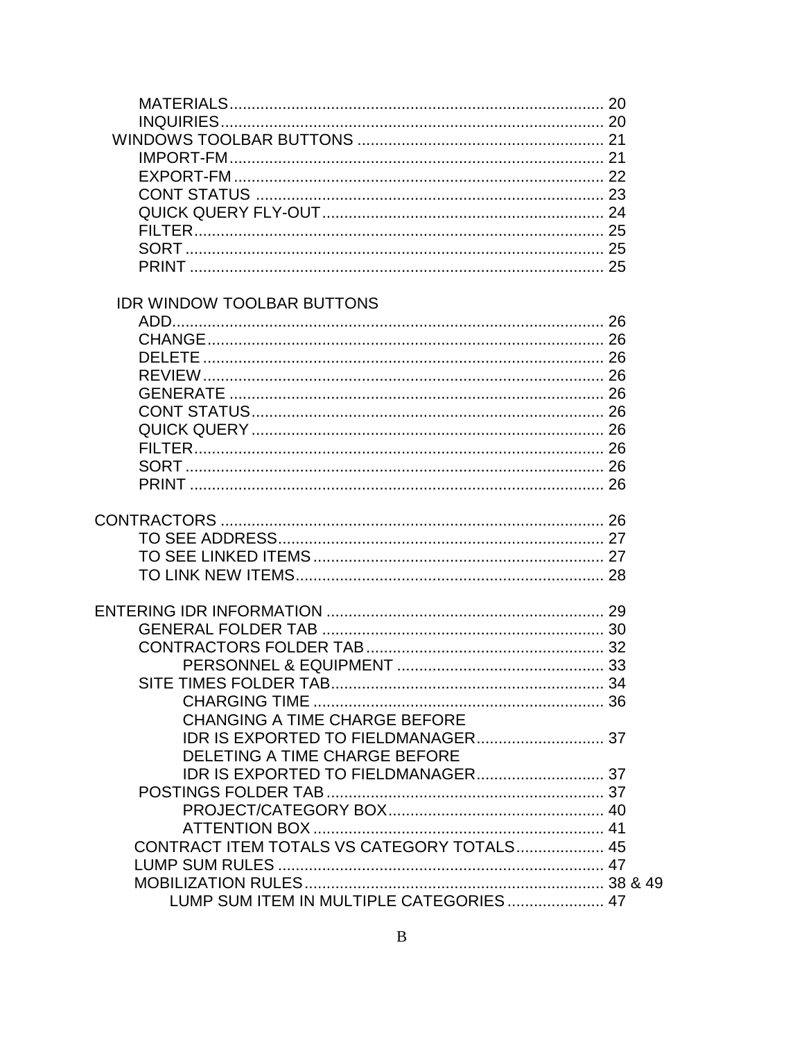- MATERIALS ........ 20
- INQUIRIES ........ 20
- WINDOWS TOOLBAR BUTTONS ........ 21
  - IMPORT-FM ........ 21
  - EXPORT-FM ........ 22
  - CONT STATUS ........ 23
  - QUICK QUERY FLY-OUT ........ 24
  - FILTER ........ 25
  - SORT ........ 25
  - PRINT ........ 25

IDR WINDOW TOOLBAR BUTTONS

- ADD ........ 26
- CHANGE ........ 26
- DELETE ........ 26
- REVIEW ........ 26
- GENERATE ........ 26
- CONT STATUS ........ 26
- QUICK QUERY ........ 26
- FILTER ........ 26
- SORT ........ 26
- PRINT ........ 26

CONTRACTORS ........ 26

- TO SEE ADDRESS ........ 27
- TO SEE LINKED ITEMS ........ 27
- TO LINK NEW ITEMS ........ 28

ENTERING IDR INFORMATION ........ 29

- GENERAL FOLDER TAB ........ 30
- CONTRACTORS FOLDER TAB ........ 32
  - PERSONNEL & EQUIPMENT ........ 33
- SITE TIMES FOLDER TAB ........ 34
  - CHARGING TIME ........ 36
  - CHANGING A TIME CHARGE BEFORE IDR IS EXPORTED TO FIELDMANAGER ........ 37
  - DELETING A TIME CHARGE BEFORE IDR IS EXPORTED TO FIELDMANAGER ........ 37
- POSTINGS FOLDER TAB ........ 37
  - PROJECT/CATEGORY BOX ........ 40
  - ATTENTION BOX ........ 41
- CONTRACT ITEM TOTALS VS CATEGORY TOTALS ........ 45
- LUMP SUM RULES ........ 47
- MOBILIZATION RULES ........ 38 & 49
  - LUMP SUM ITEM IN MULTIPLE CATEGORIES ........ 47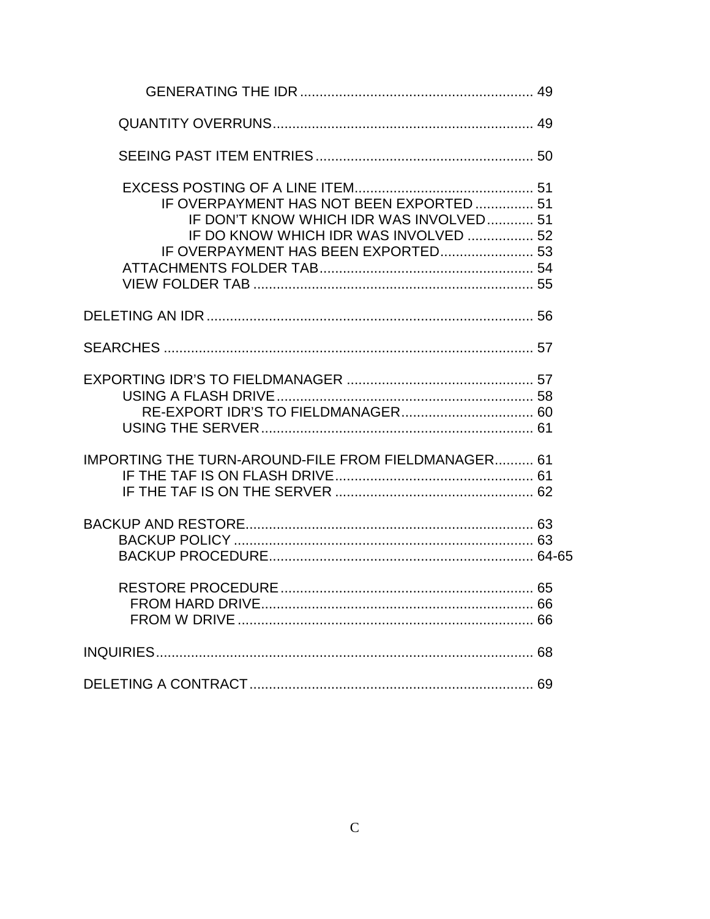GENERATING THE IDR ........................................................... 49

QUANTITY OVERRUNS.................................................................. 49

SEEING PAST ITEM ENTRIES ....................................................... 50

EXCESS POSTING OF A LINE ITEM............................................. 51
IF OVERPAYMENT HAS NOT BEEN EXPORTED ............... 51
IF DON'T KNOW WHICH IDR WAS INVOLVED............ 51
IF DO KNOW WHICH IDR WAS INVOLVED ................. 52
IF OVERPAYMENT HAS BEEN EXPORTED........................ 53
ATTACHMENTS FOLDER TAB...................................................... 54
VIEW FOLDER TAB ....................................................................... 55

DELETING AN IDR .................................................................................. 56

SEARCHES ............................................................................................... 57

EXPORTING IDR'S TO FIELDMANAGER ................................................ 57
USING A FLASH DRIVE.................................................................. 58
RE-EXPORT IDR'S TO FIELDMANAGER.................................. 60
USING THE SERVER...................................................................... 61

IMPORTING THE TURN-AROUND-FILE FROM FIELDMANAGER.......... 61
IF THE TAF IS ON FLASH DRIVE................................................... 61
IF THE TAF IS ON THE SERVER ................................................... 62

BACKUP AND RESTORE......................................................................... 63
BACKUP POLICY ........................................................................... 63
BACKUP PROCEDURE................................................................... 64-65

RESTORE PROCEDURE ................................................................. 65
FROM HARD DRIVE...................................................................... 66
FROM W DRIVE ............................................................................ 66

INQUIRIES................................................................................................ 68

DELETING A CONTRACT ........................................................................ 69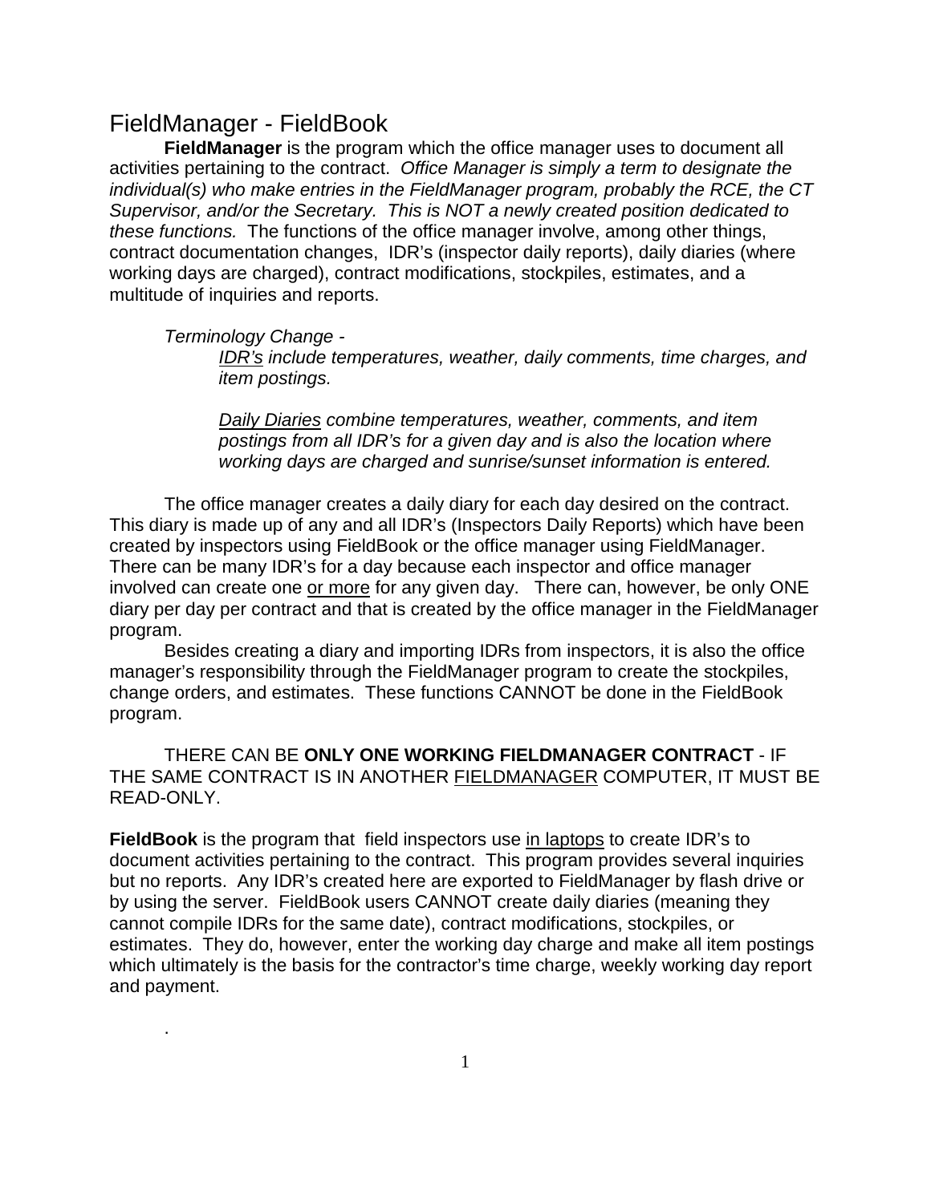# FieldManager - FieldBook

**FieldManager** is the program which the office manager uses to document all activities pertaining to the contract. *Office Manager is simply a term to designate the individual(s) who make entries in the FieldManager program, probably the RCE, the CT Supervisor, and/or the Secretary. This is NOT a newly created position dedicated to these functions.* The functions of the office manager involve, among other things, contract documentation changes, IDR's (inspector daily reports), daily diaries (where working days are charged), contract modifications, stockpiles, estimates, and a multitude of inquiries and reports.

*Terminology Change -*

> *<u>IDR's</u> include temperatures, weather, daily comments, time charges, and item postings.*
>
> *<u>Daily Diaries</u> combine temperatures, weather, comments, and item postings from all IDR's for a given day and is also the location where working days are charged and sunrise/sunset information is entered.*

The office manager creates a daily diary for each day desired on the contract. This diary is made up of any and all IDR's (Inspectors Daily Reports) which have been created by inspectors using FieldBook or the office manager using FieldManager. There can be many IDR's for a day because each inspector and office manager involved can create one <u>or more</u> for any given day. There can, however, be only ONE diary per day per contract and that is created by the office manager in the FieldManager program.

Besides creating a diary and importing IDRs from inspectors, it is also the office manager's responsibility through the FieldManager program to create the stockpiles, change orders, and estimates. These functions CANNOT be done in the FieldBook program.

THERE CAN BE **ONLY ONE WORKING FIELDMANAGER CONTRACT** - IF THE SAME CONTRACT IS IN ANOTHER <u>FIELDMANAGER</u> COMPUTER, IT MUST BE READ-ONLY.

**FieldBook** is the program that field inspectors use <u>in laptops</u> to create IDR's to document activities pertaining to the contract. This program provides several inquiries but no reports. Any IDR's created here are exported to FieldManager by flash drive or by using the server. FieldBook users CANNOT create daily diaries (meaning they cannot compile IDRs for the same date), contract modifications, stockpiles, or estimates. They do, however, enter the working day charge and make all item postings which ultimately is the basis for the contractor's time charge, weekly working day report and payment.

.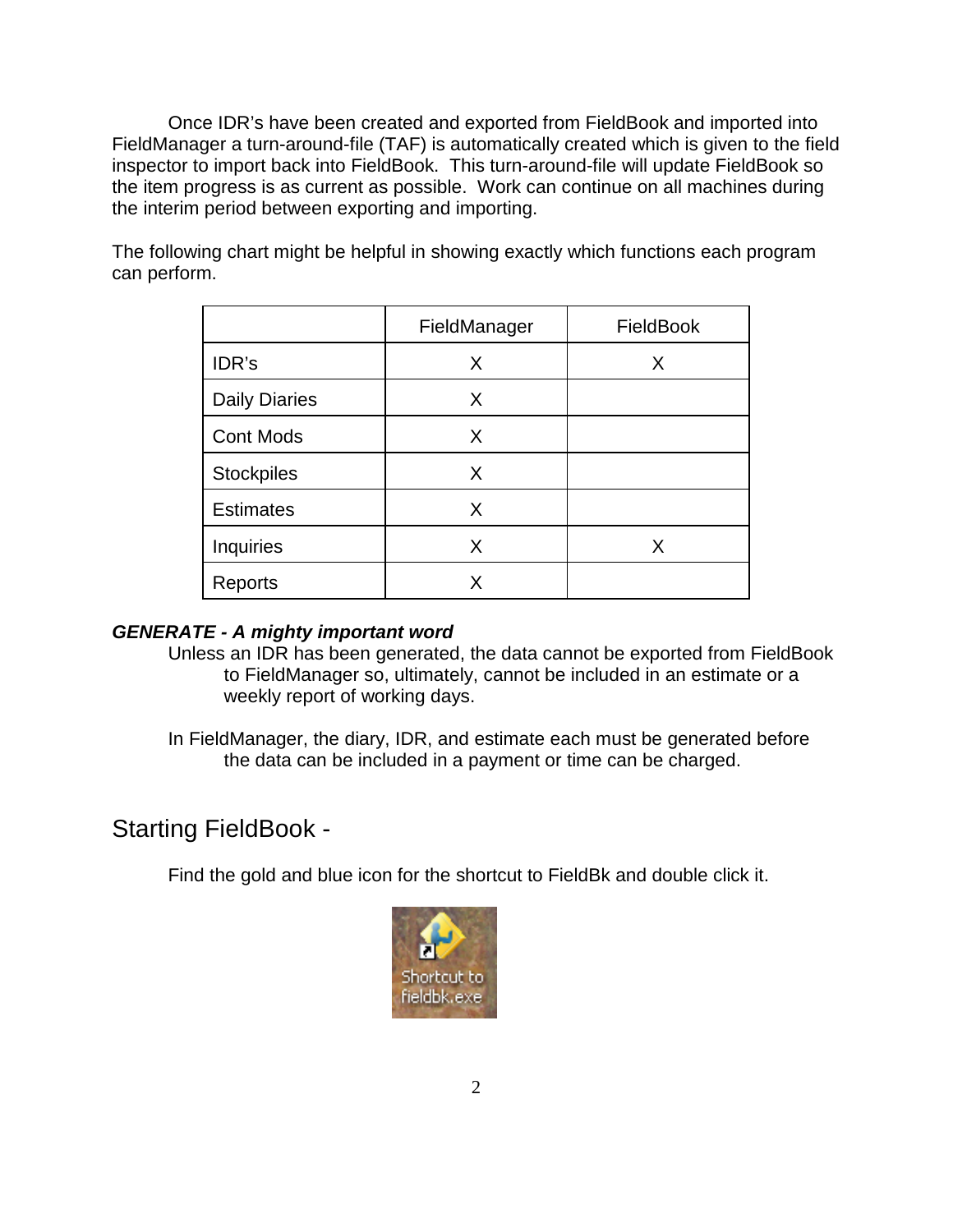Once IDR's have been created and exported from FieldBook and imported into FieldManager a turn-around-file (TAF) is automatically created which is given to the field inspector to import back into FieldBook. This turn-around-file will update FieldBook so the item progress is as current as possible. Work can continue on all machines during the interim period between exporting and importing.

The following chart might be helpful in showing exactly which functions each program can perform.

| | FieldManager | FieldBook |
|---|---|---|
| IDR's | X | X |
| Daily Diaries | X | |
| Cont Mods | X | |
| Stockpiles | X | |
| Estimates | X | |
| Inquiries | X | X |
| Reports | X | |

***GENERATE - A mighty important word***

Unless an IDR has been generated, the data cannot be exported from FieldBook to FieldManager so, ultimately, cannot be included in an estimate or a weekly report of working days.

In FieldManager, the diary, IDR, and estimate each must be generated before the data can be included in a payment or time can be charged.

## Starting FieldBook -

Find the gold and blue icon for the shortcut to FieldBk and double click it.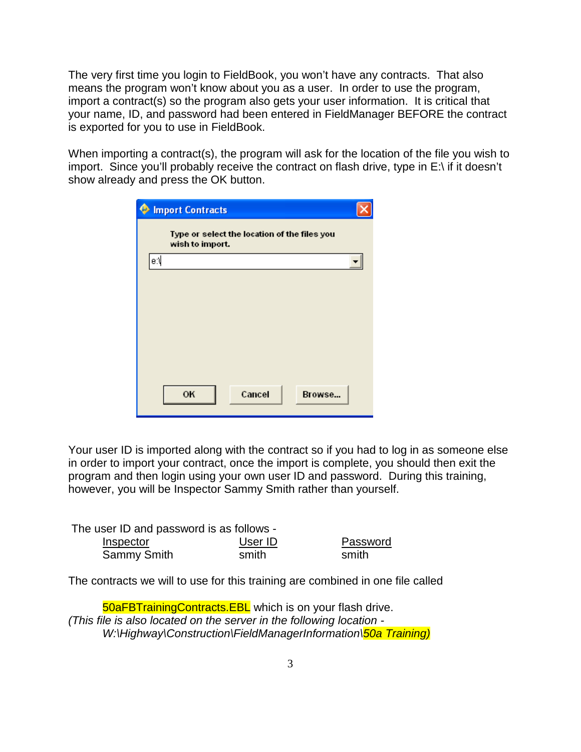The very first time you login to FieldBook, you won't have any contracts. That also means the program won't know about you as a user. In order to use the program, import a contract(s) so the program also gets your user information. It is critical that your name, ID, and password had been entered in FieldManager BEFORE the contract is exported for you to use in FieldBook.

When importing a contract(s), the program will ask for the location of the file you wish to import. Since you'll probably receive the contract on flash drive, type in E:\ if it doesn't show already and press the OK button.

Import Contracts

Type or select the location of the files you wish to import.

e:\

OK Cancel Browse...

Your user ID is imported along with the contract so if you had to log in as someone else in order to import your contract, once the import is complete, you should then exit the program and then login using your own user ID and password. During this training, however, you will be Inspector Sammy Smith rather than yourself.

The user ID and password is as follows -

| Inspector | User ID | Password |
|---|---|---|
| Sammy Smith | smith | smith |

The contracts we will to use for this training are combined in one file called

50aFBTrainingContracts.EBL which is on your flash drive.

*(This file is also located on the server in the following location - W:\Highway\Construction\FieldManagerInformation\50a Training)*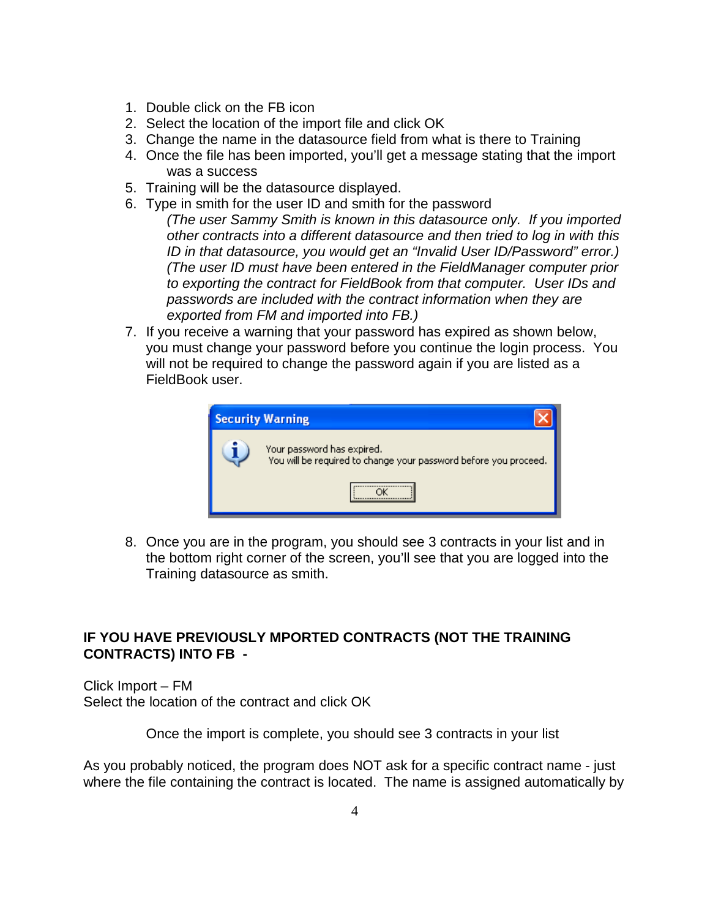1. Double click on the FB icon
2. Select the location of the import file and click OK
3. Change the name in the datasource field from what is there to Training
4. Once the file has been imported, you'll get a message stating that the import was a success
5. Training will be the datasource displayed.
6. Type in smith for the user ID and smith for the password
   *(The user Sammy Smith is known in this datasource only. If you imported other contracts into a different datasource and then tried to log in with this ID in that datasource, you would get an "Invalid User ID/Password" error.)* *(The user ID must have been entered in the FieldManager computer prior to exporting the contract for FieldBook from that computer. User IDs and passwords are included with the contract information when they are exported from FM and imported into FB.)*
7. If you receive a warning that your password has expired as shown below, you must change your password before you continue the login process. You will not be required to change the password again if you are listed as a FieldBook user.

   Security Warning

   Your password has expired.
   You will be required to change your password before you proceed.

   OK

8. Once you are in the program, you should see 3 contracts in your list and in the bottom right corner of the screen, you'll see that you are logged into the Training datasource as smith.

**IF YOU HAVE PREVIOUSLY MPORTED CONTRACTS (NOT THE TRAINING CONTRACTS) INTO FB -**

Click Import – FM
Select the location of the contract and click OK

Once the import is complete, you should see 3 contracts in your list

As you probably noticed, the program does NOT ask for a specific contract name - just where the file containing the contract is located. The name is assigned automatically by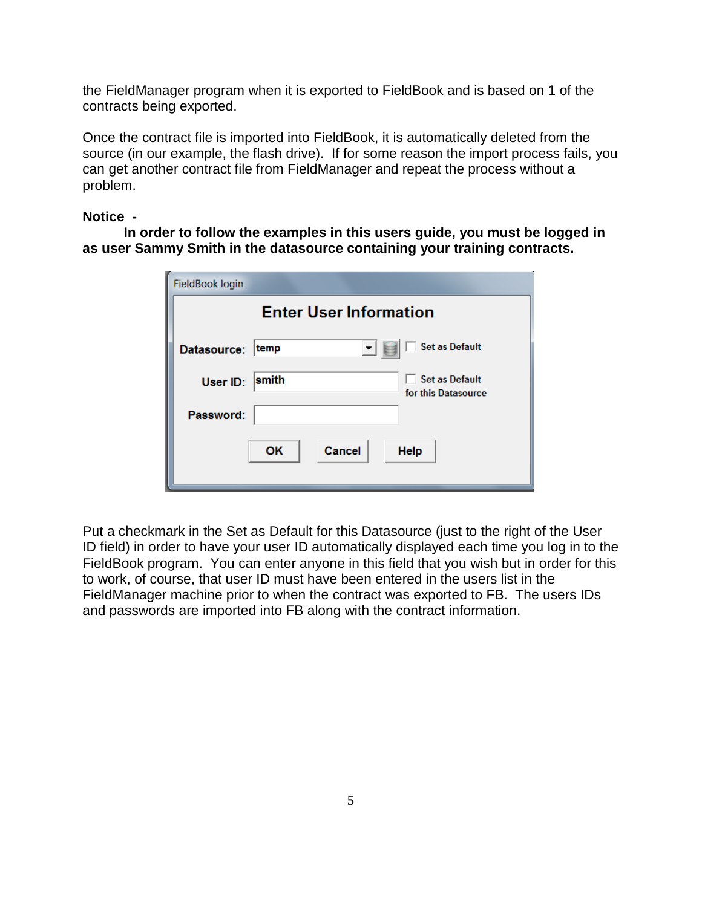the FieldManager program when it is exported to FieldBook and is based on 1 of the contracts being exported.

Once the contract file is imported into FieldBook, it is automatically deleted from the source (in our example, the flash drive). If for some reason the import process fails, you can get another contract file from FieldManager and repeat the process without a problem.

**Notice -**

**In order to follow the examples in this users guide, you must be logged in as user Sammy Smith in the datasource containing your training contracts.**

FieldBook login

**Enter User Information**

Datasource: temp — Set as Default

User ID: smith — Set as Default for this Datasource

Password:

OK | Cancel | Help

Put a checkmark in the Set as Default for this Datasource (just to the right of the User ID field) in order to have your user ID automatically displayed each time you log in to the FieldBook program. You can enter anyone in this field that you wish but in order for this to work, of course, that user ID must have been entered in the users list in the FieldManager machine prior to when the contract was exported to FB. The users IDs and passwords are imported into FB along with the contract information.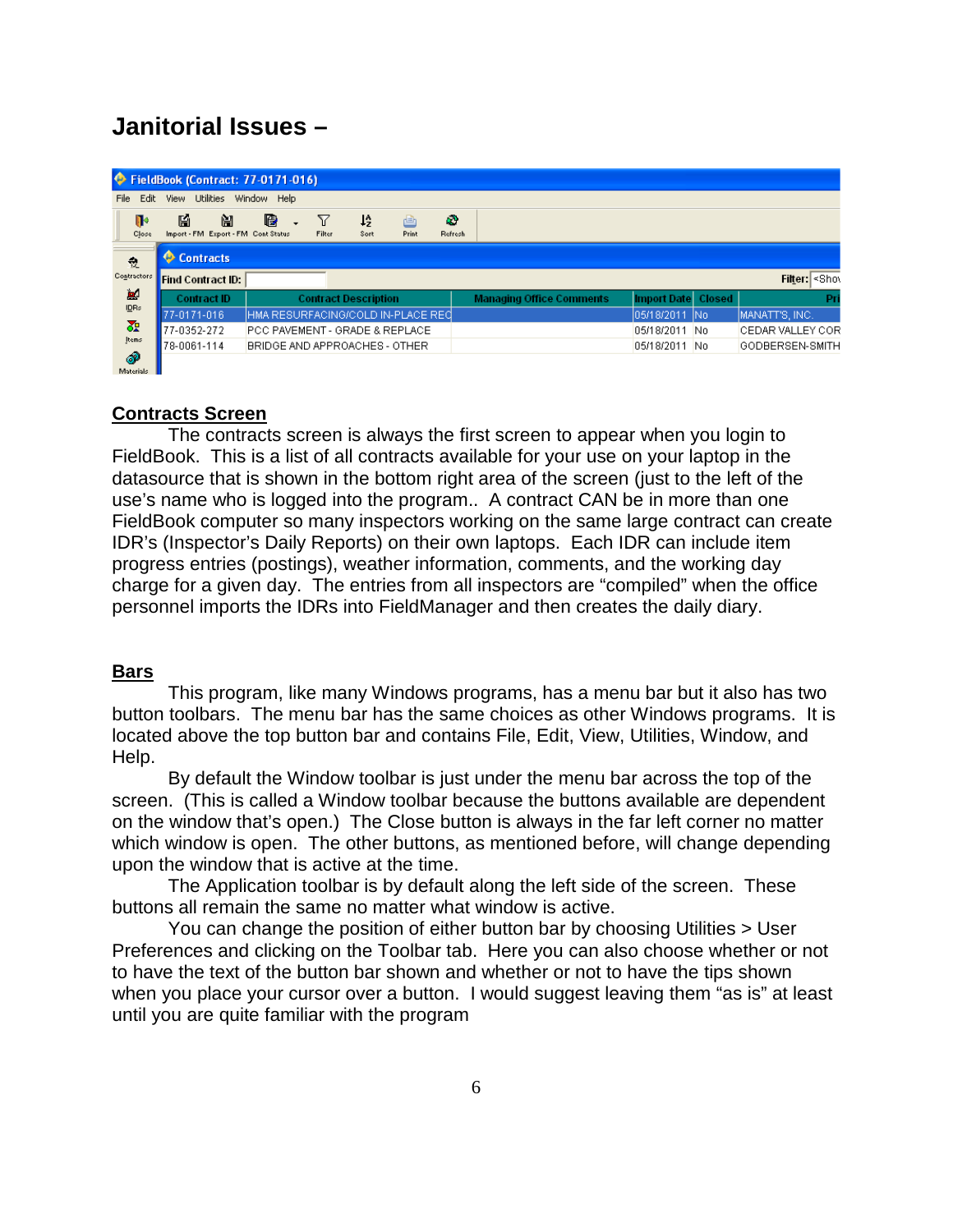# Janitorial Issues –

## Contracts Screen

The contracts screen is always the first screen to appear when you login to FieldBook. This is a list of all contracts available for your use on your laptop in the datasource that is shown in the bottom right area of the screen (just to the left of the use's name who is logged into the program.. A contract CAN be in more than one FieldBook computer so many inspectors working on the same large contract can create IDR's (Inspector's Daily Reports) on their own laptops. Each IDR can include item progress entries (postings), weather information, comments, and the working day charge for a given day. The entries from all inspectors are "compiled" when the office personnel imports the IDRs into FieldManager and then creates the daily diary.

## Bars

This program, like many Windows programs, has a menu bar but it also has two button toolbars. The menu bar has the same choices as other Windows programs. It is located above the top button bar and contains File, Edit, View, Utilities, Window, and Help.

By default the Window toolbar is just under the menu bar across the top of the screen. (This is called a Window toolbar because the buttons available are dependent on the window that's open.) The Close button is always in the far left corner no matter which window is open. The other buttons, as mentioned before, will change depending upon the window that is active at the time.

The Application toolbar is by default along the left side of the screen. These buttons all remain the same no matter what window is active.

You can change the position of either button bar by choosing Utilities > User Preferences and clicking on the Toolbar tab. Here you can also choose whether or not to have the text of the button bar shown and whether or not to have the tips shown when you place your cursor over a button. I would suggest leaving them "as is" at least until you are quite familiar with the program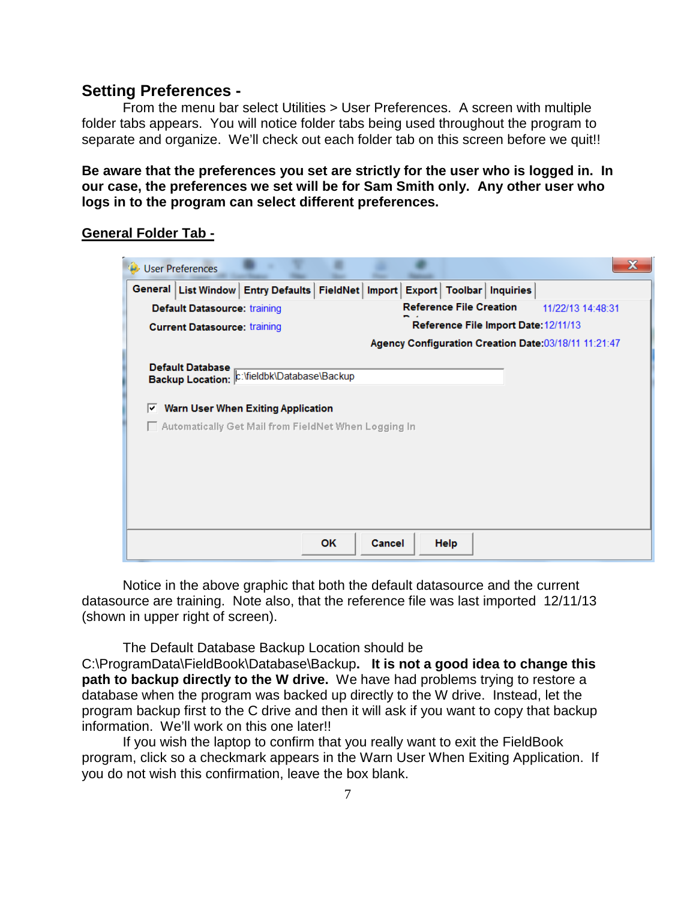## Setting Preferences -

From the menu bar select Utilities > User Preferences. A screen with multiple folder tabs appears. You will notice folder tabs being used throughout the program to separate and organize. We'll check out each folder tab on this screen before we quit!!

**Be aware that the preferences you set are strictly for the user who is logged in. In our case, the preferences we set will be for Sam Smith only. Any other user who logs in to the program can select different preferences.**

**General Folder Tab -**

Notice in the above graphic that both the default datasource and the current datasource are training. Note also, that the reference file was last imported 12/11/13 (shown in upper right of screen).

The Default Database Backup Location should be C:\ProgramData\FieldBook\Database\Backup. **It is not a good idea to change this path to backup directly to the W drive.** We have had problems trying to restore a database when the program was backed up directly to the W drive. Instead, let the program backup first to the C drive and then it will ask if you want to copy that backup information. We'll work on this one later!!

If you wish the laptop to confirm that you really want to exit the FieldBook program, click so a checkmark appears in the Warn User When Exiting Application. If you do not wish this confirmation, leave the box blank.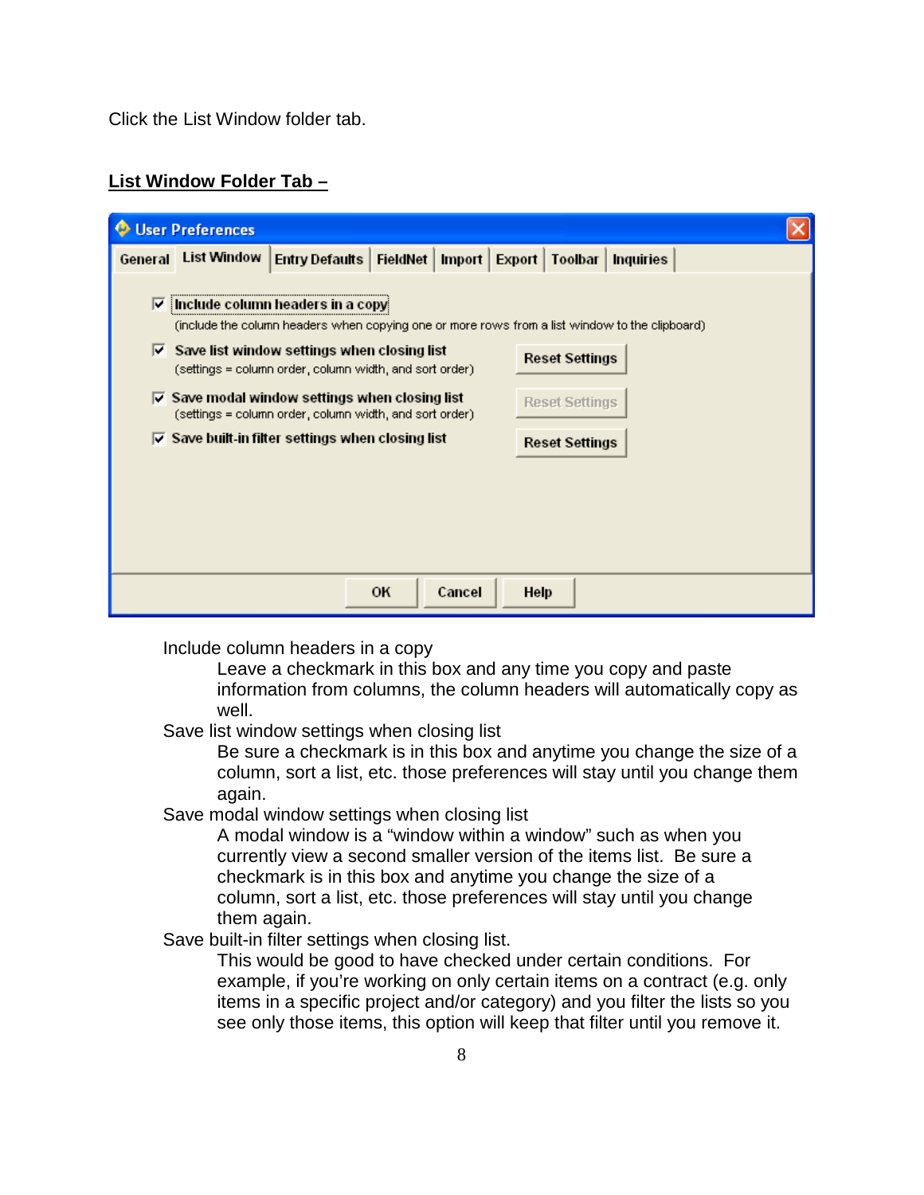Click the List Window folder tab.

**List Window Folder Tab –**

Include column headers in a copy

Leave a checkmark in this box and any time you copy and paste information from columns, the column headers will automatically copy as well.

Save list window settings when closing list

Be sure a checkmark is in this box and anytime you change the size of a column, sort a list, etc. those preferences will stay until you change them again.

Save modal window settings when closing list

A modal window is a “window within a window” such as when you currently view a second smaller version of the items list. Be sure a checkmark is in this box and anytime you change the size of a column, sort a list, etc. those preferences will stay until you change them again.

Save built-in filter settings when closing list.

This would be good to have checked under certain conditions. For example, if you’re working on only certain items on a contract (e.g. only items in a specific project and/or category) and you filter the lists so you see only those items, this option will keep that filter until you remove it.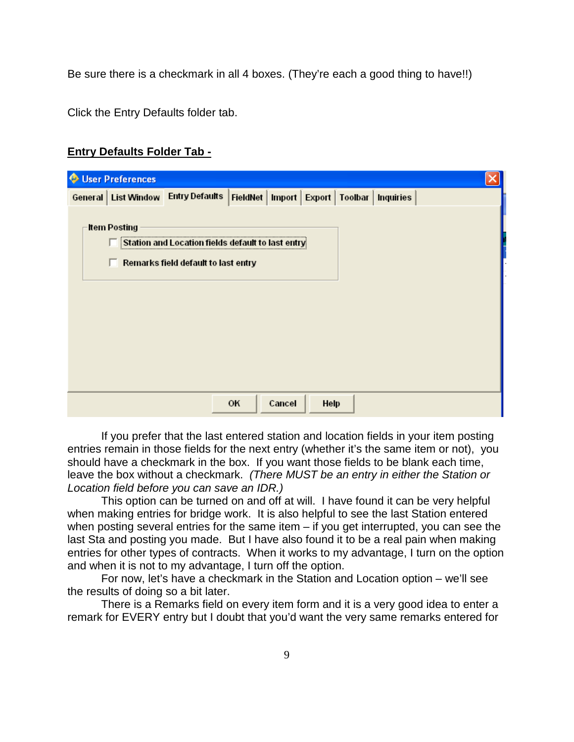Be sure there is a checkmark in all 4 boxes. (They're each a good thing to have!!)

Click the Entry Defaults folder tab.

**Entry Defaults Folder Tab -**

If you prefer that the last entered station and location fields in your item posting entries remain in those fields for the next entry (whether it's the same item or not), you should have a checkmark in the box. If you want those fields to be blank each time, leave the box without a checkmark. *(There MUST be an entry in either the Station or Location field before you can save an IDR.)*

This option can be turned on and off at will. I have found it can be very helpful when making entries for bridge work. It is also helpful to see the last Station entered when posting several entries for the same item – if you get interrupted, you can see the last Sta and posting you made. But I have also found it to be a real pain when making entries for other types of contracts. When it works to my advantage, I turn on the option and when it is not to my advantage, I turn off the option.

For now, let's have a checkmark in the Station and Location option – we'll see the results of doing so a bit later.

There is a Remarks field on every item form and it is a very good idea to enter a remark for EVERY entry but I doubt that you'd want the very same remarks entered for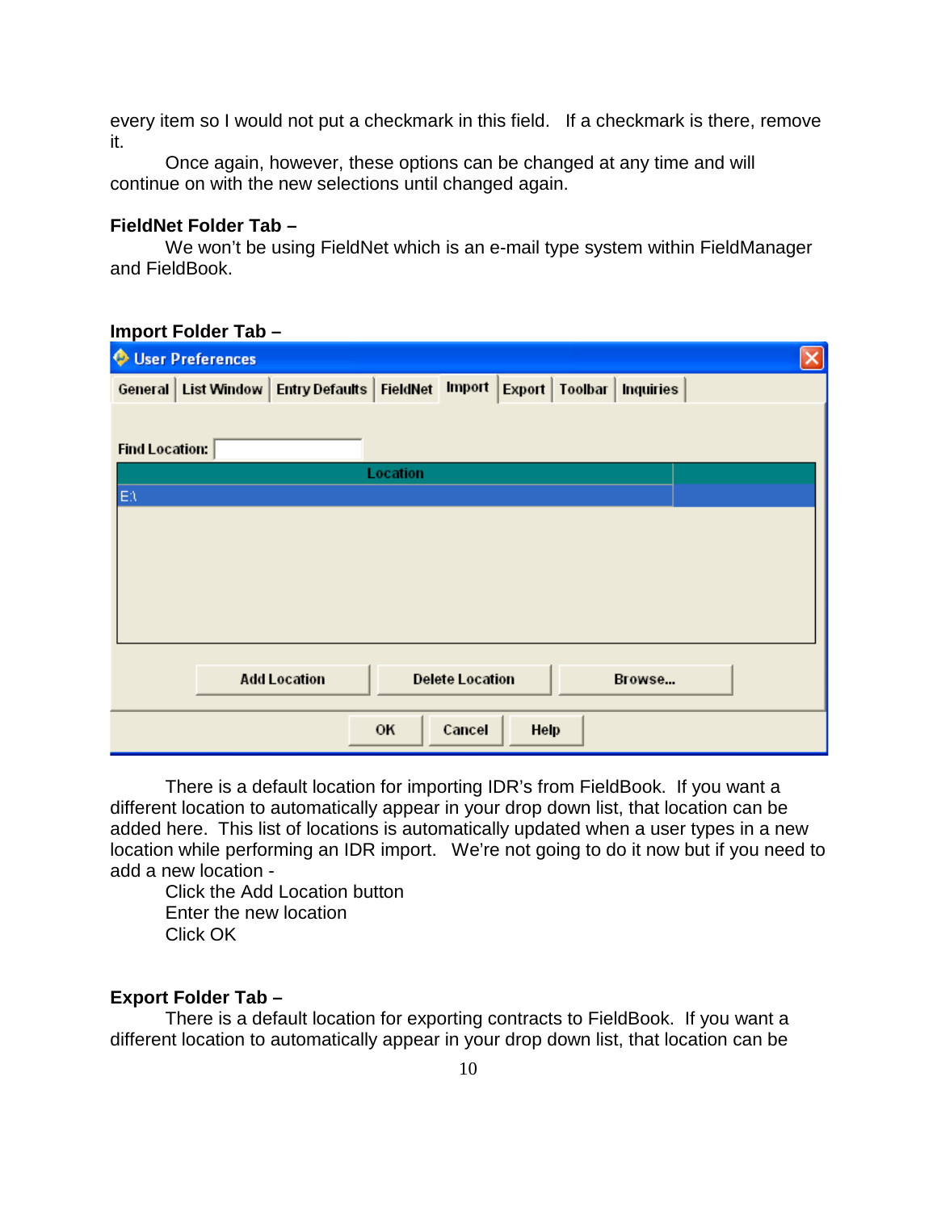every item so I would not put a checkmark in this field.   If a checkmark is there, remove it.

Once again, however, these options can be changed at any time and will continue on with the new selections until changed again.

**FieldNet Folder Tab –**

We won't be using FieldNet which is an e-mail type system within FieldManager and FieldBook.

**Import Folder Tab –**

There is a default location for importing IDR's from FieldBook.  If you want a different location to automatically appear in your drop down list, that location can be added here.  This list of locations is automatically updated when a user types in a new location while performing an IDR import.   We're not going to do it now but if you need to add a new location -

Click the Add Location button
Enter the new location
Click OK

**Export Folder Tab –**

There is a default location for exporting contracts to FieldBook.  If you want a different location to automatically appear in your drop down list, that location can be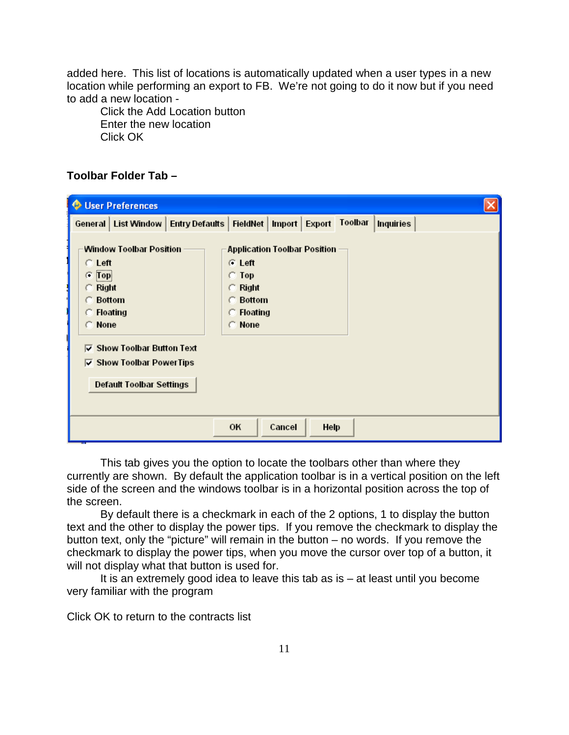added here. This list of locations is automatically updated when a user types in a new location while performing an export to FB. We're not going to do it now but if you need to add a new location -

Click the Add Location button
Enter the new location
Click OK

**Toolbar Folder Tab –**

This tab gives you the option to locate the toolbars other than where they currently are shown. By default the application toolbar is in a vertical position on the left side of the screen and the windows toolbar is in a horizontal position across the top of the screen.

By default there is a checkmark in each of the 2 options, 1 to display the button text and the other to display the power tips. If you remove the checkmark to display the button text, only the "picture" will remain in the button – no words. If you remove the checkmark to display the power tips, when you move the cursor over top of a button, it will not display what that button is used for.

It is an extremely good idea to leave this tab as is – at least until you become very familiar with the program

Click OK to return to the contracts list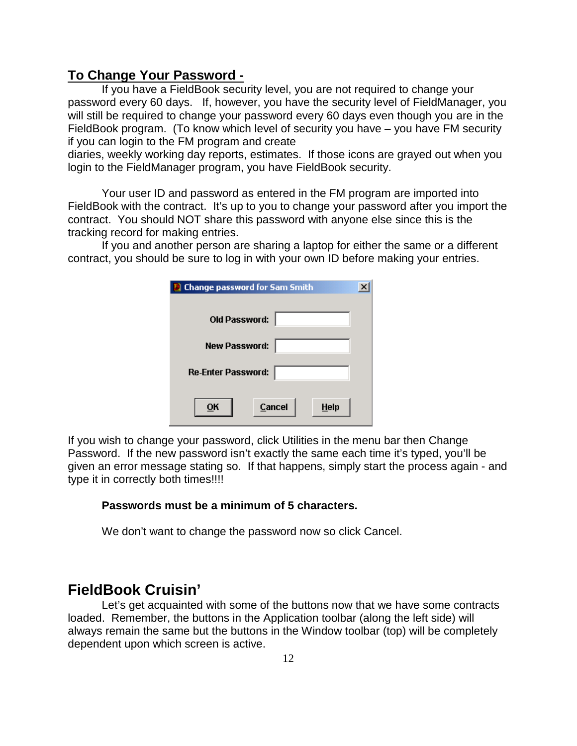## To Change Your Password -

If you have a FieldBook security level, you are not required to change your password every 60 days. If, however, you have the security level of FieldManager, you will still be required to change your password every 60 days even though you are in the FieldBook program. (To know which level of security you have – you have FM security if you can login to the FM program and create diaries, weekly working day reports, estimates. If those icons are grayed out when you login to the FieldManager program, you have FieldBook security.

Your user ID and password as entered in the FM program are imported into FieldBook with the contract. It's up to you to change your password after you import the contract. You should NOT share this password with anyone else since this is the tracking record for making entries.

If you and another person are sharing a laptop for either the same or a different contract, you should be sure to log in with your own ID before making your entries.

If you wish to change your password, click Utilities in the menu bar then Change Password. If the new password isn't exactly the same each time it's typed, you'll be given an error message stating so. If that happens, simply start the process again - and type it in correctly both times!!!!

**Passwords must be a minimum of 5 characters.**

We don't want to change the password now so click Cancel.

# FieldBook Cruisin'

Let's get acquainted with some of the buttons now that we have some contracts loaded. Remember, the buttons in the Application toolbar (along the left side) will always remain the same but the buttons in the Window toolbar (top) will be completely dependent upon which screen is active.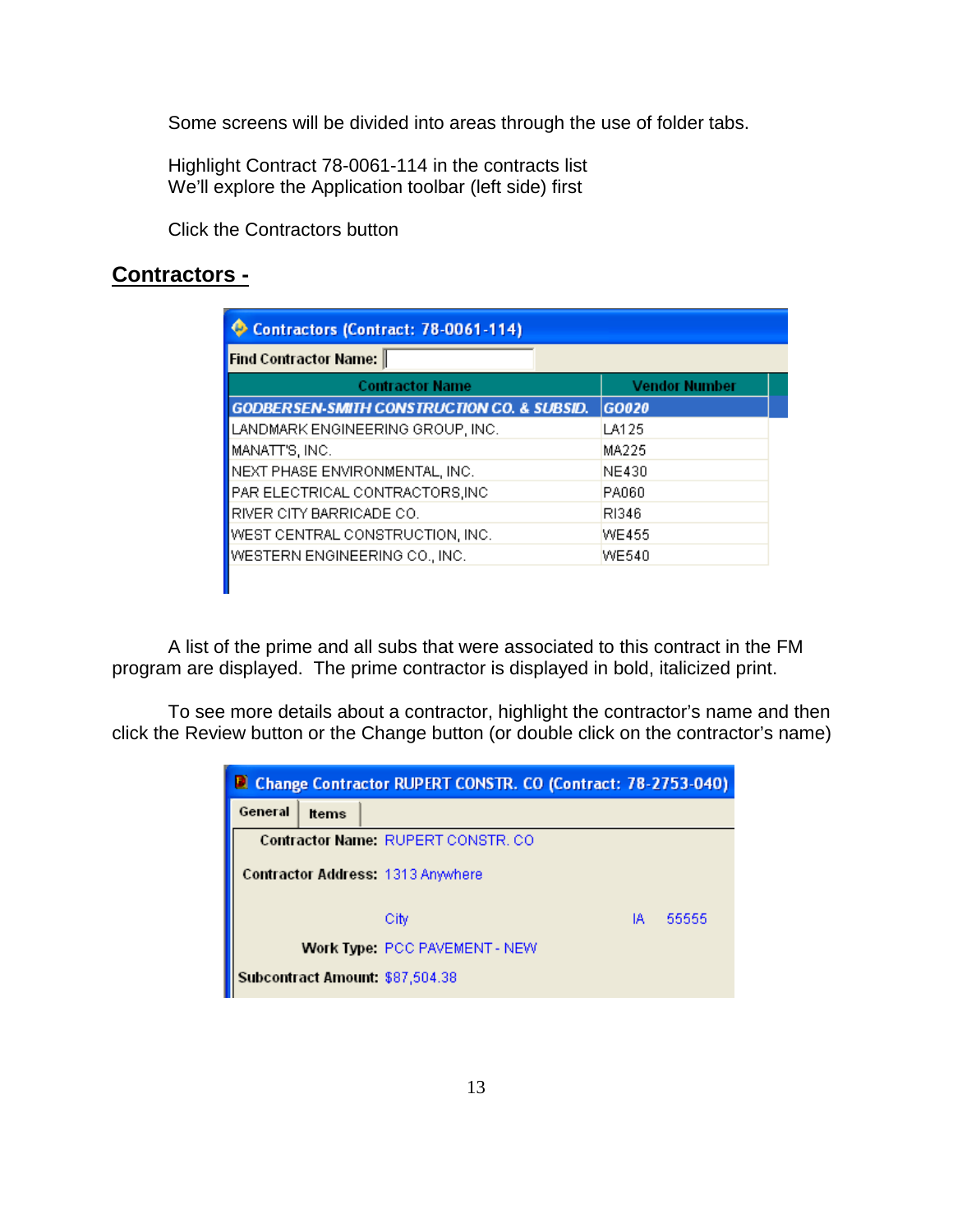Some screens will be divided into areas through the use of folder tabs.

Highlight Contract 78-0061-114 in the contracts list
We'll explore the Application toolbar (left side) first

Click the Contractors button

## Contractors -

**Contractors (Contract: 78-0061-114)**

Find Contractor Name:

| Contractor Name | Vendor Number |
|---|---|
| ***GODBERSEN-SMITH CONSTRUCTION CO. & SUBSID.*** | ***GO020*** |
| LANDMARK ENGINEERING GROUP, INC. | LA125 |
| MANATT'S, INC. | MA225 |
| NEXT PHASE ENVIRONMENTAL, INC. | NE430 |
| PAR ELECTRICAL CONTRACTORS,INC | PA060 |
| RIVER CITY BARRICADE CO. | RI346 |
| WEST CENTRAL CONSTRUCTION, INC. | WE455 |
| WESTERN ENGINEERING CO., INC. | WE540 |

A list of the prime and all subs that were associated to this contract in the FM program are displayed. The prime contractor is displayed in bold, italicized print.

To see more details about a contractor, highlight the contractor's name and then click the Review button or the Change button (or double click on the contractor's name)

**Change Contractor RUPERT CONSTR. CO (Contract: 78-2753-040)**

General | Items

Contractor Name: RUPERT CONSTR. CO

Contractor Address: 1313 Anywhere

City IA 55555

Work Type: PCC PAVEMENT - NEW

Subcontract Amount: $87,504.38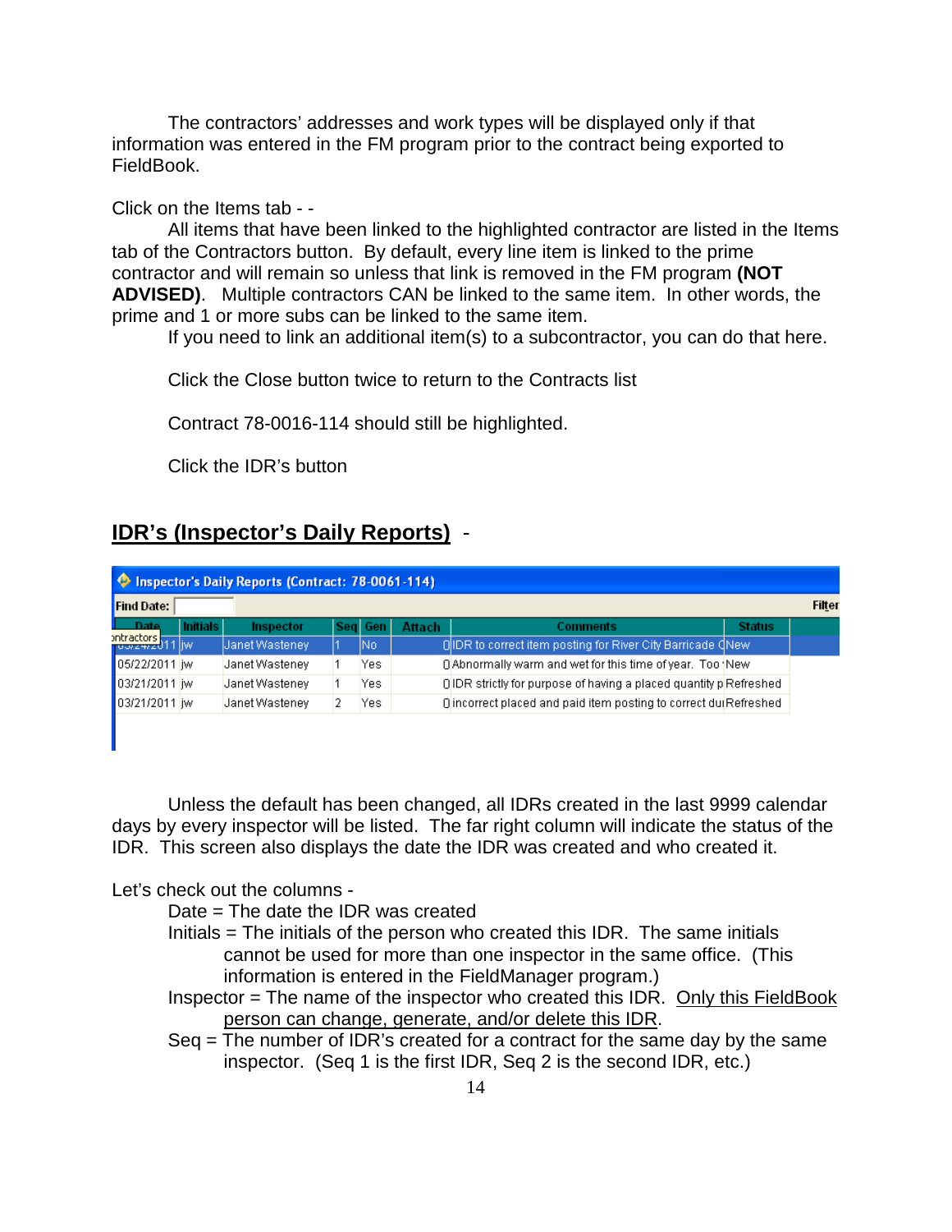The contractors' addresses and work types will be displayed only if that information was entered in the FM program prior to the contract being exported to FieldBook.

Click on the Items tab - -

All items that have been linked to the highlighted contractor are listed in the Items tab of the Contractors button. By default, every line item is linked to the prime contractor and will remain so unless that link is removed in the FM program **(NOT ADVISED)**. Multiple contractors CAN be linked to the same item. In other words, the prime and 1 or more subs can be linked to the same item.

If you need to link an additional item(s) to a subcontractor, you can do that here.

Click the Close button twice to return to the Contracts list

Contract 78-0016-114 should still be highlighted.

Click the IDR's button

## IDR's (Inspector's Daily Reports) -

Inspector's Daily Reports (Contract: 78-0061-114)

Find Date: Filter

| Date | Initials | Inspector | Seq | Gen | Attach | Comments | Status |
|---|---|---|---|---|---|---|---|
| 05/24/2011 | jw | Janet Wasteney | 1 | No | 0 | IDR to correct item posting for River City Barricade C | New |
| 05/22/2011 | jw | Janet Wasteney | 1 | Yes | 0 | Abnormally warm and wet for this time of year. Too | New |
| 03/21/2011 | jw | Janet Wasteney | 1 | Yes | 0 | IDR strictly for purpose of having a placed quantity p | Refreshed |
| 03/21/2011 | jw | Janet Wasteney | 2 | Yes | 0 | incorrect placed and paid item posting to correct du | Refreshed |

Unless the default has been changed, all IDRs created in the last 9999 calendar days by every inspector will be listed. The far right column will indicate the status of the IDR. This screen also displays the date the IDR was created and who created it.

Let's check out the columns -

Date = The date the IDR was created

Initials = The initials of the person who created this IDR. The same initials cannot be used for more than one inspector in the same office. (This information is entered in the FieldManager program.)

Inspector = The name of the inspector who created this IDR. <u>Only this FieldBook person can change, generate, and/or delete this IDR</u>.

Seq = The number of IDR's created for a contract for the same day by the same inspector. (Seq 1 is the first IDR, Seq 2 is the second IDR, etc.)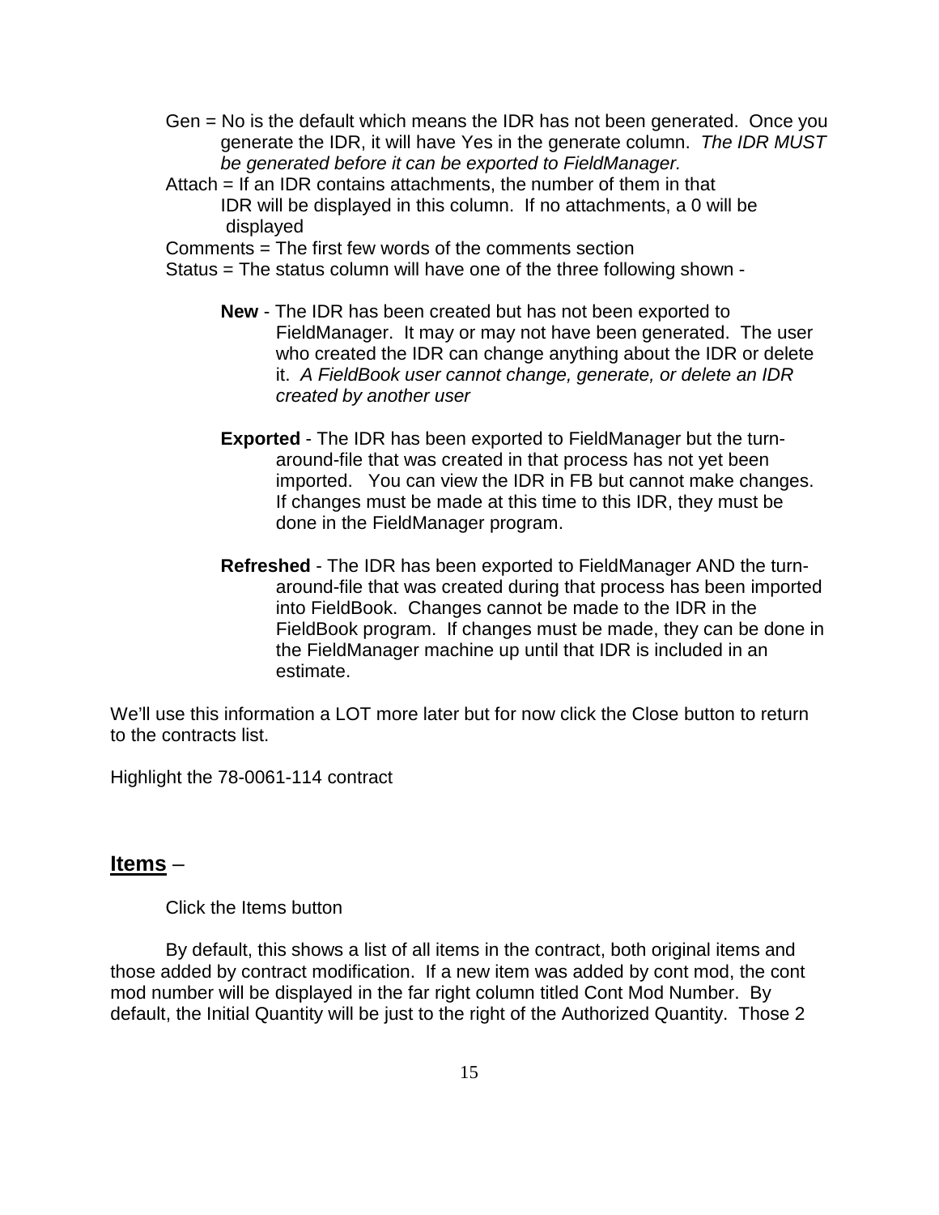Gen = No is the default which means the IDR has not been generated. Once you generate the IDR, it will have Yes in the generate column. *The IDR MUST be generated before it can be exported to FieldManager.*

Attach = If an IDR contains attachments, the number of them in that IDR will be displayed in this column. If no attachments, a 0 will be displayed

Comments = The first few words of the comments section

Status = The status column will have one of the three following shown -

**New** - The IDR has been created but has not been exported to FieldManager. It may or may not have been generated. The user who created the IDR can change anything about the IDR or delete it. *A FieldBook user cannot change, generate, or delete an IDR created by another user*

**Exported** - The IDR has been exported to FieldManager but the turn-around-file that was created in that process has not yet been imported. You can view the IDR in FB but cannot make changes. If changes must be made at this time to this IDR, they must be done in the FieldManager program.

**Refreshed** - The IDR has been exported to FieldManager AND the turn-around-file that was created during that process has been imported into FieldBook. Changes cannot be made to the IDR in the FieldBook program. If changes must be made, they can be done in the FieldManager machine up until that IDR is included in an estimate.

We'll use this information a LOT more later but for now click the Close button to return to the contracts list.

Highlight the 78-0061-114 contract

## <u>Items</u> –

Click the Items button

By default, this shows a list of all items in the contract, both original items and those added by contract modification. If a new item was added by cont mod, the cont mod number will be displayed in the far right column titled Cont Mod Number. By default, the Initial Quantity will be just to the right of the Authorized Quantity. Those 2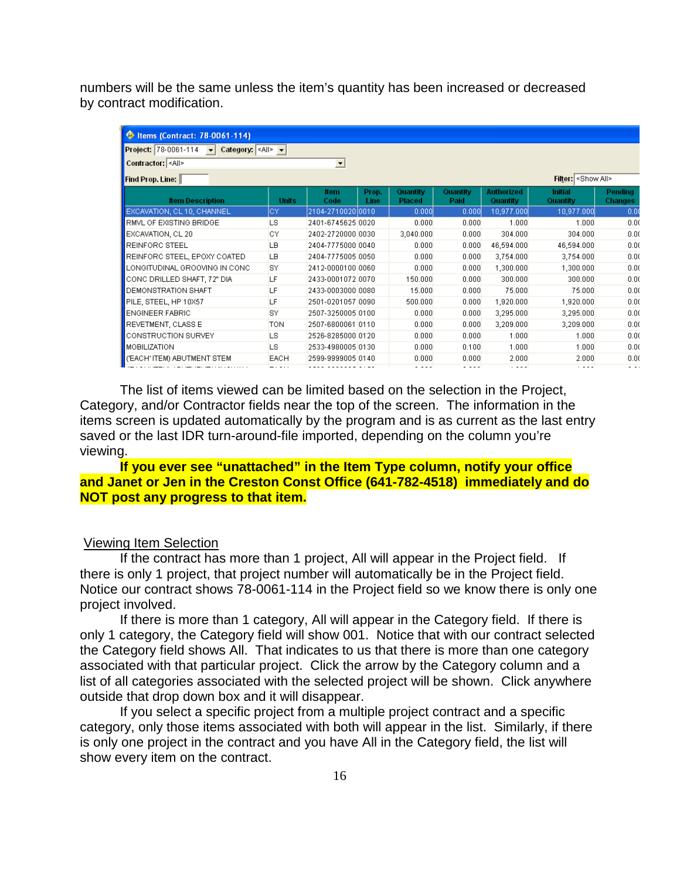numbers will be the same unless the item's quantity has been increased or decreased by contract modification.

Items (Contract: 78-0061-114)

Project: 78-0061-114 Category: <All>

Contractor: <All>

Find Prop. Line: Filter: <Show All>

| Item Description | Units | Item Code | Prop. Line | Quantity Placed | Quantity Paid | Authorized Quantity | Initial Quantity | Pending Changes |
|---|---|---|---|---|---|---|---|---|
| EXCAVATION, CL 10, CHANNEL | CY | 2104-2710020 | 0010 | 0.000 | 0.000 | 10,977.000 | 10,977.000 | 0.0 |
| RMVL OF EXISTING BRIDGE | LS | 2401-6745625 | 0020 | 0.000 | 0.000 | 1.000 | 1.000 | 0.0 |
| EXCAVATION, CL 20 | CY | 2402-2720000 | 0030 | 3,040.000 | 0.000 | 304.000 | 304.000 | 0.0 |
| REINFORC STEEL | LB | 2404-7775000 | 0040 | 0.000 | 0.000 | 46,594.000 | 46,594.000 | 0.0 |
| REINFORC STEEL, EPOXY COATED | LB | 2404-7775005 | 0050 | 0.000 | 0.000 | 3,754.000 | 3,754.000 | 0.0 |
| LONGITUDINAL GROOVING IN CONC | SY | 2412-0000100 | 0060 | 0.000 | 0.000 | 1,300.000 | 1,300.000 | 0.0 |
| CONC DRILLED SHAFT, 72" DIA | LF | 2433-0001072 | 0070 | 150.000 | 0.000 | 300.000 | 300.000 | 0.0 |
| DEMONSTRATION SHAFT | LF | 2433-0003000 | 0080 | 15.000 | 0.000 | 75.000 | 75.000 | 0.0 |
| PILE, STEEL, HP 10X57 | LF | 2501-0201057 | 0090 | 500.000 | 0.000 | 1,920.000 | 1,920.000 | 0.0 |
| ENGINEER FABRIC | SY | 2507-3250005 | 0100 | 0.000 | 0.000 | 3,295.000 | 3,295.000 | 0.0 |
| REVETMENT, CLASS E | TON | 2507-6800061 | 0110 | 0.000 | 0.000 | 3,209.000 | 3,209.000 | 0.0 |
| CONSTRUCTION SURVEY | LS | 2526-8285000 | 0120 | 0.000 | 0.000 | 1.000 | 1.000 | 0.0 |
| MOBILIZATION | LS | 2533-4980005 | 0130 | 0.000 | 0.100 | 1.000 | 1.000 | 0.0 |
| ('EACH' ITEM) ABUTMENT STEM | EACH | 2599-9999005 | 0140 | 0.000 | 0.000 | 2.000 | 2.000 | 0.0 |

The list of items viewed can be limited based on the selection in the Project, Category, and/or Contractor fields near the top of the screen. The information in the items screen is updated automatically by the program and is as current as the last entry saved or the last IDR turn-around-file imported, depending on the column you're viewing.

**If you ever see "unattached" in the Item Type column, notify your office and Janet or Jen in the Creston Const Office (641-782-4518) immediately and do NOT post any progress to that item.**

Viewing Item Selection

If the contract has more than 1 project, All will appear in the Project field. If there is only 1 project, that project number will automatically be in the Project field. Notice our contract shows 78-0061-114 in the Project field so we know there is only one project involved.

If there is more than 1 category, All will appear in the Category field. If there is only 1 category, the Category field will show 001. Notice that with our contract selected the Category field shows All. That indicates to us that there is more than one category associated with that particular project. Click the arrow by the Category column and a list of all categories associated with the selected project will be shown. Click anywhere outside that drop down box and it will disappear.

If you select a specific project from a multiple project contract and a specific category, only those items associated with both will appear in the list. Similarly, if there is only one project in the contract and you have All in the Category field, the list will show every item on the contract.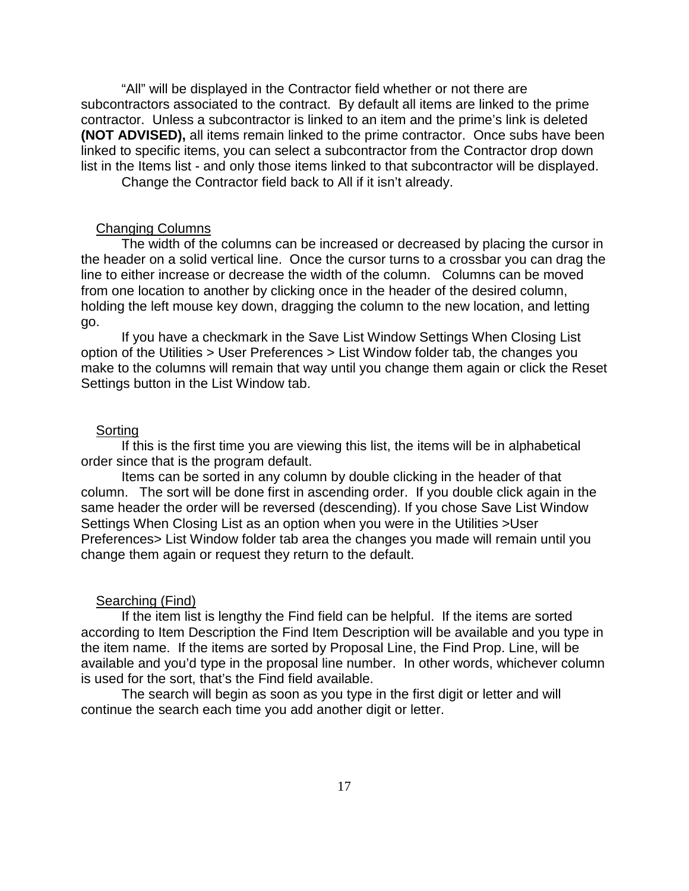"All" will be displayed in the Contractor field whether or not there are subcontractors associated to the contract. By default all items are linked to the prime contractor. Unless a subcontractor is linked to an item and the prime's link is deleted **(NOT ADVISED),** all items remain linked to the prime contractor. Once subs have been linked to specific items, you can select a subcontractor from the Contractor drop down list in the Items list - and only those items linked to that subcontractor will be displayed.

Change the Contractor field back to All if it isn't already.

### Changing Columns

The width of the columns can be increased or decreased by placing the cursor in the header on a solid vertical line. Once the cursor turns to a crossbar you can drag the line to either increase or decrease the width of the column. Columns can be moved from one location to another by clicking once in the header of the desired column, holding the left mouse key down, dragging the column to the new location, and letting go.

If you have a checkmark in the Save List Window Settings When Closing List option of the Utilities > User Preferences > List Window folder tab, the changes you make to the columns will remain that way until you change them again or click the Reset Settings button in the List Window tab.

### Sorting

If this is the first time you are viewing this list, the items will be in alphabetical order since that is the program default.

Items can be sorted in any column by double clicking in the header of that column. The sort will be done first in ascending order. If you double click again in the same header the order will be reversed (descending). If you chose Save List Window Settings When Closing List as an option when you were in the Utilities >User Preferences> List Window folder tab area the changes you made will remain until you change them again or request they return to the default.

### Searching (Find)

If the item list is lengthy the Find field can be helpful. If the items are sorted according to Item Description the Find Item Description will be available and you type in the item name. If the items are sorted by Proposal Line, the Find Prop. Line, will be available and you'd type in the proposal line number. In other words, whichever column is used for the sort, that's the Find field available.

The search will begin as soon as you type in the first digit or letter and will continue the search each time you add another digit or letter.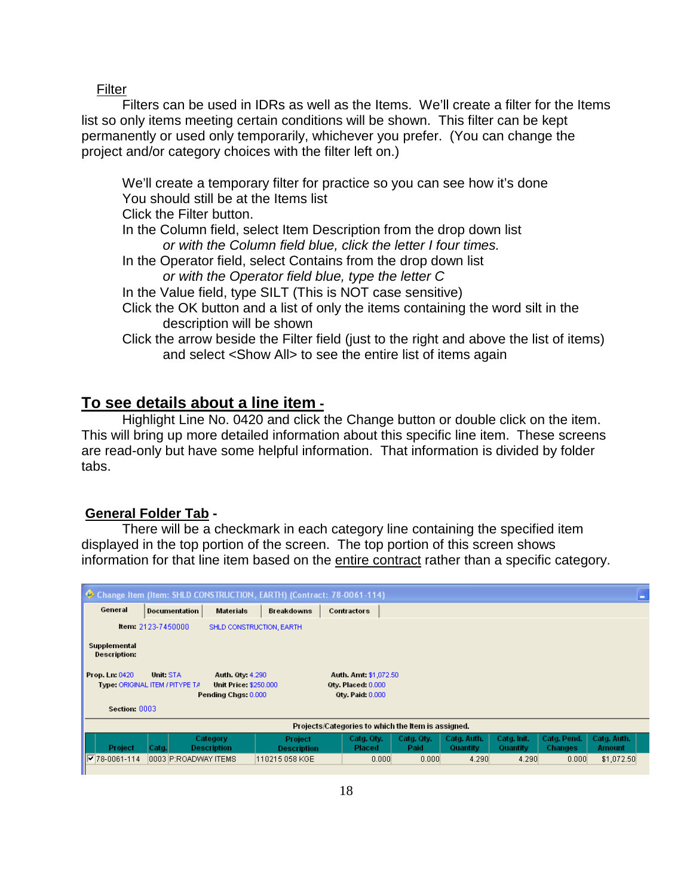Filter

Filters can be used in IDRs as well as the Items. We'll create a filter for the Items list so only items meeting certain conditions will be shown. This filter can be kept permanently or used only temporarily, whichever you prefer. (You can change the project and/or category choices with the filter left on.)

We'll create a temporary filter for practice so you can see how it's done
You should still be at the Items list
Click the Filter button.
In the Column field, select Item Description from the drop down list
*or with the Column field blue, click the letter I four times.*
In the Operator field, select Contains from the drop down list
*or with the Operator field blue, type the letter C*
In the Value field, type SILT (This is NOT case sensitive)
Click the OK button and a list of only the items containing the word silt in the description will be shown
Click the arrow beside the Filter field (just to the right and above the list of items) and select <Show All> to see the entire list of items again

## To see details about a line item -

Highlight Line No. 0420 and click the Change button or double click on the item. This will bring up more detailed information about this specific line item. These screens are read-only but have some helpful information. That information is divided by folder tabs.

### General Folder Tab -

There will be a checkmark in each category line containing the specified item displayed in the top portion of the screen. The top portion of this screen shows information for that line item based on the entire contract rather than a specific category.

Change Item (Item: SHLD CONSTRUCTION, EARTH) (Contract: 78-0061-114)

General | Documentation | Materials | Breakdowns | Contractors

Item: 2123-7450000 SHLD CONSTRUCTION, EARTH

Supplemental Description:

Prop. Ln: 0420 Unit: STA Auth. Qty: 4.290 Auth. Amt: $1,072.50
Type: ORIGINAL ITEM / PITYPE TA Unit Price: $250.000 Qty. Placed: 0.000
Pending Chgs: 0.000 Qty. Paid: 0.000

Section: 0003

Projects/Categories to which the Item is assigned.

| Project | Catg. | Category Description | Project Description | Catg. Qty. Placed | Catg. Qty. Paid | Catg. Auth. Quantity | Catg. Init. Quantity | Catg. Pend. Changes | Catg. Auth. Amount |
|---|---|---|---|---|---|---|---|---|---|
| ☑ 78-0061-114 | 0003 | P:ROADWAY ITEMS | 110215 058 KGE | 0.000 | 0.000 | 4.290 | 4.290 | 0.000 | $1,072.50 |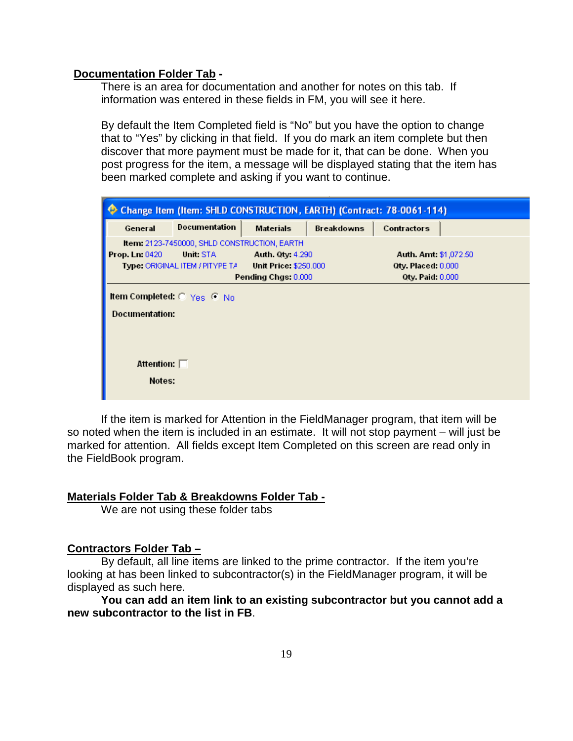**Documentation Folder Tab -**

There is an area for documentation and another for notes on this tab. If information was entered in these fields in FM, you will see it here.

By default the Item Completed field is “No” but you have the option to change that to “Yes” by clicking in that field. If you do mark an item complete but then discover that more payment must be made for it, that can be done. When you post progress for the item, a message will be displayed stating that the item has been marked complete and asking if you want to continue.

If the item is marked for Attention in the FieldManager program, that item will be so noted when the item is included in an estimate. It will not stop payment – will just be marked for attention. All fields except Item Completed on this screen are read only in the FieldBook program.

**Materials Folder Tab & Breakdowns Folder Tab -**

We are not using these folder tabs

**Contractors Folder Tab –**

By default, all line items are linked to the prime contractor. If the item you’re looking at has been linked to subcontractor(s) in the FieldManager program, it will be displayed as such here.

**You can add an item link to an existing subcontractor but you cannot add a new subcontractor to the list in FB**.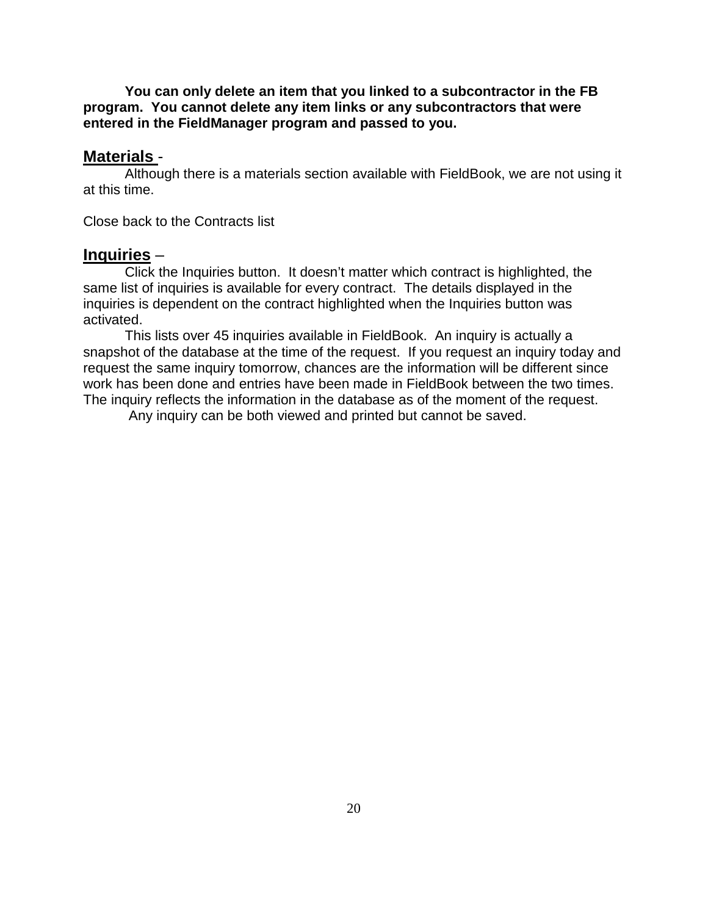**You can only delete an item that you linked to a subcontractor in the FB program. You cannot delete any item links or any subcontractors that were entered in the FieldManager program and passed to you.**

## **Materials** -

Although there is a materials section available with FieldBook, we are not using it at this time.

Close back to the Contracts list

## **Inquiries** –

Click the Inquiries button. It doesn't matter which contract is highlighted, the same list of inquiries is available for every contract. The details displayed in the inquiries is dependent on the contract highlighted when the Inquiries button was activated.

This lists over 45 inquiries available in FieldBook. An inquiry is actually a snapshot of the database at the time of the request. If you request an inquiry today and request the same inquiry tomorrow, chances are the information will be different since work has been done and entries have been made in FieldBook between the two times. The inquiry reflects the information in the database as of the moment of the request.

Any inquiry can be both viewed and printed but cannot be saved.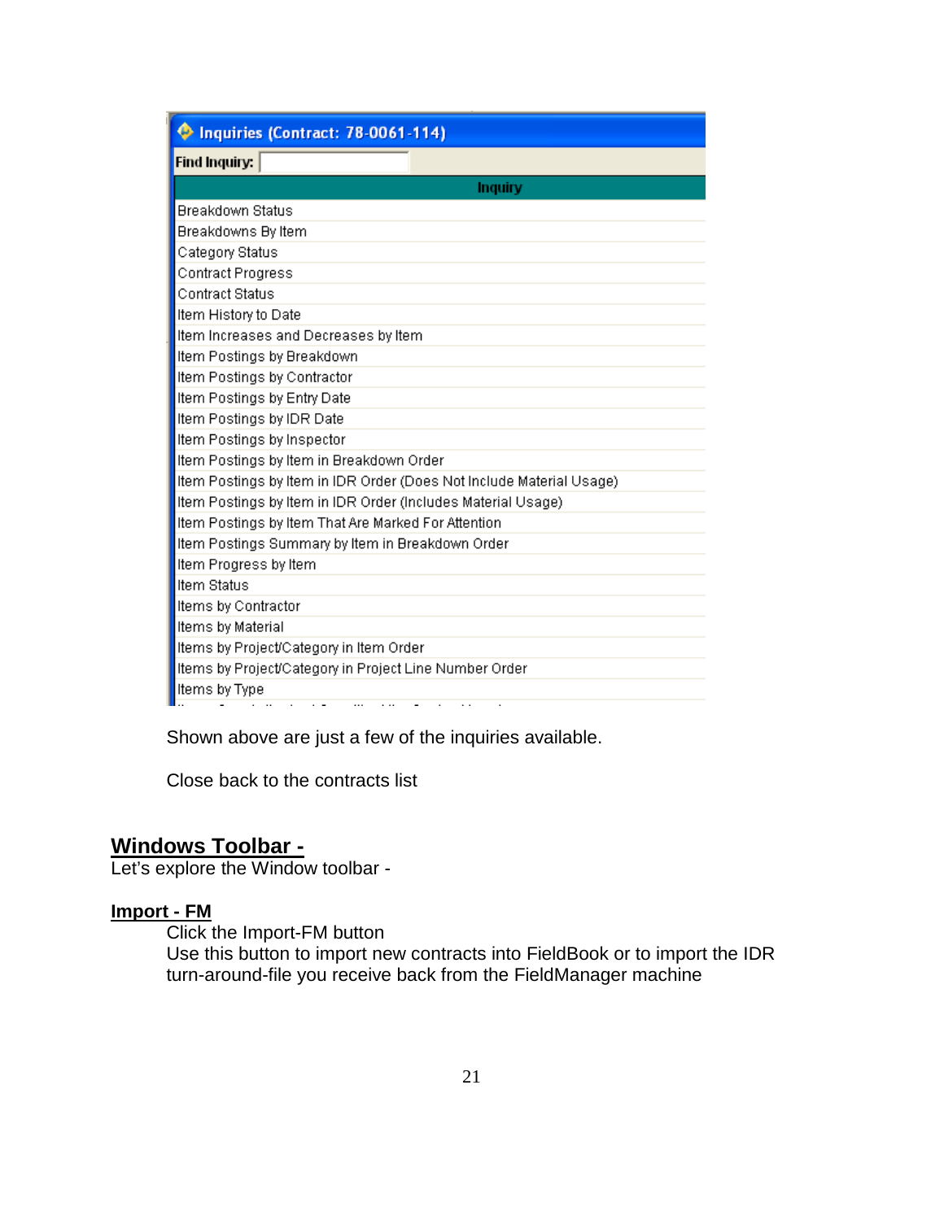**Inquiries (Contract: 78-0061-114)**

Find Inquiry:

| Inquiry |
|---|
| Breakdown Status |
| Breakdowns By Item |
| Category Status |
| Contract Progress |
| Contract Status |
| Item History to Date |
| Item Increases and Decreases by Item |
| Item Postings by Breakdown |
| Item Postings by Contractor |
| Item Postings by Entry Date |
| Item Postings by IDR Date |
| Item Postings by Inspector |
| Item Postings by Item in Breakdown Order |
| Item Postings by Item in IDR Order (Does Not Include Material Usage) |
| Item Postings by Item in IDR Order (Includes Material Usage) |
| Item Postings by Item That Are Marked For Attention |
| Item Postings Summary by Item in Breakdown Order |
| Item Progress by Item |
| Item Status |
| Items by Contractor |
| Items by Material |
| Items by Project/Category in Item Order |
| Items by Project/Category in Project Line Number Order |
| Items by Type |

Shown above are just a few of the inquiries available.

Close back to the contracts list

## Windows Toolbar -

Let's explore the Window toolbar -

### Import - FM

Click the Import-FM button
Use this button to import new contracts into FieldBook or to import the IDR turn-around-file you receive back from the FieldManager machine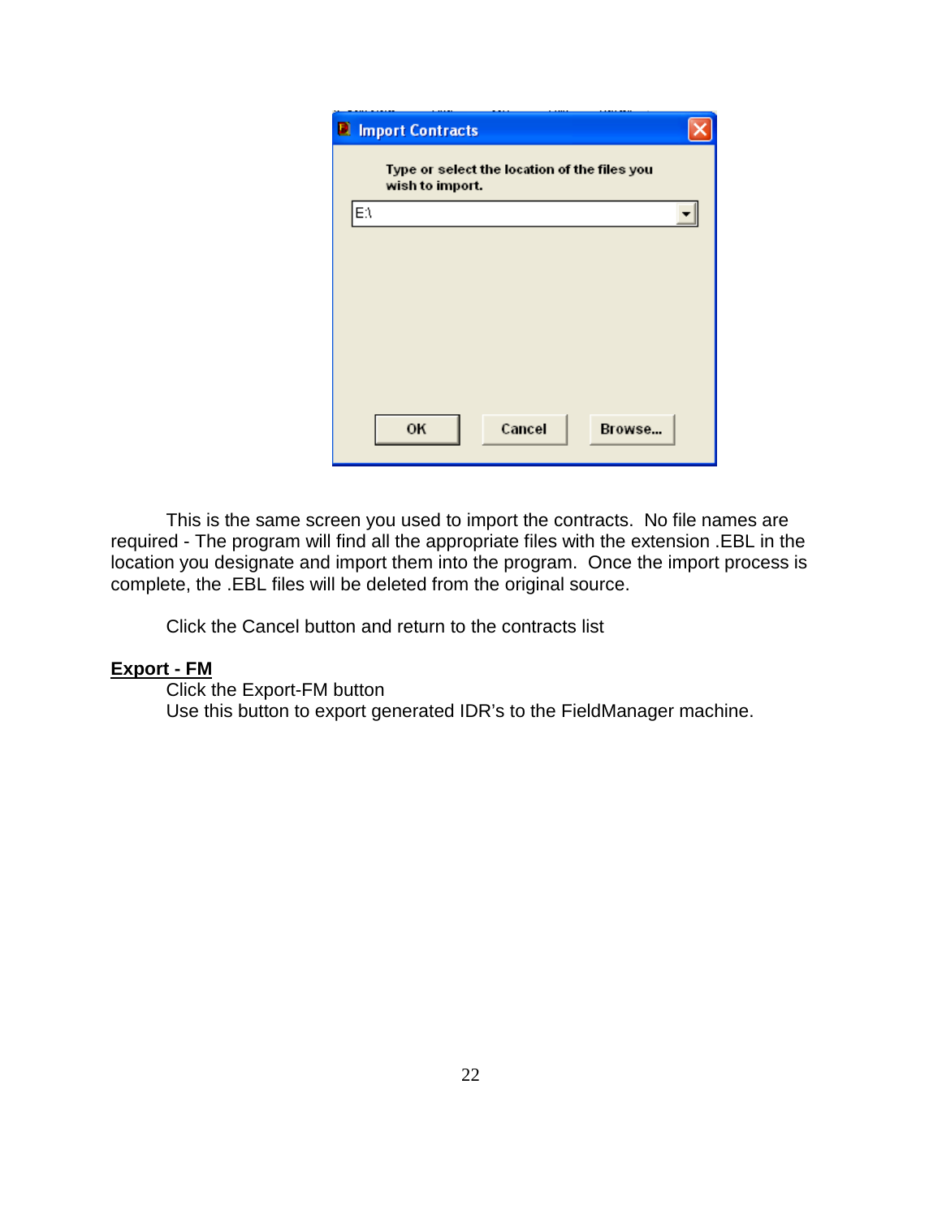This is the same screen you used to import the contracts. No file names are required - The program will find all the appropriate files with the extension .EBL in the location you designate and import them into the program. Once the import process is complete, the .EBL files will be deleted from the original source.

Click the Cancel button and return to the contracts list

**Export - FM**

Click the Export-FM button

Use this button to export generated IDR's to the FieldManager machine.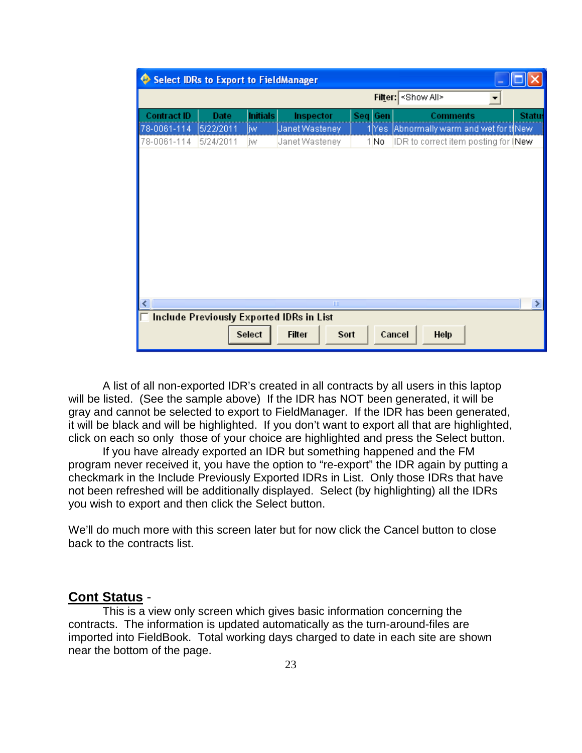| Contract ID | Date | Initials | Inspector | Seq | Gen | Comments | Status |
|---|---|---|---|---|---|---|---|
| 78-0061-114 | 5/22/2011 | jw | Janet Wasteney | 1 | Yes | Abnormally warm and wet for tl | New |
| 78-0061-114 | 5/24/2011 | jw | Janet Wasteney | 1 | No | IDR to correct item posting for I | New |

A list of all non-exported IDR's created in all contracts by all users in this laptop will be listed. (See the sample above) If the IDR has NOT been generated, it will be gray and cannot be selected to export to FieldManager. If the IDR has been generated, it will be black and will be highlighted. If you don't want to export all that are highlighted, click on each so only those of your choice are highlighted and press the Select button.

If you have already exported an IDR but something happened and the FM program never received it, you have the option to "re-export" the IDR again by putting a checkmark in the Include Previously Exported IDRs in List. Only those IDRs that have not been refreshed will be additionally displayed. Select (by highlighting) all the IDRs you wish to export and then click the Select button.

We'll do much more with this screen later but for now click the Cancel button to close back to the contracts list.

## Cont Status -

This is a view only screen which gives basic information concerning the contracts. The information is updated automatically as the turn-around-files are imported into FieldBook. Total working days charged to date in each site are shown near the bottom of the page.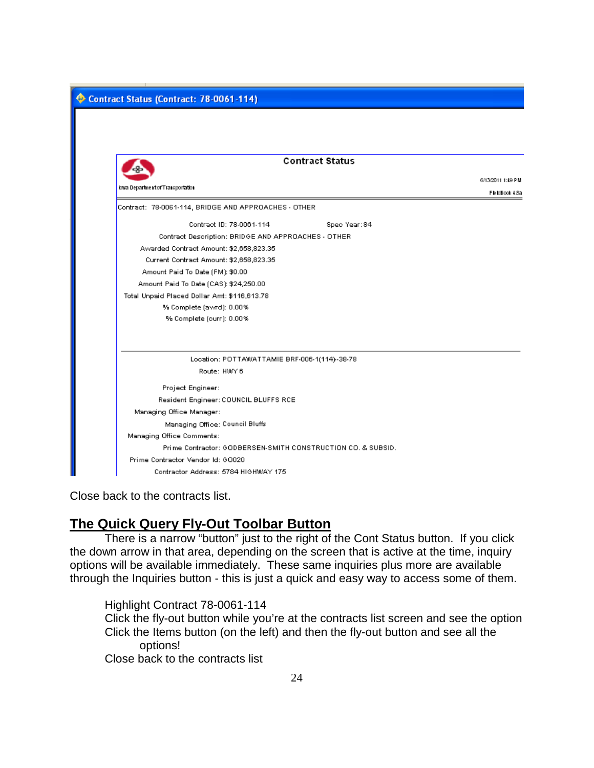Contract Status (Contract: 78-0061-114)

Contract Status

Iowa Department of Transportation

6/13/2011 1:49 PM

FieldBook 4.8a

Contract: 78-0061-114, BRIDGE AND APPROACHES - OTHER

Contract ID: 78-0061-114 Spec Year: 84
Contract Description: BRIDGE AND APPROACHES - OTHER
Awarded Contract Amount: $2,658,823.35
Current Contract Amount: $2,658,823.35
Amount Paid To Date (FM): $0.00
Amount Paid To Date (CAS): $24,250.00
Total Unpaid Placed Dollar Amt: $116,613.78
% Complete (awrd): 0.00%
% Complete (curr): 0.00%

Location: POTTAWATTAMIE BRF-006-1(114)--38-78
Route: HWY 6
Project Engineer:
Resident Engineer: COUNCIL BLUFFS RCE
Managing Office Manager:
Managing Office: Council Bluffs
Managing Office Comments:
Prime Contractor: GODBERSEN-SMITH CONSTRUCTION CO. & SUBSID.
Prime Contractor Vendor Id: GO020
Contractor Address: 5784 HIGHWAY 175

Close back to the contracts list.

## The Quick Query Fly-Out Toolbar Button

There is a narrow "button" just to the right of the Cont Status button. If you click the down arrow in that area, depending on the screen that is active at the time, inquiry options will be available immediately. These same inquiries plus more are available through the Inquiries button - this is just a quick and easy way to access some of them.

Highlight Contract 78-0061-114
Click the fly-out button while you're at the contracts list screen and see the option
Click the Items button (on the left) and then the fly-out button and see all the options!
Close back to the contracts list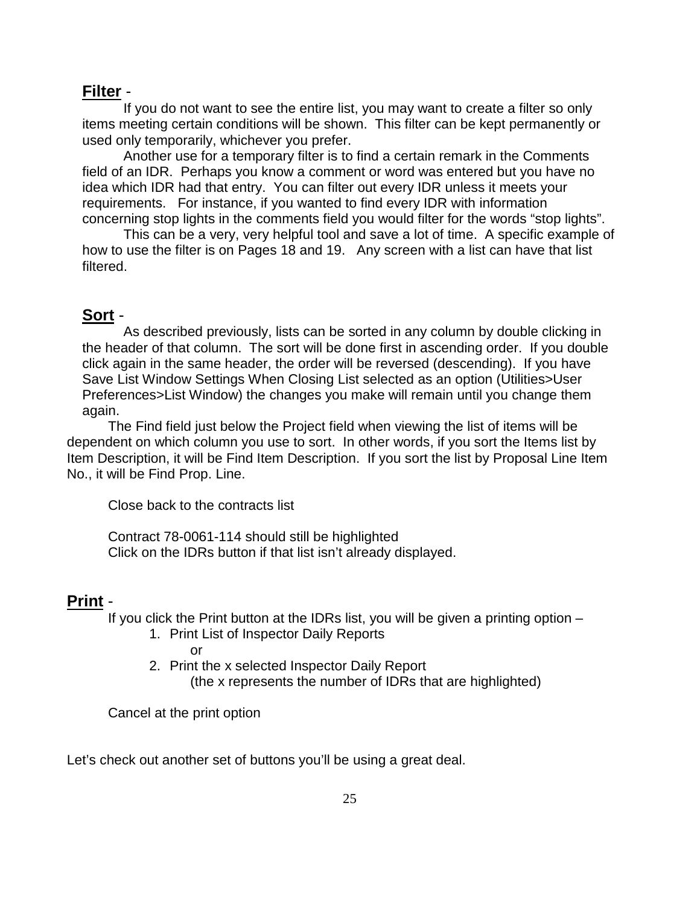**Filter** -

If you do not want to see the entire list, you may want to create a filter so only items meeting certain conditions will be shown. This filter can be kept permanently or used only temporarily, whichever you prefer.

Another use for a temporary filter is to find a certain remark in the Comments field of an IDR. Perhaps you know a comment or word was entered but you have no idea which IDR had that entry. You can filter out every IDR unless it meets your requirements. For instance, if you wanted to find every IDR with information concerning stop lights in the comments field you would filter for the words "stop lights".

This can be a very, very helpful tool and save a lot of time. A specific example of how to use the filter is on Pages 18 and 19. Any screen with a list can have that list filtered.

**Sort** -

As described previously, lists can be sorted in any column by double clicking in the header of that column. The sort will be done first in ascending order. If you double click again in the same header, the order will be reversed (descending). If you have Save List Window Settings When Closing List selected as an option (Utilities>User Preferences>List Window) the changes you make will remain until you change them again.

The Find field just below the Project field when viewing the list of items will be dependent on which column you use to sort. In other words, if you sort the Items list by Item Description, it will be Find Item Description. If you sort the list by Proposal Line Item No., it will be Find Prop. Line.

Close back to the contracts list

Contract 78-0061-114 should still be highlighted
Click on the IDRs button if that list isn't already displayed.

**Print** -

If you click the Print button at the IDRs list, you will be given a printing option –

1. Print List of Inspector Daily Reports

   or

2. Print the x selected Inspector Daily Report
   (the x represents the number of IDRs that are highlighted)

Cancel at the print option

Let's check out another set of buttons you'll be using a great deal.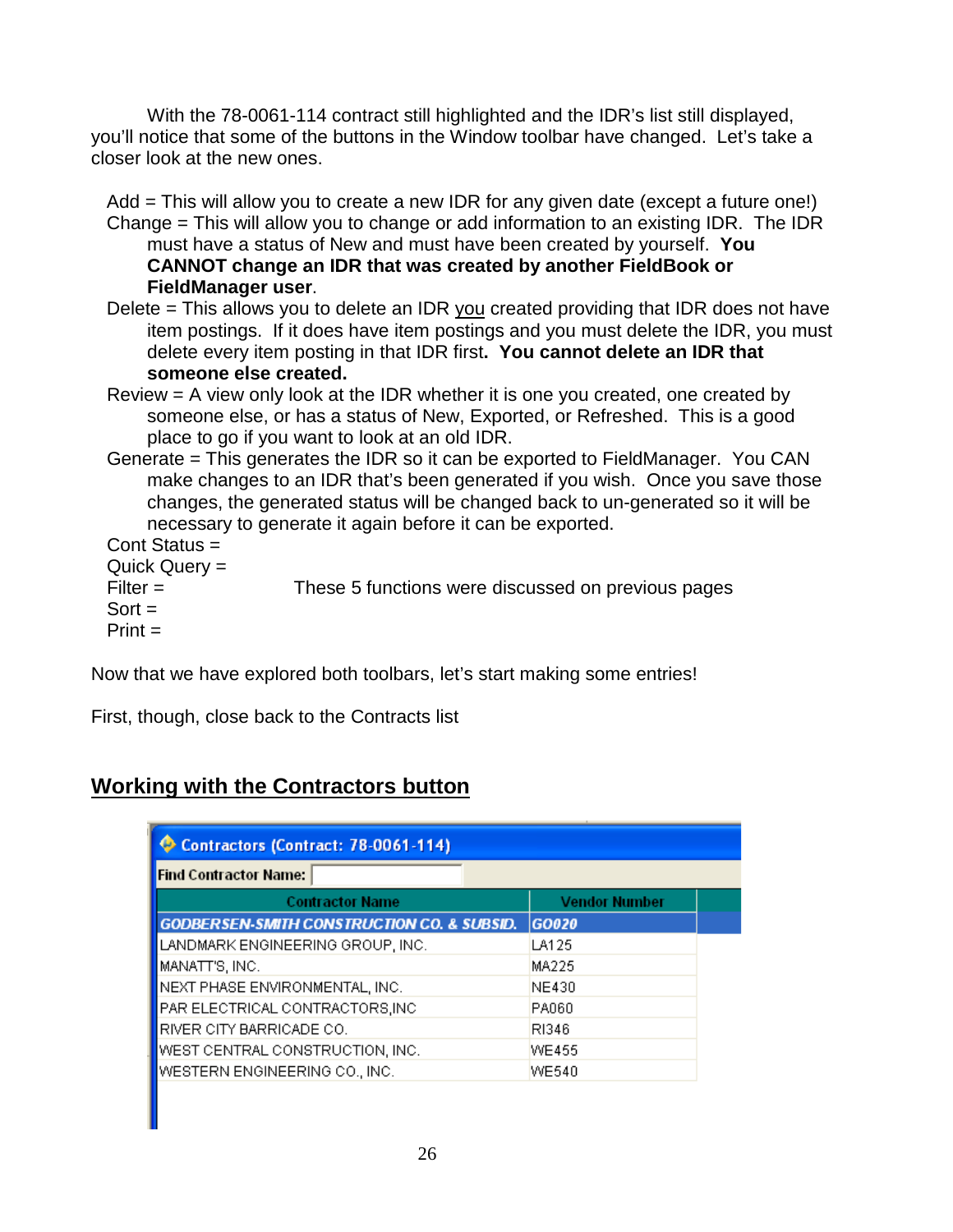With the 78-0061-114 contract still highlighted and the IDR's list still displayed, you'll notice that some of the buttons in the Window toolbar have changed. Let's take a closer look at the new ones.

Add = This will allow you to create a new IDR for any given date (except a future one!)

Change = This will allow you to change or add information to an existing IDR. The IDR must have a status of New and must have been created by yourself. **You CANNOT change an IDR that was created by another FieldBook or FieldManager user**.

Delete = This allows you to delete an IDR you created providing that IDR does not have item postings. If it does have item postings and you must delete the IDR, you must delete every item posting in that IDR first**. You cannot delete an IDR that someone else created.**

Review = A view only look at the IDR whether it is one you created, one created by someone else, or has a status of New, Exported, or Refreshed. This is a good place to go if you want to look at an old IDR.

Generate = This generates the IDR so it can be exported to FieldManager. You CAN make changes to an IDR that's been generated if you wish. Once you save those changes, the generated status will be changed back to un-generated so it will be necessary to generate it again before it can be exported.

Cont Status =
Quick Query =
Filter = These 5 functions were discussed on previous pages
Sort =
Print =

Now that we have explored both toolbars, let's start making some entries!

First, though, close back to the Contracts list

## Working with the Contractors button

Contractors (Contract: 78-0061-114)

Find Contractor Name:

| Contractor Name | Vendor Number |
|---|---|
| GODBERSEN-SMITH CONSTRUCTION CO. & SUBSID. | GO020 |
| LANDMARK ENGINEERING GROUP, INC. | LA125 |
| MANATT'S, INC. | MA225 |
| NEXT PHASE ENVIRONMENTAL, INC. | NE430 |
| PAR ELECTRICAL CONTRACTORS,INC | PA060 |
| RIVER CITY BARRICADE CO. | RI346 |
| WEST CENTRAL CONSTRUCTION, INC. | WE455 |
| WESTERN ENGINEERING CO., INC. | WE540 |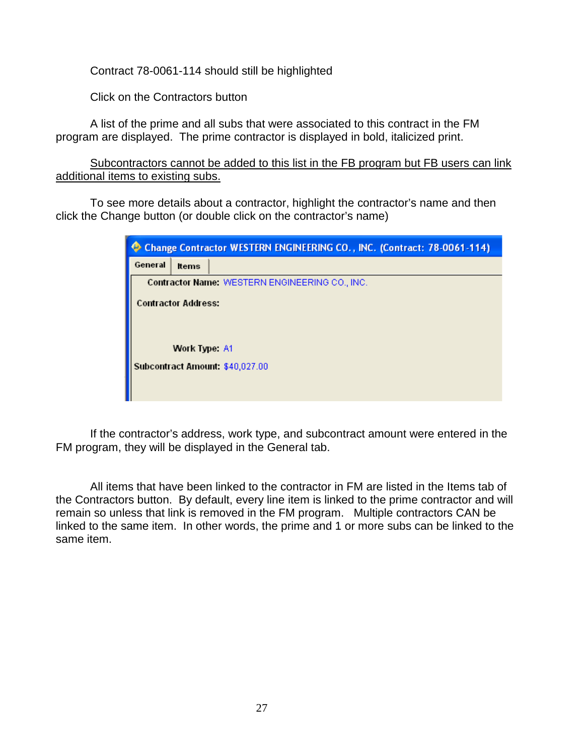Contract 78-0061-114 should still be highlighted

Click on the Contractors button

A list of the prime and all subs that were associated to this contract in the FM program are displayed. The prime contractor is displayed in bold, italicized print.

<u>Subcontractors cannot be added to this list in the FB program but FB users can link additional items to existing subs.</u>

To see more details about a contractor, highlight the contractor's name and then click the Change button (or double click on the contractor's name)

Change Contractor WESTERN ENGINEERING CO., INC. (Contract: 78-0061-114)

General | Items

Contractor Name: WESTERN ENGINEERING CO., INC.

Contractor Address:

Work Type: A1

Subcontract Amount: $40,027.00

If the contractor's address, work type, and subcontract amount were entered in the FM program, they will be displayed in the General tab.

All items that have been linked to the contractor in FM are listed in the Items tab of the Contractors button. By default, every line item is linked to the prime contractor and will remain so unless that link is removed in the FM program. Multiple contractors CAN be linked to the same item. In other words, the prime and 1 or more subs can be linked to the same item.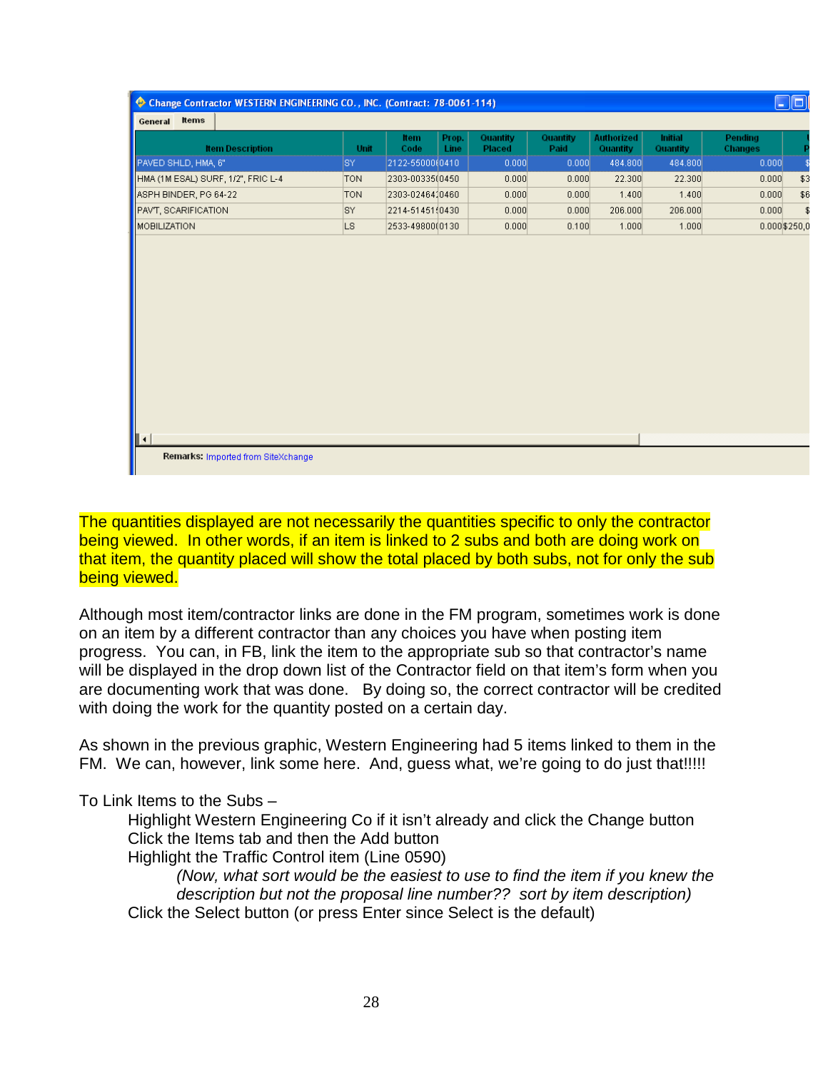Change Contractor WESTERN ENGINEERING CO., INC. (Contract: 78-0061-114)

General | Items

| Item Description | Unit | Item Code | Prop. Line | Quantity Placed | Quantity Paid | Authorized Quantity | Initial Quantity | Pending Changes | U P |
|---|---|---|---|---|---|---|---|---|---|
| PAVED SHLD, HMA, 6" | SY | 2122-55000( | 0410 | 0.000 | 0.000 | 484.800 | 484.800 | 0.000 | $ |
| HMA (1M ESAL) SURF, 1/2", FRIC L-4 | TON | 2303-00335( | 0450 | 0.000 | 0.000 | 22.300 | 22.300 | 0.000 | $3 |
| ASPH BINDER, PG 64-22 | TON | 2303-02464: | 0460 | 0.000 | 0.000 | 1.400 | 1.400 | 0.000 | $6 |
| PAVT, SCARIFICATION | SY | 2214-51451! | 0430 | 0.000 | 0.000 | 206.000 | 206.000 | 0.000 | $ |
| MOBILIZATION | LS | 2533-49800( | 0130 | 0.000 | 0.100 | 1.000 | 1.000 | 0.000 | $250,0 |

Remarks: Imported from SiteXchange

The quantities displayed are not necessarily the quantities specific to only the contractor being viewed. In other words, if an item is linked to 2 subs and both are doing work on that item, the quantity placed will show the total placed by both subs, not for only the sub being viewed.

Although most item/contractor links are done in the FM program, sometimes work is done on an item by a different contractor than any choices you have when posting item progress. You can, in FB, link the item to the appropriate sub so that contractor's name will be displayed in the drop down list of the Contractor field on that item's form when you are documenting work that was done. By doing so, the correct contractor will be credited with doing the work for the quantity posted on a certain day.

As shown in the previous graphic, Western Engineering had 5 items linked to them in the FM. We can, however, link some here. And, guess what, we're going to do just that!!!!!

To Link Items to the Subs –

Highlight Western Engineering Co if it isn't already and click the Change button
Click the Items tab and then the Add button
Highlight the Traffic Control item (Line 0590)
*(Now, what sort would be the easiest to use to find the item if you knew the description but not the proposal line number?? sort by item description)*
Click the Select button (or press Enter since Select is the default)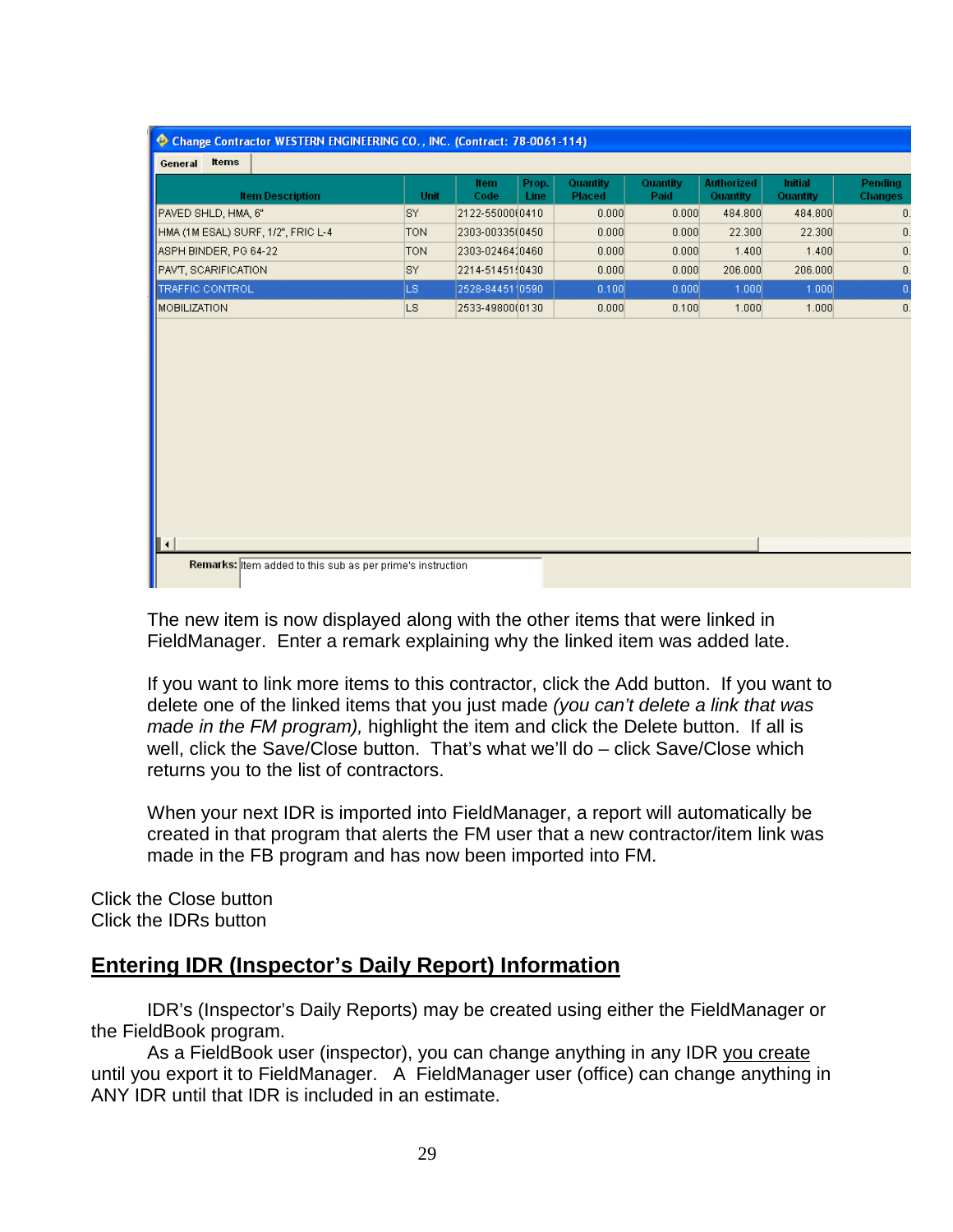Change Contractor WESTERN ENGINEERING CO., INC. (Contract: 78-0061-114)

General | Items

| Item Description | Unit | Item Code | Prop. Line | Quantity Placed | Quantity Paid | Authorized Quantity | Initial Quantity | Pending Changes |
|---|---|---|---|---|---|---|---|---|
| PAVED SHLD, HMA, 6" | SY | 2122-5500000 | 0410 | 0.000 | 0.000 | 484.800 | 484.800 | 0. |
| HMA (1M ESAL) SURF, 1/2", FRIC L-4 | TON | 2303-0033500 | 0450 | 0.000 | 0.000 | 22.300 | 22.300 | 0. |
| ASPH BINDER, PG 64-22 | TON | 2303-0246400 | 0460 | 0.000 | 0.000 | 1.400 | 1.400 | 0. |
| PAV'T, SCARIFICATION | SY | 2214-5145150 | 0430 | 0.000 | 0.000 | 206.000 | 206.000 | 0. |
| TRAFFIC CONTROL | LS | 2528-8445110 | 0590 | 0.100 | 0.000 | 1.000 | 1.000 | 0. |
| MOBILIZATION | LS | 2533-4980000 | 0130 | 0.000 | 0.100 | 1.000 | 1.000 | 0. |

Remarks: Item added to this sub as per prime's instruction

The new item is now displayed along with the other items that were linked in FieldManager. Enter a remark explaining why the linked item was added late.

If you want to link more items to this contractor, click the Add button. If you want to delete one of the linked items that you just made *(you can't delete a link that was made in the FM program),* highlight the item and click the Delete button. If all is well, click the Save/Close button. That's what we'll do – click Save/Close which returns you to the list of contractors.

When your next IDR is imported into FieldManager, a report will automatically be created in that program that alerts the FM user that a new contractor/item link was made in the FB program and has now been imported into FM.

Click the Close button
Click the IDRs button

## Entering IDR (Inspector's Daily Report) Information

IDR's (Inspector's Daily Reports) may be created using either the FieldManager or the FieldBook program.

As a FieldBook user (inspector), you can change anything in any IDR you create until you export it to FieldManager. A FieldManager user (office) can change anything in ANY IDR until that IDR is included in an estimate.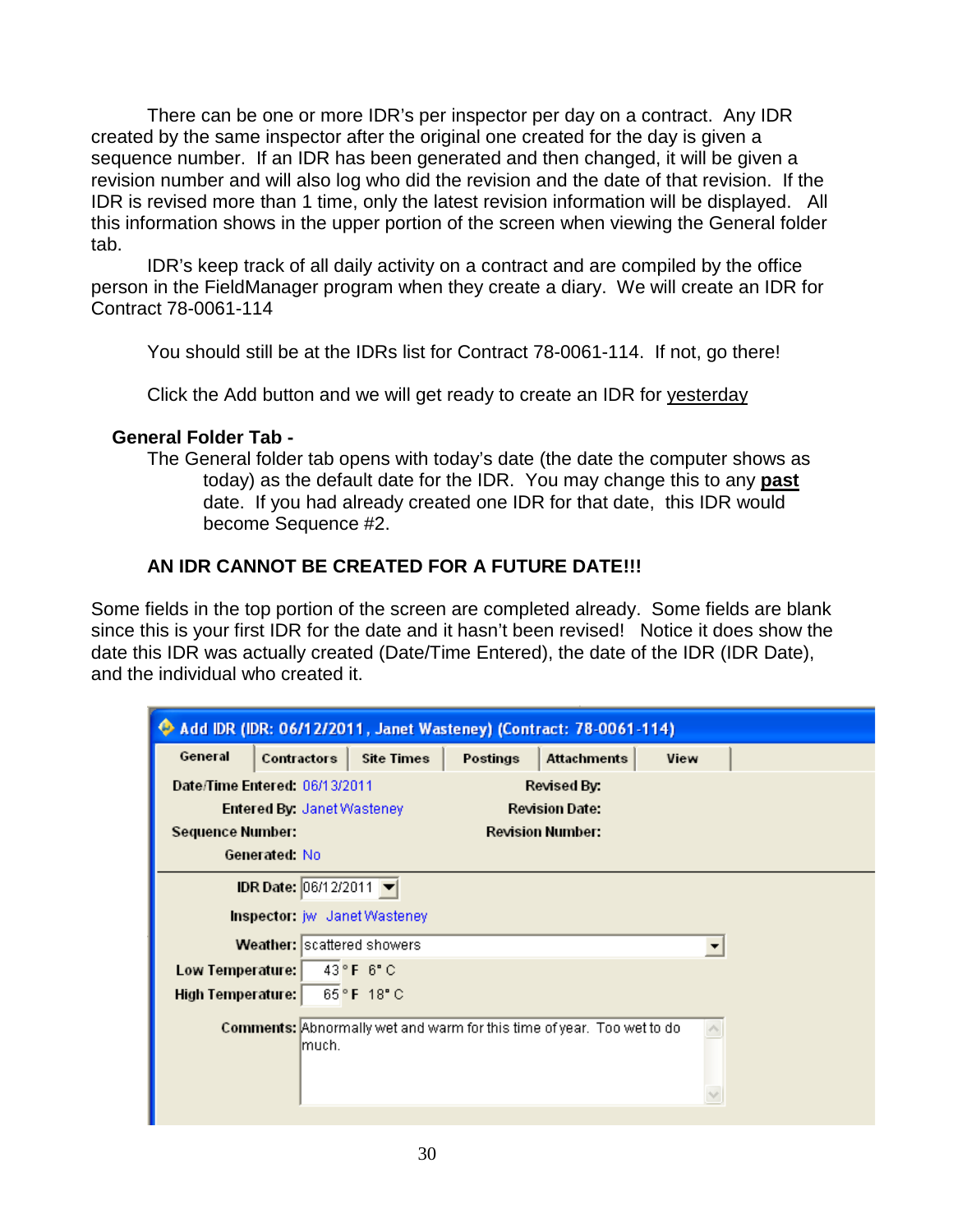There can be one or more IDR's per inspector per day on a contract. Any IDR created by the same inspector after the original one created for the day is given a sequence number. If an IDR has been generated and then changed, it will be given a revision number and will also log who did the revision and the date of that revision. If the IDR is revised more than 1 time, only the latest revision information will be displayed. All this information shows in the upper portion of the screen when viewing the General folder tab.

IDR's keep track of all daily activity on a contract and are compiled by the office person in the FieldManager program when they create a diary. We will create an IDR for Contract 78-0061-114

You should still be at the IDRs list for Contract 78-0061-114. If not, go there!

Click the Add button and we will get ready to create an IDR for <u>yesterday</u>

**General Folder Tab -**

The General folder tab opens with today's date (the date the computer shows as today) as the default date for the IDR. You may change this to any **<u>past</u>** date. If you had already created one IDR for that date, this IDR would become Sequence #2.

**AN IDR CANNOT BE CREATED FOR A FUTURE DATE!!!**

Some fields in the top portion of the screen are completed already. Some fields are blank since this is your first IDR for the date and it hasn't been revised! Notice it does show the date this IDR was actually created (Date/Time Entered), the date of the IDR (IDR Date), and the individual who created it.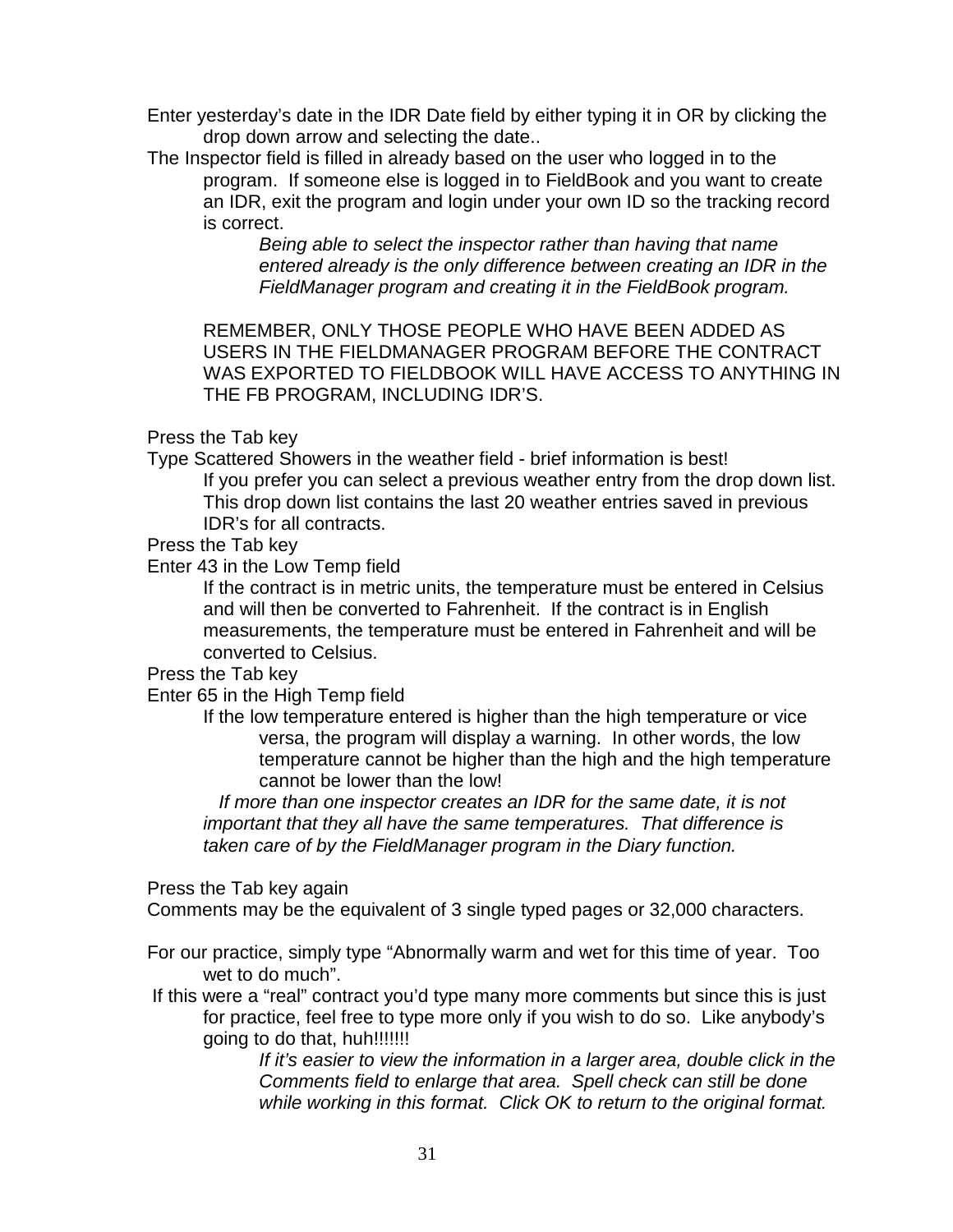Enter yesterday's date in the IDR Date field by either typing it in OR by clicking the drop down arrow and selecting the date..

The Inspector field is filled in already based on the user who logged in to the program. If someone else is logged in to FieldBook and you want to create an IDR, exit the program and login under your own ID so the tracking record is correct.

*Being able to select the inspector rather than having that name entered already is the only difference between creating an IDR in the FieldManager program and creating it in the FieldBook program.*

REMEMBER, ONLY THOSE PEOPLE WHO HAVE BEEN ADDED AS USERS IN THE FIELDMANAGER PROGRAM BEFORE THE CONTRACT WAS EXPORTED TO FIELDBOOK WILL HAVE ACCESS TO ANYTHING IN THE FB PROGRAM, INCLUDING IDR'S.

Press the Tab key

Type Scattered Showers in the weather field - brief information is best!

If you prefer you can select a previous weather entry from the drop down list. This drop down list contains the last 20 weather entries saved in previous IDR's for all contracts.

Press the Tab key

Enter 43 in the Low Temp field

If the contract is in metric units, the temperature must be entered in Celsius and will then be converted to Fahrenheit. If the contract is in English measurements, the temperature must be entered in Fahrenheit and will be converted to Celsius.

Press the Tab key

Enter 65 in the High Temp field

If the low temperature entered is higher than the high temperature or vice versa, the program will display a warning. In other words, the low temperature cannot be higher than the high and the high temperature cannot be lower than the low!

*If more than one inspector creates an IDR for the same date, it is not important that they all have the same temperatures. That difference is taken care of by the FieldManager program in the Diary function.*

Press the Tab key again

Comments may be the equivalent of 3 single typed pages or 32,000 characters.

For our practice, simply type "Abnormally warm and wet for this time of year. Too wet to do much".

If this were a "real" contract you'd type many more comments but since this is just for practice, feel free to type more only if you wish to do so. Like anybody's going to do that, huh!!!!!!!

*If it's easier to view the information in a larger area, double click in the Comments field to enlarge that area. Spell check can still be done while working in this format. Click OK to return to the original format.*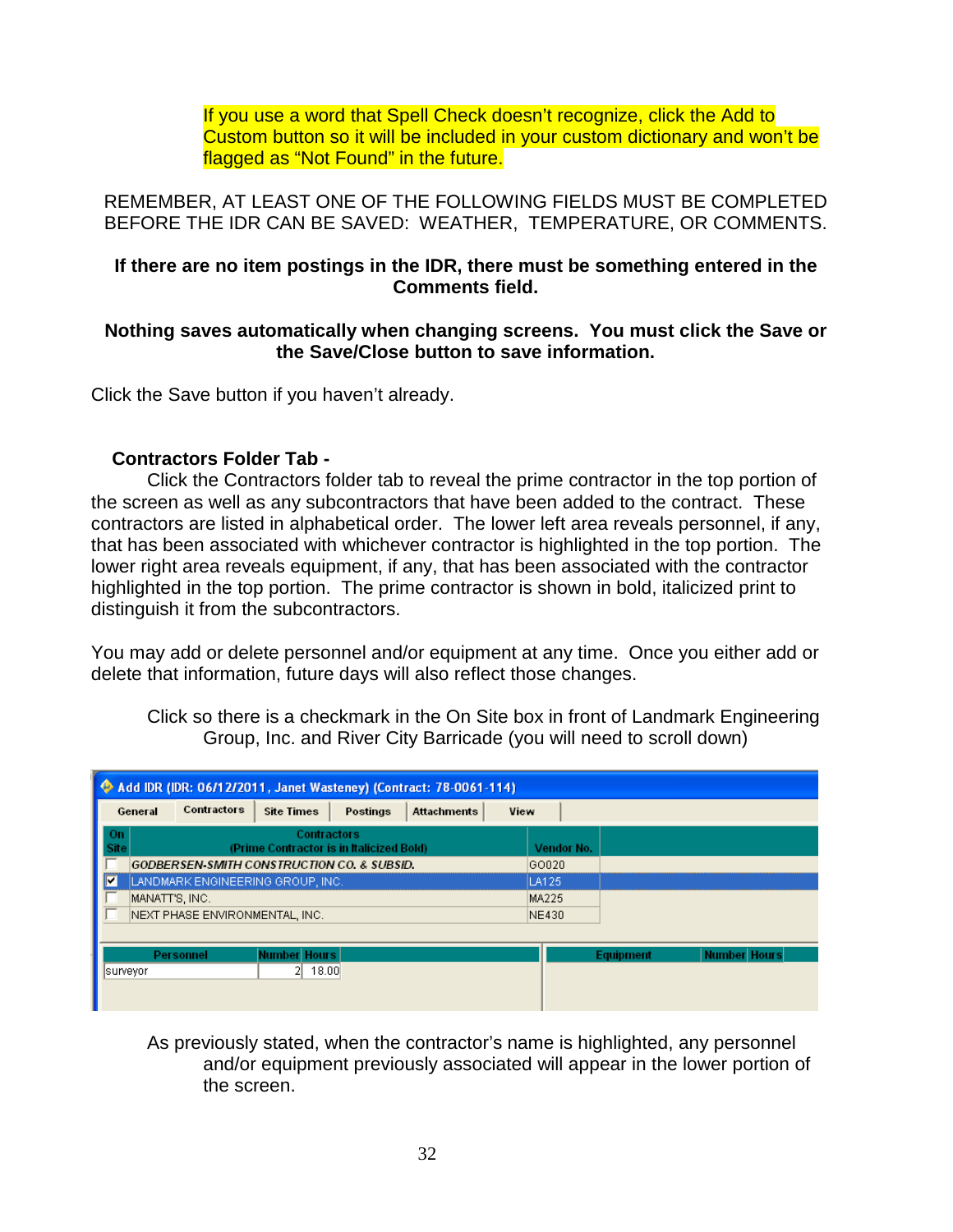If you use a word that Spell Check doesn't recognize, click the Add to Custom button so it will be included in your custom dictionary and won't be flagged as "Not Found" in the future.

REMEMBER, AT LEAST ONE OF THE FOLLOWING FIELDS MUST BE COMPLETED BEFORE THE IDR CAN BE SAVED: WEATHER, TEMPERATURE, OR COMMENTS.

**If there are no item postings in the IDR, there must be something entered in the Comments field.**

**Nothing saves automatically when changing screens. You must click the Save or the Save/Close button to save information.**

Click the Save button if you haven't already.

**Contractors Folder Tab -**

Click the Contractors folder tab to reveal the prime contractor in the top portion of the screen as well as any subcontractors that have been added to the contract. These contractors are listed in alphabetical order. The lower left area reveals personnel, if any, that has been associated with whichever contractor is highlighted in the top portion. The lower right area reveals equipment, if any, that has been associated with the contractor highlighted in the top portion. The prime contractor is shown in bold, italicized print to distinguish it from the subcontractors.

You may add or delete personnel and/or equipment at any time. Once you either add or delete that information, future days will also reflect those changes.

Click so there is a checkmark in the On Site box in front of Landmark Engineering Group, Inc. and River City Barricade (you will need to scroll down)

As previously stated, when the contractor's name is highlighted, any personnel and/or equipment previously associated will appear in the lower portion of the screen.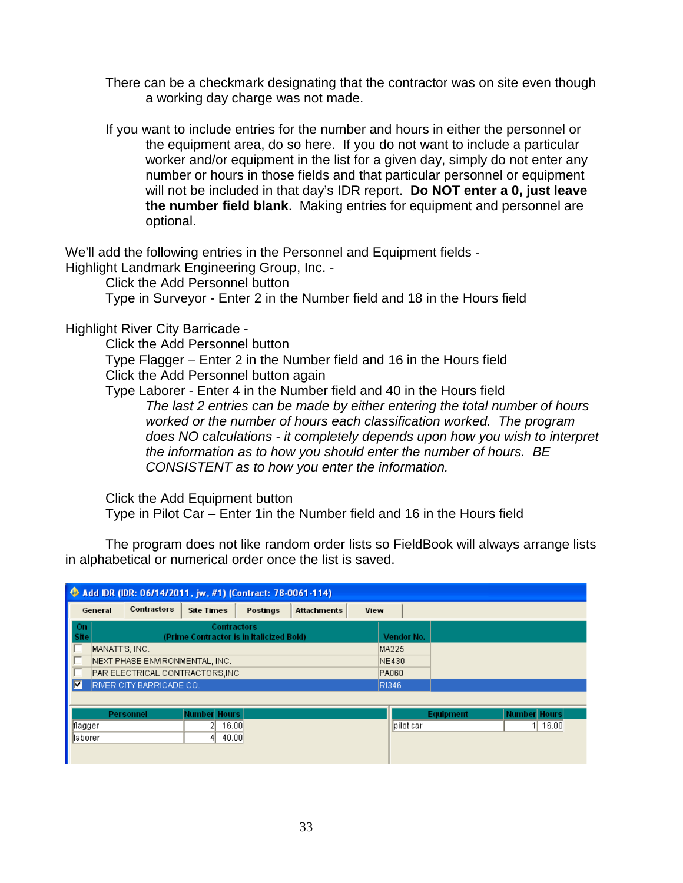There can be a checkmark designating that the contractor was on site even though a working day charge was not made.

If you want to include entries for the number and hours in either the personnel or the equipment area, do so here. If you do not want to include a particular worker and/or equipment in the list for a given day, simply do not enter any number or hours in those fields and that particular personnel or equipment will not be included in that day's IDR report. **Do NOT enter a 0, just leave the number field blank**. Making entries for equipment and personnel are optional.

We'll add the following entries in the Personnel and Equipment fields -

Highlight Landmark Engineering Group, Inc. -

Click the Add Personnel button

Type in Surveyor - Enter 2 in the Number field and 18 in the Hours field

Highlight River City Barricade -

Click the Add Personnel button

Type Flagger – Enter 2 in the Number field and 16 in the Hours field

Click the Add Personnel button again

Type Laborer - Enter 4 in the Number field and 40 in the Hours field

*The last 2 entries can be made by either entering the total number of hours worked or the number of hours each classification worked. The program does NO calculations - it completely depends upon how you wish to interpret the information as to how you should enter the number of hours. BE CONSISTENT as to how you enter the information.*

Click the Add Equipment button

Type in Pilot Car – Enter 1in the Number field and 16 in the Hours field

The program does not like random order lists so FieldBook will always arrange lists in alphabetical or numerical order once the list is saved.

Add IDR (IDR: 06/14/2011, jw, #1) (Contract: 78-0061-114)

General | Contractors | Site Times | Postings | Attachments | View

| On Site | Contractors (Prime Contractor is in Italicized Bold) | Vendor No. |
| --- | --- | --- |
| ☐ | MANATT'S, INC. | MA225 |
| ☐ | NEXT PHASE ENVIRONMENTAL, INC. | NE430 |
| ☐ | PAR ELECTRICAL CONTRACTORS,INC | PA060 |
| ☑ | RIVER CITY BARRICADE CO. | RI346 |

| Personnel | Number | Hours |
| --- | --- | --- |
| flagger | 2 | 16.00 |
| laborer | 4 | 40.00 |

| Equipment | Number | Hours |
| --- | --- | --- |
| pilot car | 1 | 16.00 |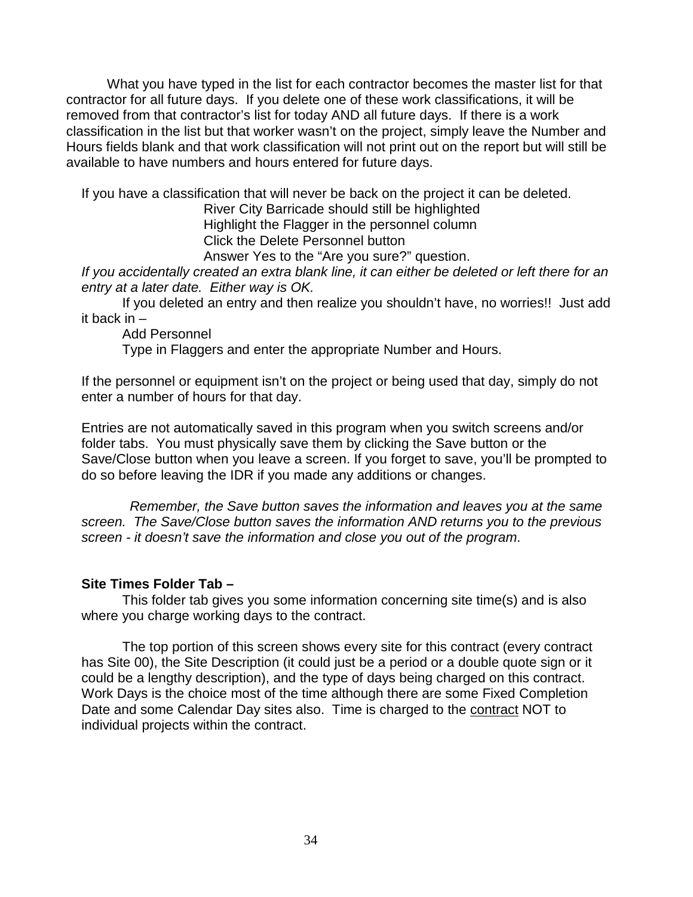What you have typed in the list for each contractor becomes the master list for that contractor for all future days. If you delete one of these work classifications, it will be removed from that contractor's list for today AND all future days. If there is a work classification in the list but that worker wasn't on the project, simply leave the Number and Hours fields blank and that work classification will not print out on the report but will still be available to have numbers and hours entered for future days.

If you have a classification that will never be back on the project it can be deleted.

River City Barricade should still be highlighted
Highlight the Flagger in the personnel column
Click the Delete Personnel button
Answer Yes to the "Are you sure?" question.

*If you accidentally created an extra blank line, it can either be deleted or left there for an entry at a later date. Either way is OK.*

If you deleted an entry and then realize you shouldn't have, no worries!! Just add it back in –

Add Personnel
Type in Flaggers and enter the appropriate Number and Hours.

If the personnel or equipment isn't on the project or being used that day, simply do not enter a number of hours for that day.

Entries are not automatically saved in this program when you switch screens and/or folder tabs. You must physically save them by clicking the Save button or the Save/Close button when you leave a screen. If you forget to save, you'll be prompted to do so before leaving the IDR if you made any additions or changes.

*Remember, the Save button saves the information and leaves you at the same screen. The Save/Close button saves the information AND returns you to the previous screen - it doesn't save the information and close you out of the program.*

**Site Times Folder Tab –**

This folder tab gives you some information concerning site time(s) and is also where you charge working days to the contract.

The top portion of this screen shows every site for this contract (every contract has Site 00), the Site Description (it could just be a period or a double quote sign or it could be a lengthy description), and the type of days being charged on this contract. Work Days is the choice most of the time although there are some Fixed Completion Date and some Calendar Day sites also. Time is charged to the contract NOT to individual projects within the contract.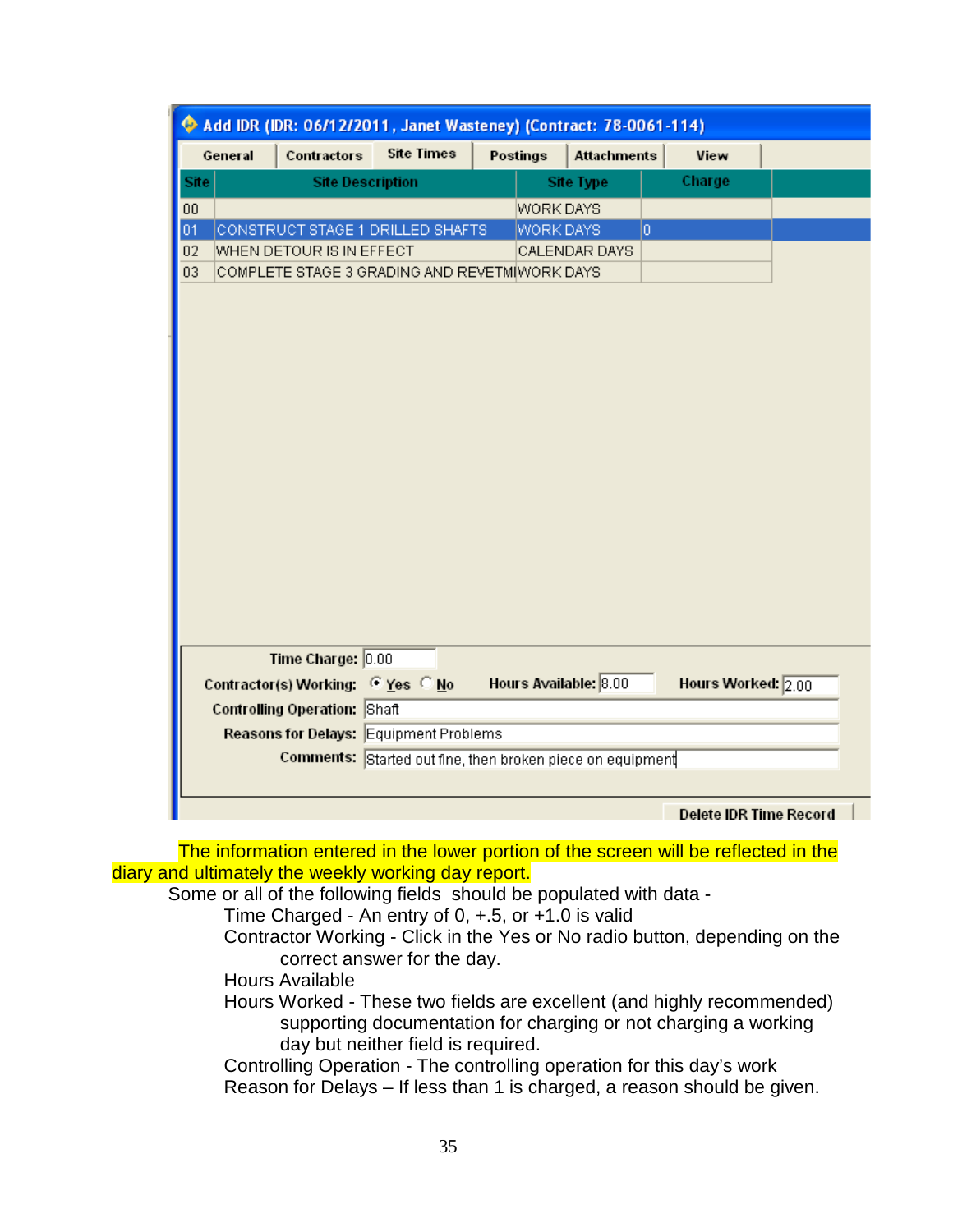Add IDR (IDR: 06/12/2011, Janet Wasteney) (Contract: 78-0061-114)

General | Contractors | Site Times | Postings | Attachments | View

| Site | Site Description | Site Type | Charge |
|---|---|---|---|
| 00 | | WORK DAYS | |
| 01 | CONSTRUCT STAGE 1 DRILLED SHAFTS | WORK DAYS | 0 |
| 02 | WHEN DETOUR IS IN EFFECT | CALENDAR DAYS | |
| 03 | COMPLETE STAGE 3 GRADING AND REVETMI | WORK DAYS | |

Time Charge: 0.00

Contractor(s) Working: (•) Yes ( ) No    Hours Available: 8.00    Hours Worked: 2.00

Controlling Operation: Shaft

Reasons for Delays: Equipment Problems

Comments: Started out fine, then broken piece on equipment

Delete IDR Time Record

The information entered in the lower portion of the screen will be reflected in the diary and ultimately the weekly working day report.

Some or all of the following fields should be populated with data -

- Time Charged - An entry of 0, +.5, or +1.0 is valid
- Contractor Working - Click in the Yes or No radio button, depending on the correct answer for the day.
- Hours Available
- Hours Worked - These two fields are excellent (and highly recommended) supporting documentation for charging or not charging a working day but neither field is required.
- Controlling Operation - The controlling operation for this day's work
- Reason for Delays – If less than 1 is charged, a reason should be given.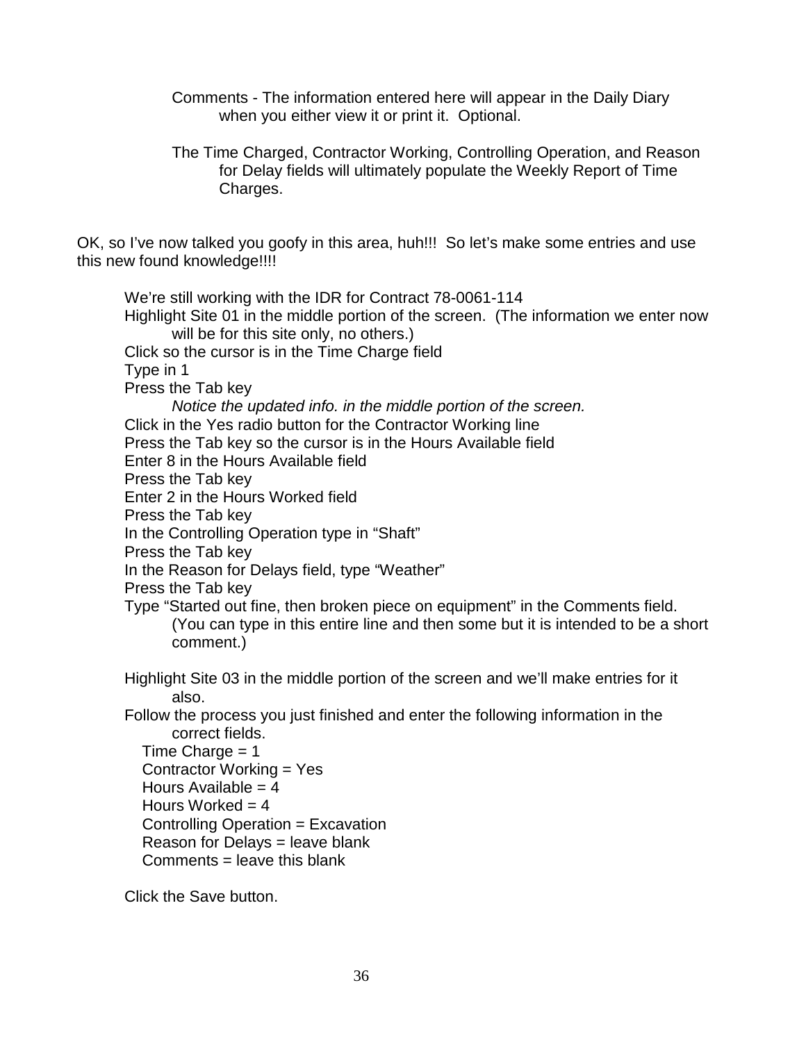Comments - The information entered here will appear in the Daily Diary when you either view it or print it. Optional.

The Time Charged, Contractor Working, Controlling Operation, and Reason for Delay fields will ultimately populate the Weekly Report of Time Charges.

OK, so I've now talked you goofy in this area, huh!!! So let's make some entries and use this new found knowledge!!!!

We're still working with the IDR for Contract 78-0061-114

Highlight Site 01 in the middle portion of the screen. (The information we enter now will be for this site only, no others.)

Click so the cursor is in the Time Charge field

Type in 1

Press the Tab key

*Notice the updated info. in the middle portion of the screen.*

Click in the Yes radio button for the Contractor Working line

Press the Tab key so the cursor is in the Hours Available field

Enter 8 in the Hours Available field

Press the Tab key

Enter 2 in the Hours Worked field

Press the Tab key

In the Controlling Operation type in "Shaft"

Press the Tab key

In the Reason for Delays field, type "Weather"

Press the Tab key

Type "Started out fine, then broken piece on equipment" in the Comments field. (You can type in this entire line and then some but it is intended to be a short comment.)

Highlight Site 03 in the middle portion of the screen and we'll make entries for it also.

Follow the process you just finished and enter the following information in the correct fields.

Time Charge = 1
Contractor Working = Yes
Hours Available = 4
Hours Worked = 4
Controlling Operation = Excavation
Reason for Delays = leave blank
Comments = leave this blank

Click the Save button.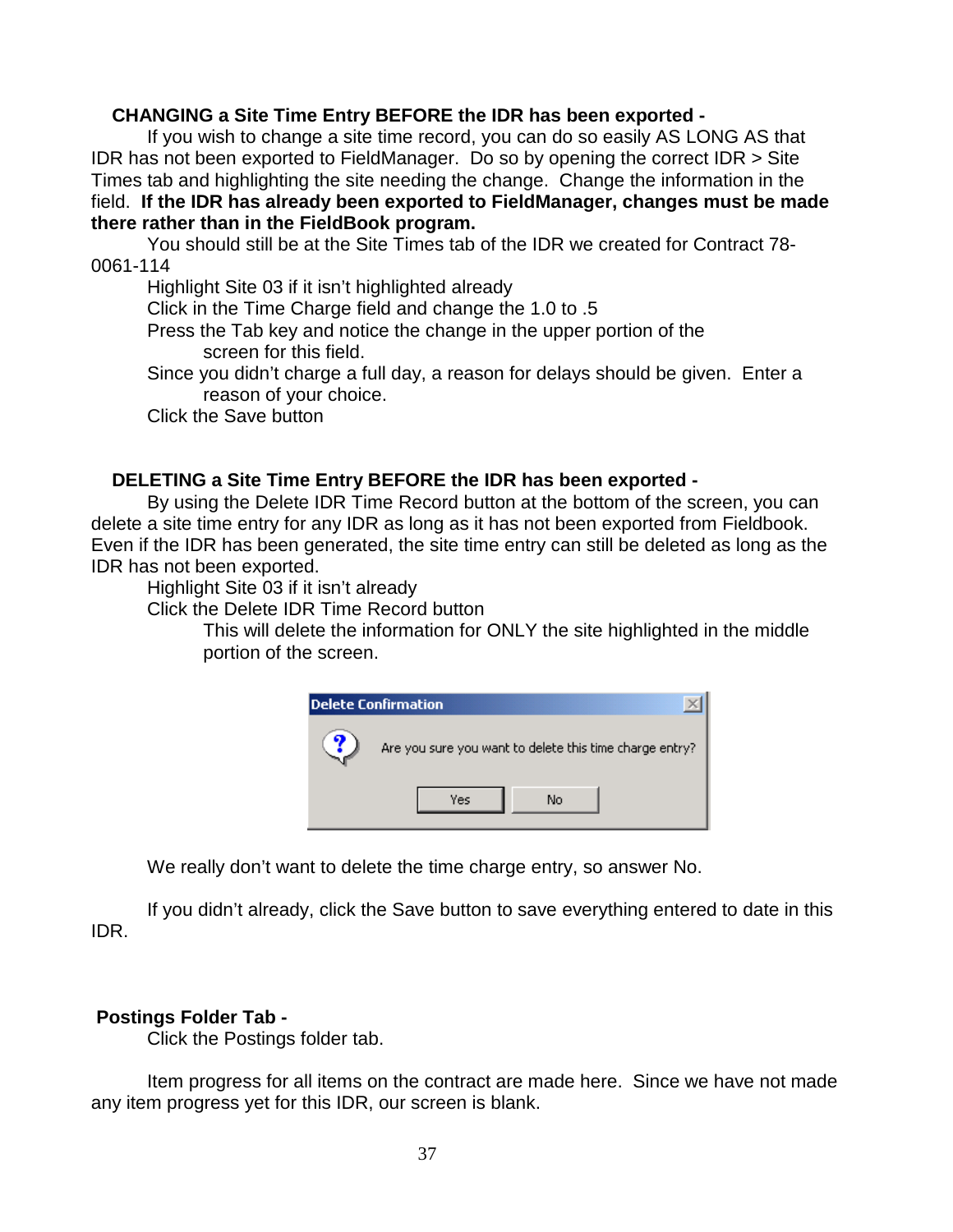**CHANGING a Site Time Entry BEFORE the IDR has been exported -**

If you wish to change a site time record, you can do so easily AS LONG AS that IDR has not been exported to FieldManager. Do so by opening the correct IDR > Site Times tab and highlighting the site needing the change. Change the information in the field. **If the IDR has already been exported to FieldManager, changes must be made there rather than in the FieldBook program.**

You should still be at the Site Times tab of the IDR we created for Contract 78-0061-114

Highlight Site 03 if it isn't highlighted already

Click in the Time Charge field and change the 1.0 to .5

Press the Tab key and notice the change in the upper portion of the screen for this field.

Since you didn't charge a full day, a reason for delays should be given. Enter a reason of your choice.

Click the Save button

**DELETING a Site Time Entry BEFORE the IDR has been exported -**

By using the Delete IDR Time Record button at the bottom of the screen, you can delete a site time entry for any IDR as long as it has not been exported from Fieldbook. Even if the IDR has been generated, the site time entry can still be deleted as long as the IDR has not been exported.

Highlight Site 03 if it isn't already

Click the Delete IDR Time Record button

This will delete the information for ONLY the site highlighted in the middle portion of the screen.

Delete Confirmation

Are you sure you want to delete this time charge entry?

Yes No

We really don't want to delete the time charge entry, so answer No.

If you didn't already, click the Save button to save everything entered to date in this IDR.

**Postings Folder Tab -**

Click the Postings folder tab.

Item progress for all items on the contract are made here. Since we have not made any item progress yet for this IDR, our screen is blank.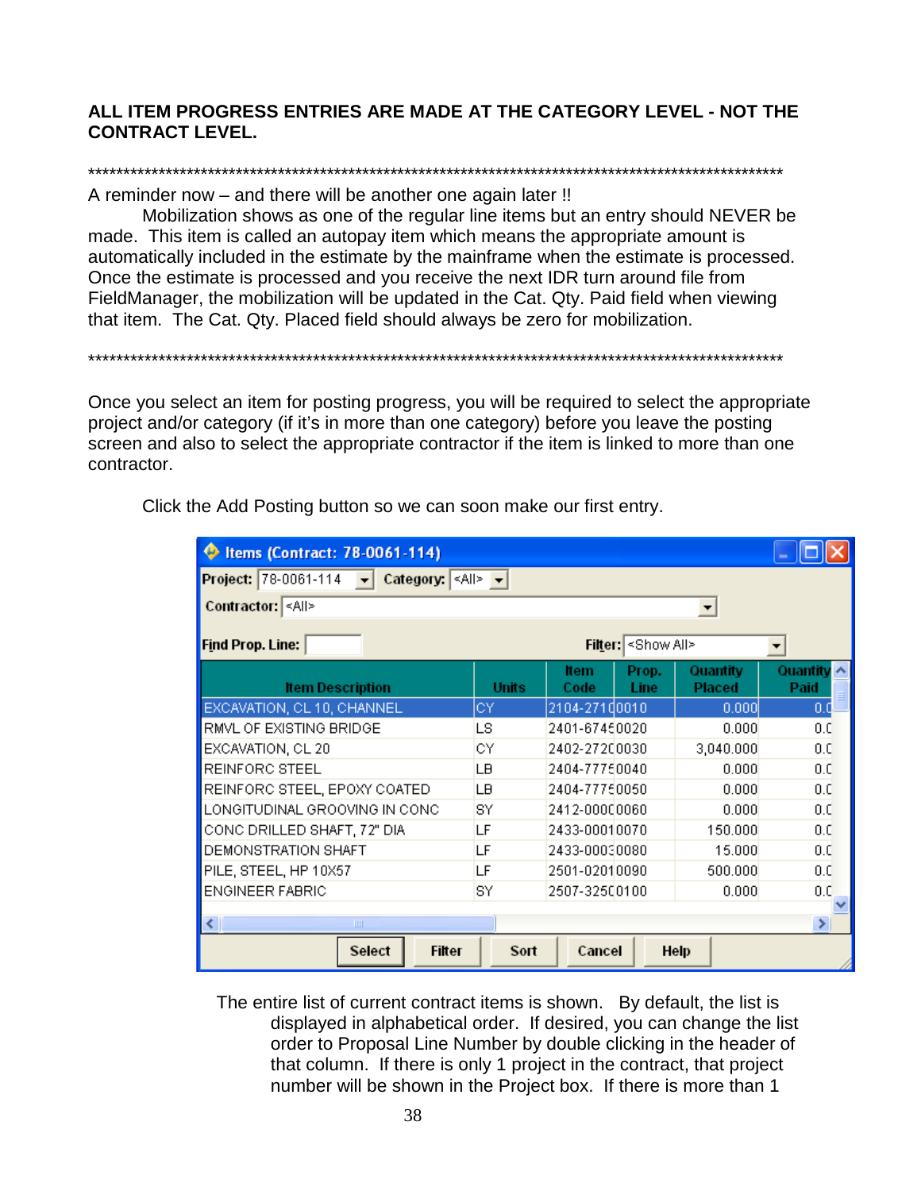**ALL ITEM PROGRESS ENTRIES ARE MADE AT THE CATEGORY LEVEL - NOT THE CONTRACT LEVEL.**

*****************************************************************************************************

A reminder now – and there will be another one again later !!

Mobilization shows as one of the regular line items but an entry should NEVER be made. This item is called an autopay item which means the appropriate amount is automatically included in the estimate by the mainframe when the estimate is processed. Once the estimate is processed and you receive the next IDR turn around file from FieldManager, the mobilization will be updated in the Cat. Qty. Paid field when viewing that item. The Cat. Qty. Placed field should always be zero for mobilization.

*****************************************************************************************************

Once you select an item for posting progress, you will be required to select the appropriate project and/or category (if it's in more than one category) before you leave the posting screen and also to select the appropriate contractor if the item is linked to more than one contractor.

Click the Add Posting button so we can soon make our first entry.

Items (Contract: 78-0061-114)

Project: 78-0061-114 Category: <All>

Contractor: <All>

Find Prop. Line: Filter: <Show All>

| Item Description | Units | Item Code | Prop. Line | Quantity Placed | Quantity Paid |
|---|---|---|---|---|---|
| EXCAVATION, CL 10, CHANNEL | CY | 2104-271( | 0010 | 0.000 | 0.0 |
| RMVL OF EXISTING BRIDGE | LS | 2401-674E | 0020 | 0.000 | 0.0 |
| EXCAVATION, CL 20 | CY | 2402-272( | 0030 | 3,040.000 | 0.0 |
| REINFORC STEEL | LB | 2404-777E | 0040 | 0.000 | 0.0 |
| REINFORC STEEL, EPOXY COATED | LB | 2404-777E | 0050 | 0.000 | 0.0 |
| LONGITUDINAL GROOVING IN CONC | SY | 2412-000( | 0060 | 0.000 | 0.0 |
| CONC DRILLED SHAFT, 72" DIA | LF | 2433-0001 | 0070 | 150.000 | 0.0 |
| DEMONSTRATION SHAFT | LF | 2433-000 | 0080 | 15.000 | 0.0 |
| PILE, STEEL, HP 10X57 | LF | 2501-0201 | 0090 | 500.000 | 0.0 |
| ENGINEER FABRIC | SY | 2507-325( | 0100 | 0.000 | 0.0 |

Select | Filter | Sort | Cancel | Help

The entire list of current contract items is shown. By default, the list is displayed in alphabetical order. If desired, you can change the list order to Proposal Line Number by double clicking in the header of that column. If there is only 1 project in the contract, that project number will be shown in the Project box. If there is more than 1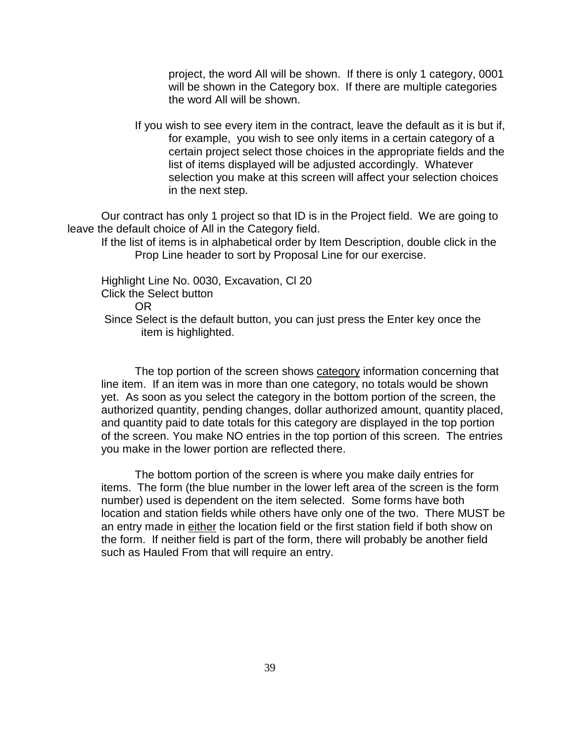project, the word All will be shown. If there is only 1 category, 0001 will be shown in the Category box. If there are multiple categories the word All will be shown.

If you wish to see every item in the contract, leave the default as it is but if, for example, you wish to see only items in a certain category of a certain project select those choices in the appropriate fields and the list of items displayed will be adjusted accordingly. Whatever selection you make at this screen will affect your selection choices in the next step.

Our contract has only 1 project so that ID is in the Project field. We are going to leave the default choice of All in the Category field.

If the list of items is in alphabetical order by Item Description, double click in the Prop Line header to sort by Proposal Line for our exercise.

Highlight Line No. 0030, Excavation, Cl 20

Click the Select button

OR

Since Select is the default button, you can just press the Enter key once the item is highlighted.

The top portion of the screen shows <u>category</u> information concerning that line item. If an item was in more than one category, no totals would be shown yet. As soon as you select the category in the bottom portion of the screen, the authorized quantity, pending changes, dollar authorized amount, quantity placed, and quantity paid to date totals for this category are displayed in the top portion of the screen. You make NO entries in the top portion of this screen. The entries you make in the lower portion are reflected there.

The bottom portion of the screen is where you make daily entries for items. The form (the blue number in the lower left area of the screen is the form number) used is dependent on the item selected. Some forms have both location and station fields while others have only one of the two. There MUST be an entry made in <u>either</u> the location field or the first station field if both show on the form. If neither field is part of the form, there will probably be another field such as Hauled From that will require an entry.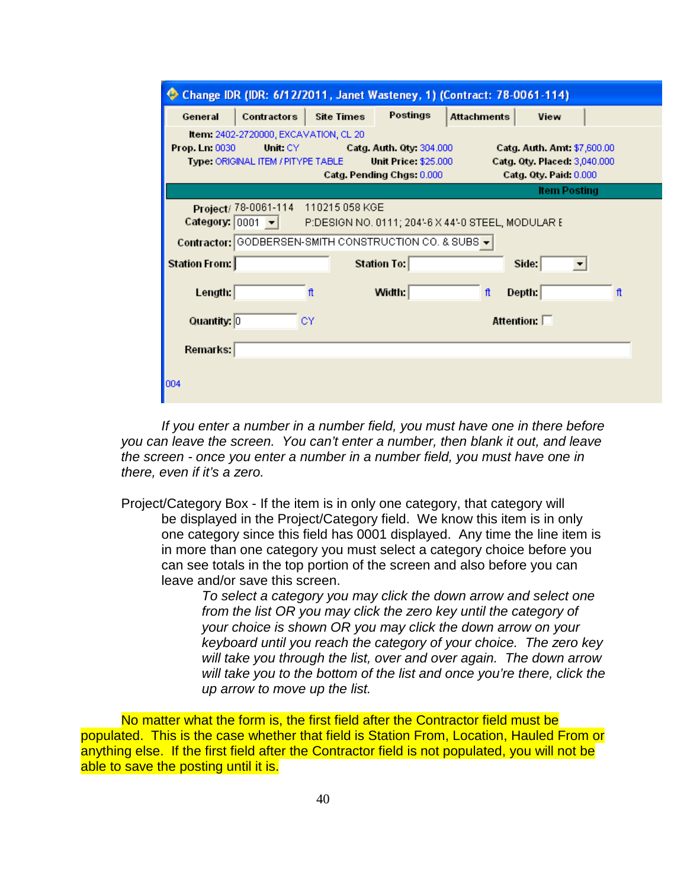**Change IDR (IDR: 6/12/2011, Janet Wasteney, 1) (Contract: 78-0061-114)**

General | Contractors | Site Times | Postings | Attachments | View

**Item:** 2402-2720000, EXCAVATION, CL 20
**Prop. Ln:** 0030 **Unit:** CY **Catg. Auth. Qty:** 304.000 **Catg. Auth. Amt:** $7,600.00
**Type:** ORIGINAL ITEM / PITYPE TABLE **Unit Price:** $25.000 **Catg. Qty. Placed:** 3,040.000
**Catg. Pending Chgs:** 0.000 **Catg. Qty. Paid:** 0.000

**Item Posting**

**Project/ Category:** 78-0061-114 0001 110215 058 KGE P:DESIGN NO. 0111; 204'-6 X 44'-0 STEEL, MODULAR E

**Contractor:** GODBERSEN-SMITH CONSTRUCTION CO. & SUBS

**Station From:** **Station To:** **Side:**

**Length:** ft **Width:** ft **Depth:** ft

**Quantity:** 0 CY **Attention:**

**Remarks:**

004

*If you enter a number in a number field, you must have one in there before you can leave the screen. You can't enter a number, then blank it out, and leave the screen - once you enter a number in a number field, you must have one in there, even if it's a zero.*

Project/Category Box - If the item is in only one category, that category will be displayed in the Project/Category field. We know this item is in only one category since this field has 0001 displayed. Any time the line item is in more than one category you must select a category choice before you can see totals in the top portion of the screen and also before you can leave and/or save this screen.

*To select a category you may click the down arrow and select one from the list OR you may click the zero key until the category of your choice is shown OR you may click the down arrow on your keyboard until you reach the category of your choice. The zero key will take you through the list, over and over again. The down arrow will take you to the bottom of the list and once you're there, click the up arrow to move up the list.*

No matter what the form is, the first field after the Contractor field must be populated. This is the case whether that field is Station From, Location, Hauled From or anything else. If the first field after the Contractor field is not populated, you will not be able to save the posting until it is.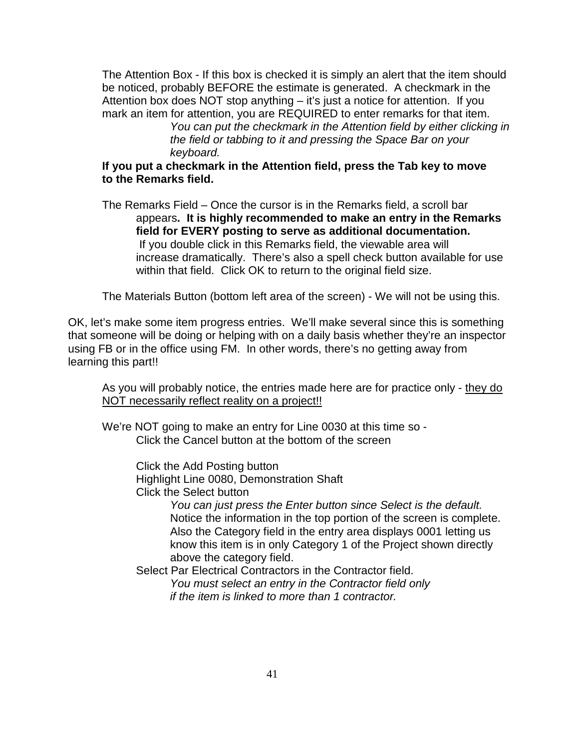The Attention Box - If this box is checked it is simply an alert that the item should be noticed, probably BEFORE the estimate is generated. A checkmark in the Attention box does NOT stop anything – it's just a notice for attention. If you mark an item for attention, you are REQUIRED to enter remarks for that item.

*You can put the checkmark in the Attention field by either clicking in the field or tabbing to it and pressing the Space Bar on your keyboard.*

**If you put a checkmark in the Attention field, press the Tab key to move to the Remarks field.**

The Remarks Field – Once the cursor is in the Remarks field, a scroll bar appears**. It is highly recommended to make an entry in the Remarks field for EVERY posting to serve as additional documentation.** If you double click in this Remarks field, the viewable area will increase dramatically. There's also a spell check button available for use within that field. Click OK to return to the original field size.

The Materials Button (bottom left area of the screen) - We will not be using this.

OK, let's make some item progress entries. We'll make several since this is something that someone will be doing or helping with on a daily basis whether they're an inspector using FB or in the office using FM. In other words, there's no getting away from learning this part!!

As you will probably notice, the entries made here are for practice only - they do NOT necessarily reflect reality on a project!!

We're NOT going to make an entry for Line 0030 at this time so -
Click the Cancel button at the bottom of the screen

Click the Add Posting button
Highlight Line 0080, Demonstration Shaft
Click the Select button

*You can just press the Enter button since Select is the default.*
Notice the information in the top portion of the screen is complete. Also the Category field in the entry area displays 0001 letting us know this item is in only Category 1 of the Project shown directly above the category field.

Select Par Electrical Contractors in the Contractor field.

*You must select an entry in the Contractor field only if the item is linked to more than 1 contractor.*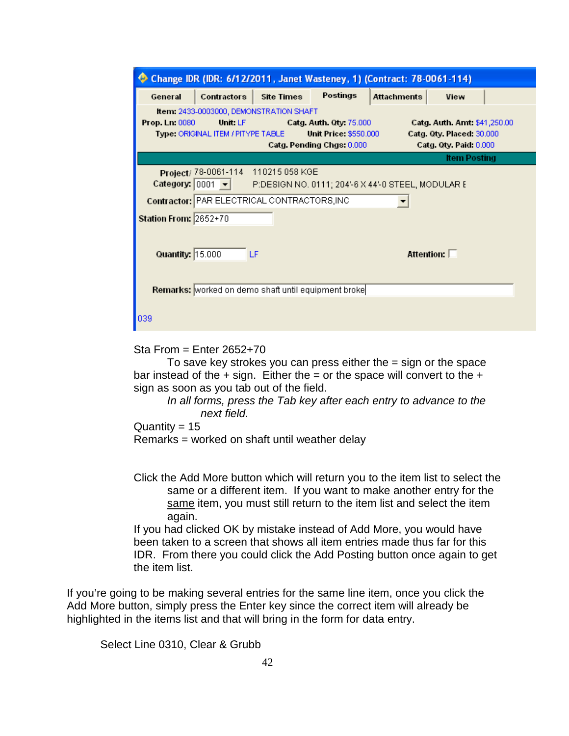Change IDR (IDR: 6/12/2011, Janet Wasteney, 1) (Contract: 78-0061-114)

General | Contractors | Site Times | Postings | Attachments | View

**Item:** 2433-0003000, DEMONSTRATION SHAFT

**Prop. Ln:** 0080 **Unit:** LF **Catg. Auth. Qty:** 75.000 **Catg. Auth. Amt:** $41,250.00

**Type:** ORIGINAL ITEM / PITYPE TABLE **Unit Price:** $550.000 **Catg. Qty. Placed:** 30.000

**Catg. Pending Chgs:** 0.000 **Catg. Qty. Paid:** 0.000

**Item Posting**

**Project/Category:** 78-0061-114 0001 110215 058 KGE P:DESIGN NO. 0111; 204'-6 X 44'-0 STEEL, MODULAR E

**Contractor:** PAR ELECTRICAL CONTRACTORS,INC

**Station From:** 2652+70

**Quantity:** 15.000 LF **Attention:** ☐

**Remarks:** worked on demo shaft until equipment broke

039

Sta From = Enter 2652+70

To save key strokes you can press either the = sign or the space bar instead of the + sign. Either the = or the space will convert to the + sign as soon as you tab out of the field.

*In all forms, press the Tab key after each entry to advance to the next field.*

Quantity = 15

Remarks = worked on shaft until weather delay

Click the Add More button which will return you to the item list to select the same or a different item. If you want to make another entry for the same item, you must still return to the item list and select the item again.

If you had clicked OK by mistake instead of Add More, you would have been taken to a screen that shows all item entries made thus far for this IDR. From there you could click the Add Posting button once again to get the item list.

If you're going to be making several entries for the same line item, once you click the Add More button, simply press the Enter key since the correct item will already be highlighted in the items list and that will bring in the form for data entry.

Select Line 0310, Clear & Grubb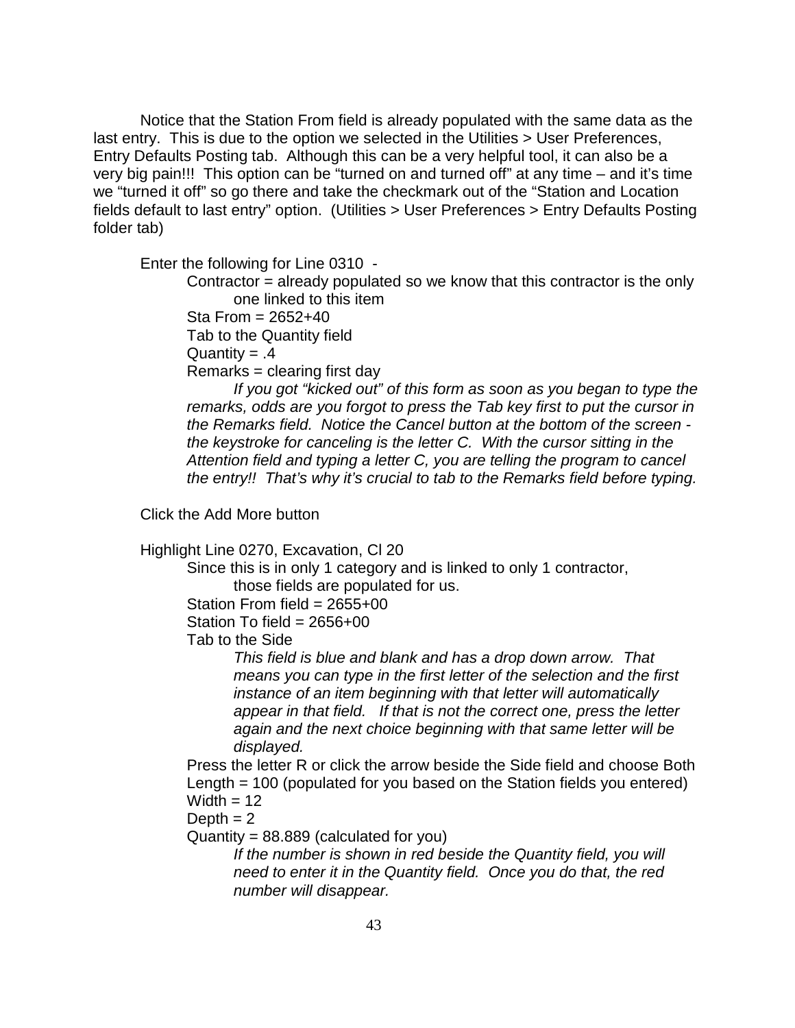Notice that the Station From field is already populated with the same data as the last entry. This is due to the option we selected in the Utilities > User Preferences, Entry Defaults Posting tab. Although this can be a very helpful tool, it can also be a very big pain!!! This option can be "turned on and turned off" at any time – and it's time we "turned it off" so go there and take the checkmark out of the "Station and Location fields default to last entry" option. (Utilities > User Preferences > Entry Defaults Posting folder tab)

Enter the following for Line 0310 -

- Contractor = already populated so we know that this contractor is the only one linked to this item
- Sta From = 2652+40
- Tab to the Quantity field
- Quantity = .4
- Remarks = clearing first day

    *If you got "kicked out" of this form as soon as you began to type the remarks, odds are you forgot to press the Tab key first to put the cursor in the Remarks field. Notice the Cancel button at the bottom of the screen - the keystroke for canceling is the letter C. With the cursor sitting in the Attention field and typing a letter C, you are telling the program to cancel the entry!! That's why it's crucial to tab to the Remarks field before typing.*

Click the Add More button

Highlight Line 0270, Excavation, Cl 20

- Since this is in only 1 category and is linked to only 1 contractor, those fields are populated for us.
- Station From field = 2655+00
- Station To field = 2656+00
- Tab to the Side

    *This field is blue and blank and has a drop down arrow. That means you can type in the first letter of the selection and the first instance of an item beginning with that letter will automatically appear in that field. If that is not the correct one, press the letter again and the next choice beginning with that same letter will be displayed.*

- Press the letter R or click the arrow beside the Side field and choose Both
- Length = 100 (populated for you based on the Station fields you entered)
- Width = 12
- Depth = 2
- Quantity = 88.889 (calculated for you)

    *If the number is shown in red beside the Quantity field, you will need to enter it in the Quantity field. Once you do that, the red number will disappear.*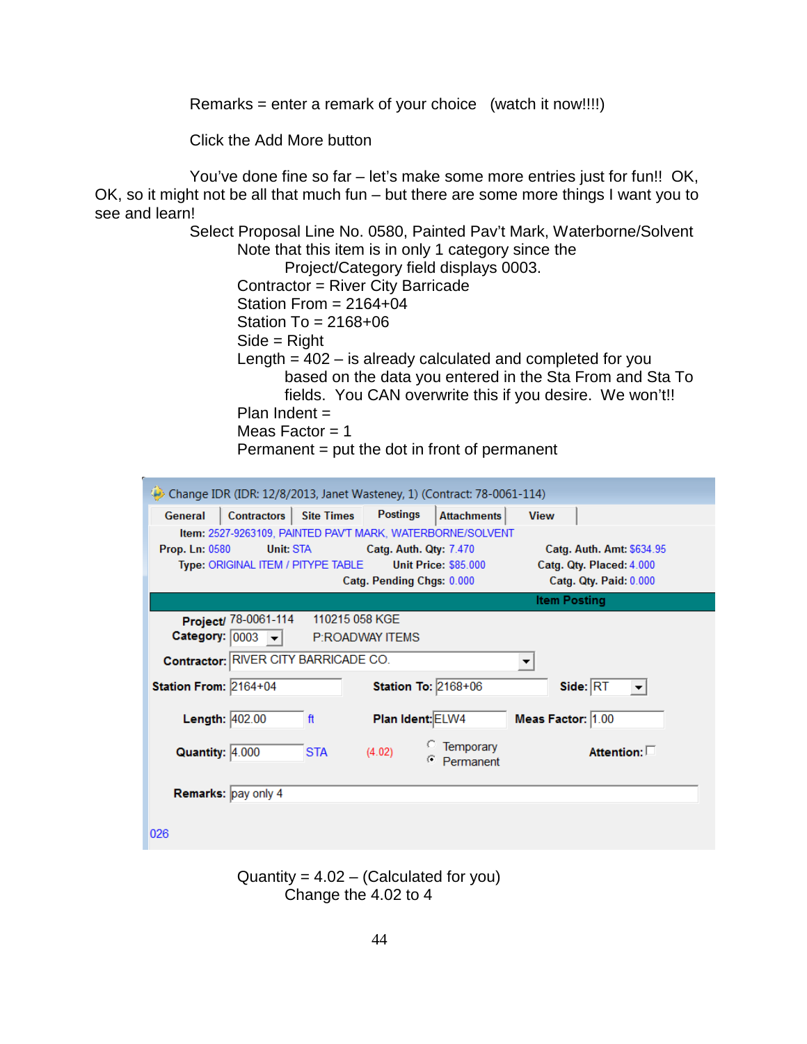Remarks = enter a remark of your choice (watch it now!!!!)

Click the Add More button

You've done fine so far – let's make some more entries just for fun!! OK, OK, so it might not be all that much fun – but there are some more things I want you to see and learn!

Select Proposal Line No. 0580, Painted Pav't Mark, Waterborne/Solvent

Note that this item is in only 1 category since the Project/Category field displays 0003.

Contractor = River City Barricade

Station From = 2164+04

Station To = 2168+06

Side = Right

Length = 402 – is already calculated and completed for you based on the data you entered in the Sta From and Sta To fields. You CAN overwrite this if you desire. We won't!!

Plan Indent =

Meas Factor = 1

Permanent = put the dot in front of permanent

Change IDR (IDR: 12/8/2013, Janet Wasteney, 1) (Contract: 78-0061-114)

General | Contractors | Site Times | Postings | Attachments | View

**Item:** 2527-9263109, PAINTED PAVT MARK, WATERBORNE/SOLVENT

**Prop. Ln:** 0580 **Unit:** STA **Catg. Auth. Qty:** 7.470 **Catg. Auth. Amt:** $634.95

**Type:** ORIGINAL ITEM / PITYPE TABLE **Unit Price:** $85.000 **Catg. Qty. Placed:** 4.000

**Catg. Pending Chgs:** 0.000 **Catg. Qty. Paid:** 0.000

**Item Posting**

**Project/ Category:** 0003 78-0061-114 110215 058 KGE P:ROADWAY ITEMS

**Contractor:** RIVER CITY BARRICADE CO.

**Station From:** 2164+04 **Station To:** 2168+06 **Side:** RT

**Length:** 402.00 ft **Plan Ident:** ELW4 **Meas Factor:** 1.00

**Quantity:** 4.000 STA (4.02) Temporary / Permanent **Attention:**

**Remarks:** pay only 4

026

Quantity = 4.02 – (Calculated for you)

Change the 4.02 to 4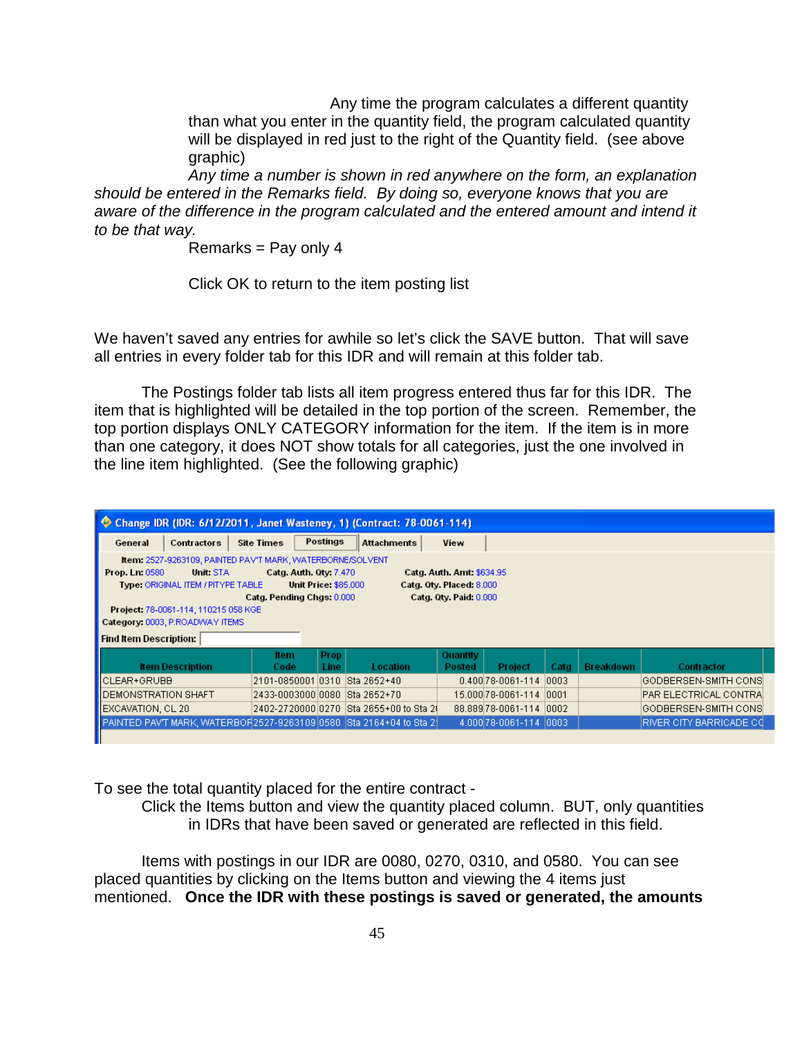Any time the program calculates a different quantity than what you enter in the quantity field, the program calculated quantity will be displayed in red just to the right of the Quantity field. (see above graphic)

*Any time a number is shown in red anywhere on the form, an explanation should be entered in the Remarks field. By doing so, everyone knows that you are aware of the difference in the program calculated and the entered amount and intend it to be that way.*

Remarks = Pay only 4

Click OK to return to the item posting list

We haven't saved any entries for awhile so let's click the SAVE button. That will save all entries in every folder tab for this IDR and will remain at this folder tab.

The Postings folder tab lists all item progress entered thus far for this IDR. The item that is highlighted will be detailed in the top portion of the screen. Remember, the top portion displays ONLY CATEGORY information for the item. If the item is in more than one category, it does NOT show totals for all categories, just the one involved in the line item highlighted. (See the following graphic)

**Change IDR (IDR: 6/12/2011, Janet Wasteney, 1) (Contract: 78-0061-114)**

General | Contractors | Site Times | Postings | Attachments | View

**Item:** 2527-9263109, PAINTED PAV'T MARK, WATERBORNE/SOLVENT
**Prop. Ln:** 0580 **Unit:** STA **Catg. Auth. Qty:** 7.470 **Catg. Auth. Amt:** $634.95
**Type:** ORIGINAL ITEM / PITYPE TABLE **Unit Price:** $85.000 **Catg. Qty. Placed:** 8.000
**Catg. Pending Chgs:** 0.000 **Catg. Qty. Paid:** 0.000
**Project:** 78-0061-114, 110215 058 KGE
**Category:** 0003, P.ROADWAY ITEMS
**Find Item Description:**

| Item Description | Item Code | Prop Line | Location | Quantity Posted | Project | Catg | Breakdown | Contractor |
|---|---|---|---|---|---|---|---|---|
| CLEAR+GRUBB | 2101-0850001 | 0310 | Sta 2652+40 | 0.400 | 78-0061-114 | 0003 | | GODBERSEN-SMITH CONS |
| DEMONSTRATION SHAFT | 2433-0003000 | 0080 | Sta 2652+70 | 15.000 | 78-0061-114 | 0001 | | PAR ELECTRICAL CONTRA |
| EXCAVATION, CL 20 | 2402-2720000 | 0270 | Sta 2655+00 to Sta 2( | 88.889 | 78-0061-114 | 0002 | | GODBERSEN-SMITH CONS |
| PAINTED PAV'T MARK, WATERBOR | 2527-9263109 | 0580 | Sta 2164+04 to Sta 2( | 4.000 | 78-0061-114 | 0003 | | RIVER CITY BARRICADE CO |

To see the total quantity placed for the entire contract -

Click the Items button and view the quantity placed column. BUT, only quantities in IDRs that have been saved or generated are reflected in this field.

Items with postings in our IDR are 0080, 0270, 0310, and 0580. You can see placed quantities by clicking on the Items button and viewing the 4 items just mentioned. **Once the IDR with these postings is saved or generated, the amounts**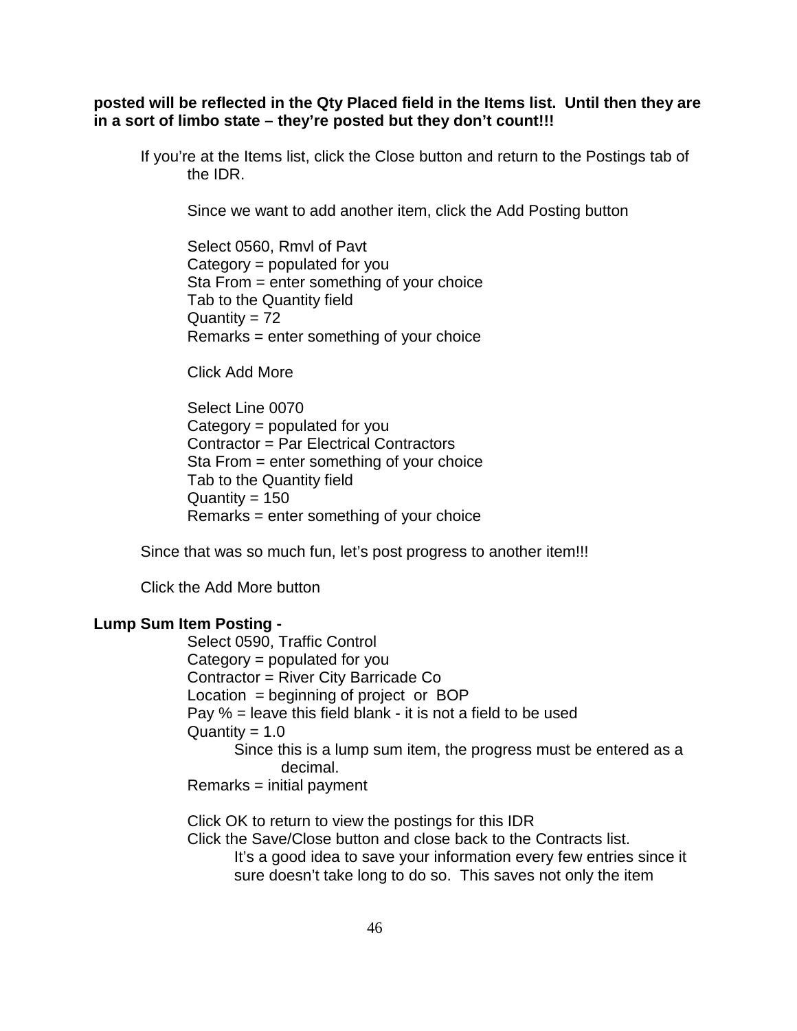**posted will be reflected in the Qty Placed field in the Items list. Until then they are in a sort of limbo state – they're posted but they don't count!!!**

If you're at the Items list, click the Close button and return to the Postings tab of the IDR.

Since we want to add another item, click the Add Posting button

Select 0560, Rmvl of Pavt
Category = populated for you
Sta From = enter something of your choice
Tab to the Quantity field
Quantity = 72
Remarks = enter something of your choice

Click Add More

Select Line 0070
Category = populated for you
Contractor = Par Electrical Contractors
Sta From = enter something of your choice
Tab to the Quantity field
Quantity = 150
Remarks = enter something of your choice

Since that was so much fun, let's post progress to another item!!!

Click the Add More button

**Lump Sum Item Posting -**

Select 0590, Traffic Control
Category = populated for you
Contractor = River City Barricade Co
Location = beginning of project or BOP
Pay % = leave this field blank - it is not a field to be used
Quantity = 1.0
Since this is a lump sum item, the progress must be entered as a decimal.
Remarks = initial payment

Click OK to return to view the postings for this IDR
Click the Save/Close button and close back to the Contracts list.
It's a good idea to save your information every few entries since it sure doesn't take long to do so. This saves not only the item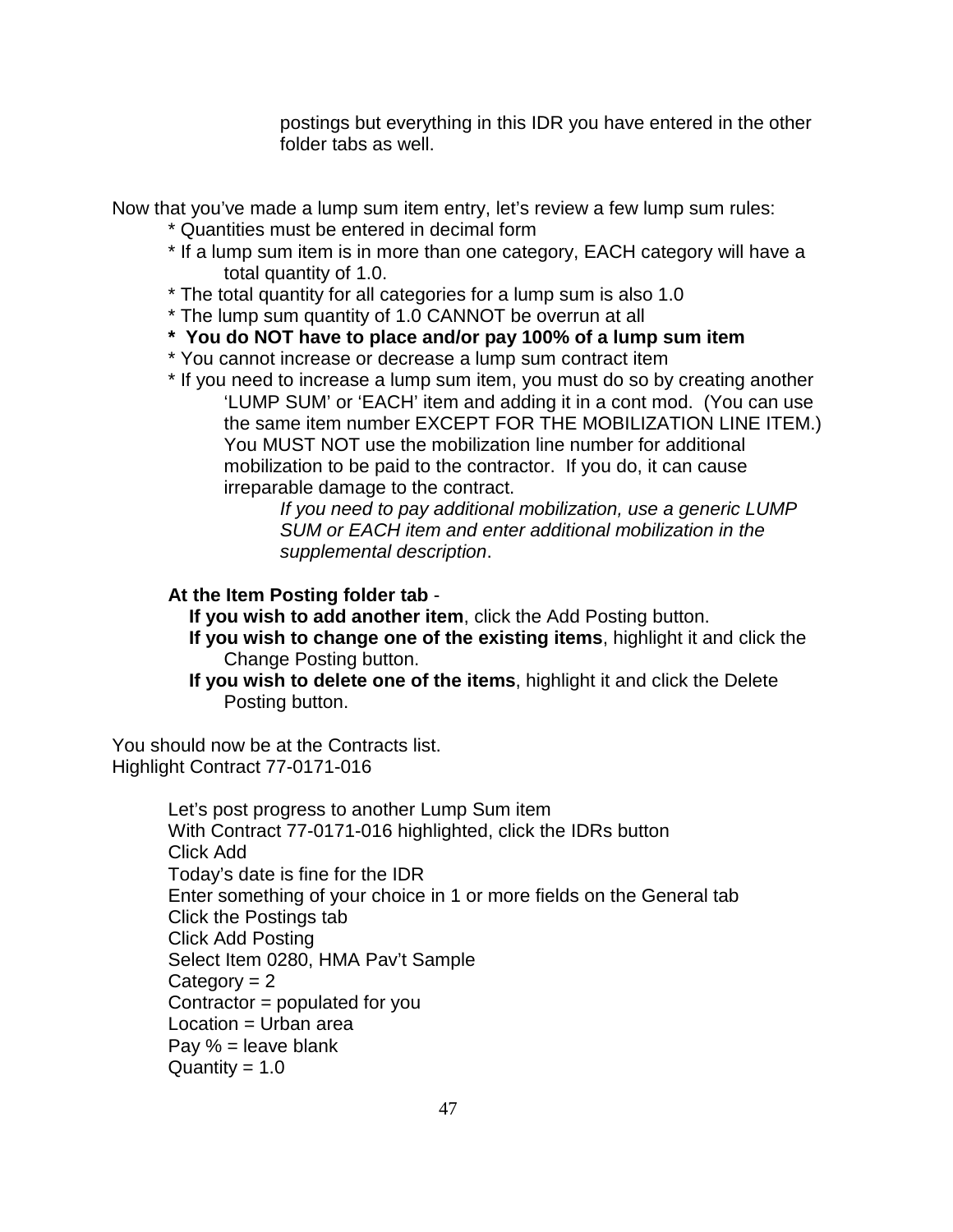postings but everything in this IDR you have entered in the other folder tabs as well.

Now that you've made a lump sum item entry, let's review a few lump sum rules:

* Quantities must be entered in decimal form
* If a lump sum item is in more than one category, EACH category will have a total quantity of 1.0.
* The total quantity for all categories for a lump sum is also 1.0
* The lump sum quantity of 1.0 CANNOT be overrun at all
* **You do NOT have to place and/or pay 100% of a lump sum item**
* You cannot increase or decrease a lump sum contract item
* If you need to increase a lump sum item, you must do so by creating another 'LUMP SUM' or 'EACH' item and adding it in a cont mod. (You can use the same item number EXCEPT FOR THE MOBILIZATION LINE ITEM.) You MUST NOT use the mobilization line number for additional mobilization to be paid to the contractor. If you do, it can cause irreparable damage to the contract.

  *If you need to pay additional mobilization, use a generic LUMP SUM or EACH item and enter additional mobilization in the supplemental description*.

**At the Item Posting folder tab** -

**If you wish to add another item**, click the Add Posting button.
**If you wish to change one of the existing items**, highlight it and click the Change Posting button.
**If you wish to delete one of the items**, highlight it and click the Delete Posting button.

You should now be at the Contracts list.
Highlight Contract 77-0171-016

Let's post progress to another Lump Sum item
With Contract 77-0171-016 highlighted, click the IDRs button
Click Add
Today's date is fine for the IDR
Enter something of your choice in 1 or more fields on the General tab
Click the Postings tab
Click Add Posting
Select Item 0280, HMA Pav't Sample
Category = 2
Contractor = populated for you
Location = Urban area
Pay % = leave blank
Quantity = 1.0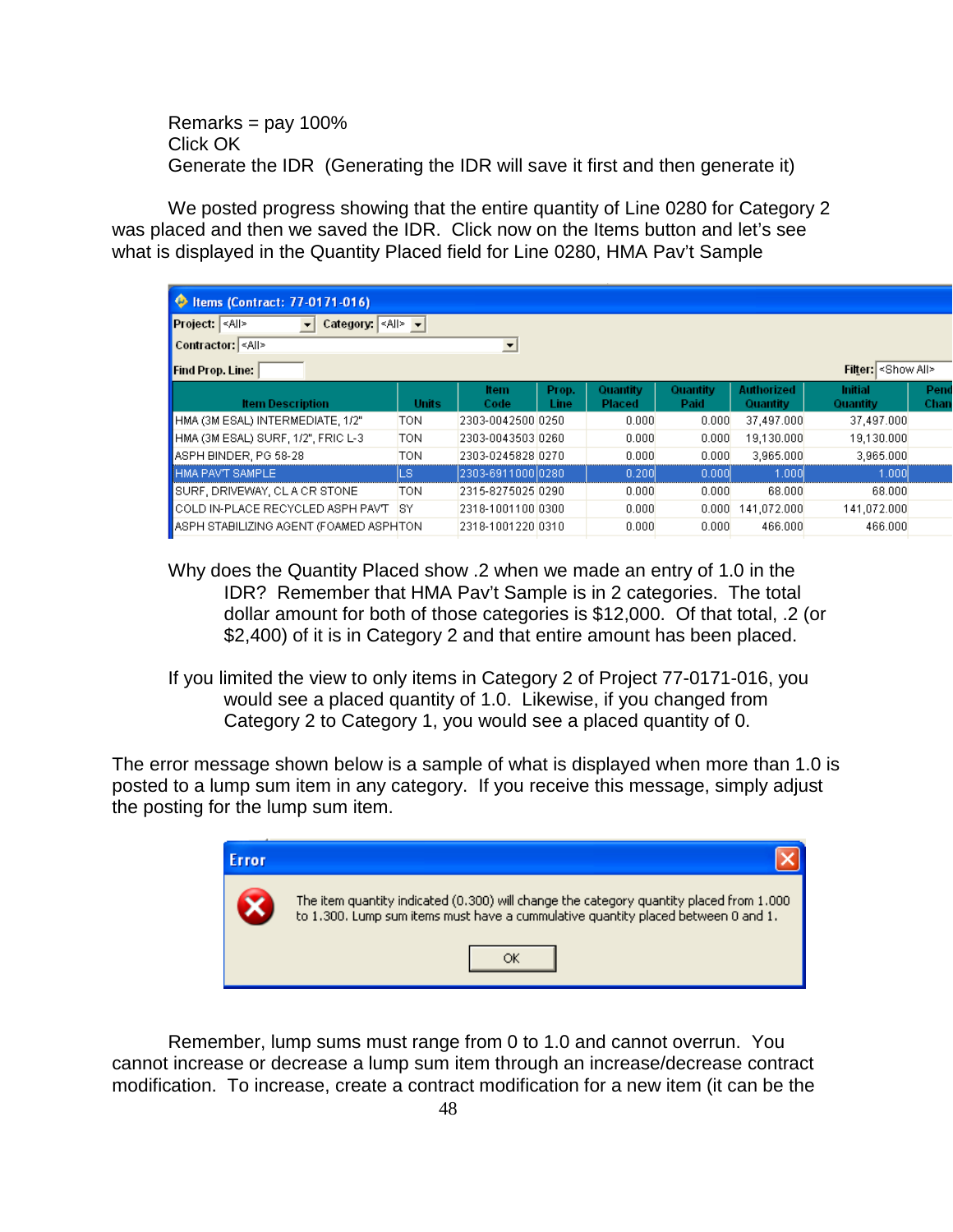Remarks = pay 100%
Click OK
Generate the IDR (Generating the IDR will save it first and then generate it)

We posted progress showing that the entire quantity of Line 0280 for Category 2 was placed and then we saved the IDR. Click now on the Items button and let's see what is displayed in the Quantity Placed field for Line 0280, HMA Pav't Sample

Items (Contract: 77-0171-016)

Project: <All> Category: <All>
Contractor: <All>
Find Prop. Line: Filter: <Show All>

| Item Description | Units | Item Code | Prop. Line | Quantity Placed | Quantity Paid | Authorized Quantity | Initial Quantity | Pend Chan |
|---|---|---|---|---|---|---|---|---|
| HMA (3M ESAL) INTERMEDIATE, 1/2" | TON | 2303-0042500 | 0250 | 0.000 | 0.000 | 37,497.000 | 37,497.000 | |
| HMA (3M ESAL) SURF, 1/2", FRIC L-3 | TON | 2303-0043503 | 0260 | 0.000 | 0.000 | 19,130.000 | 19,130.000 | |
| ASPH BINDER, PG 58-28 | TON | 2303-0245828 | 0270 | 0.000 | 0.000 | 3,965.000 | 3,965.000 | |
| HMA PAV'T SAMPLE | LS | 2303-6911000 | 0280 | 0.200 | 0.000 | 1.000 | 1.000 | |
| SURF, DRIVEWAY, CL A CR STONE | TON | 2315-8275025 | 0290 | 0.000 | 0.000 | 68.000 | 68.000 | |
| COLD IN-PLACE RECYCLED ASPH PAV'T | SY | 2318-1001100 | 0300 | 0.000 | 0.000 | 141,072.000 | 141,072.000 | |
| ASPH STABILIZING AGENT (FOAMED ASPH | TON | 2318-1001220 | 0310 | 0.000 | 0.000 | 466.000 | 466.000 | |

Why does the Quantity Placed show .2 when we made an entry of 1.0 in the IDR? Remember that HMA Pav't Sample is in 2 categories. The total dollar amount for both of those categories is $12,000. Of that total, .2 (or $2,400) of it is in Category 2 and that entire amount has been placed.

If you limited the view to only items in Category 2 of Project 77-0171-016, you would see a placed quantity of 1.0. Likewise, if you changed from Category 2 to Category 1, you would see a placed quantity of 0.

The error message shown below is a sample of what is displayed when more than 1.0 is posted to a lump sum item in any category. If you receive this message, simply adjust the posting for the lump sum item.

Error

The item quantity indicated (0.300) will change the category quantity placed from 1.000 to 1.300. Lump sum items must have a cummulative quantity placed between 0 and 1.

OK

Remember, lump sums must range from 0 to 1.0 and cannot overrun. You cannot increase or decrease a lump sum item through an increase/decrease contract modification. To increase, create a contract modification for a new item (it can be the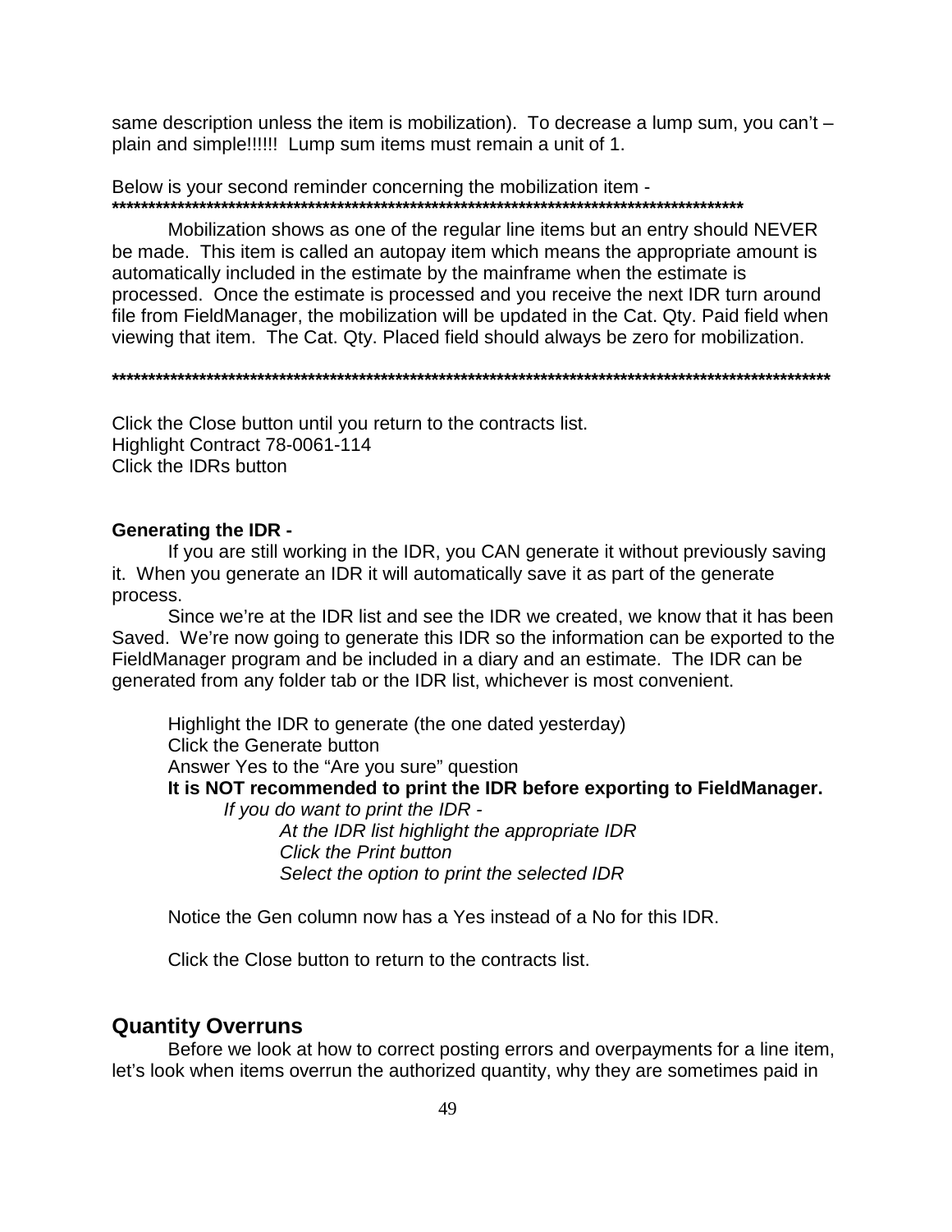same description unless the item is mobilization). To decrease a lump sum, you can't – plain and simple!!!!!! Lump sum items must remain a unit of 1.

Below is your second reminder concerning the mobilization item -
******************************************************************************************

Mobilization shows as one of the regular line items but an entry should NEVER be made. This item is called an autopay item which means the appropriate amount is automatically included in the estimate by the mainframe when the estimate is processed. Once the estimate is processed and you receive the next IDR turn around file from FieldManager, the mobilization will be updated in the Cat. Qty. Paid field when viewing that item. The Cat. Qty. Placed field should always be zero for mobilization.

******************************************************************************************

Click the Close button until you return to the contracts list.
Highlight Contract 78-0061-114
Click the IDRs button

**Generating the IDR -**

If you are still working in the IDR, you CAN generate it without previously saving it. When you generate an IDR it will automatically save it as part of the generate process.

Since we're at the IDR list and see the IDR we created, we know that it has been Saved. We're now going to generate this IDR so the information can be exported to the FieldManager program and be included in a diary and an estimate. The IDR can be generated from any folder tab or the IDR list, whichever is most convenient.

Highlight the IDR to generate (the one dated yesterday)
Click the Generate button
Answer Yes to the "Are you sure" question
**It is NOT recommended to print the IDR before exporting to FieldManager.**
*If you do want to print the IDR -*
*At the IDR list highlight the appropriate IDR*
*Click the Print button*
*Select the option to print the selected IDR*

Notice the Gen column now has a Yes instead of a No for this IDR.

Click the Close button to return to the contracts list.

## Quantity Overruns

Before we look at how to correct posting errors and overpayments for a line item, let's look when items overrun the authorized quantity, why they are sometimes paid in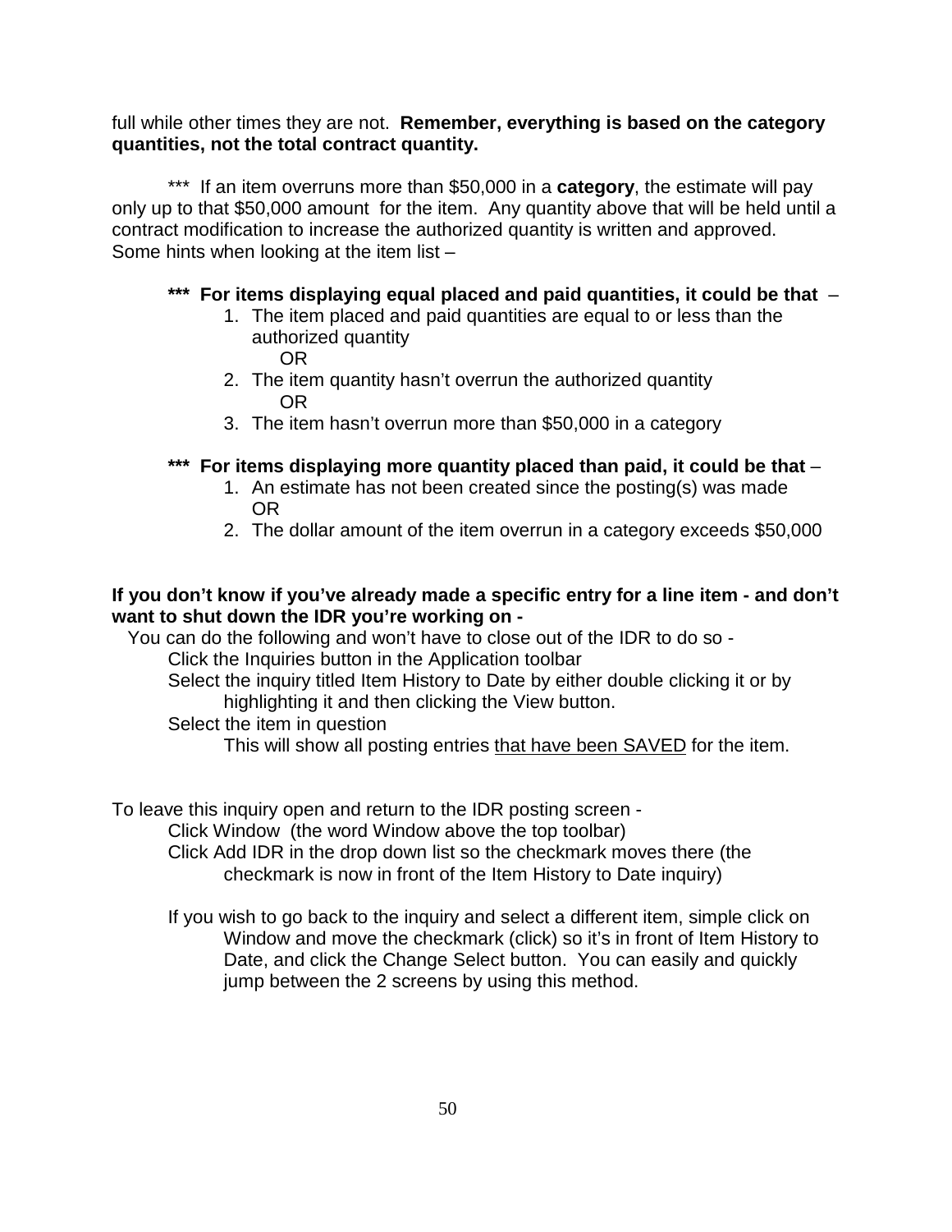full while other times they are not. **Remember, everything is based on the category quantities, not the total contract quantity.**

*** If an item overruns more than $50,000 in a **category**, the estimate will pay only up to that $50,000 amount for the item. Any quantity above that will be held until a contract modification to increase the authorized quantity is written and approved.
Some hints when looking at the item list –

**\*\*\* For items displaying equal placed and paid quantities, it could be that** –

1. The item placed and paid quantities are equal to or less than the authorized quantity
   OR
2. The item quantity hasn't overrun the authorized quantity
   OR
3. The item hasn't overrun more than $50,000 in a category

**\*\*\* For items displaying more quantity placed than paid, it could be that** –

1. An estimate has not been created since the posting(s) was made
   OR
2. The dollar amount of the item overrun in a category exceeds $50,000

**If you don't know if you've already made a specific entry for a line item - and don't want to shut down the IDR you're working on -**

You can do the following and won't have to close out of the IDR to do so -

Click the Inquiries button in the Application toolbar

Select the inquiry titled Item History to Date by either double clicking it or by highlighting it and then clicking the View button.

Select the item in question

This will show all posting entries <u>that have been SAVED</u> for the item.

To leave this inquiry open and return to the IDR posting screen -

Click Window (the word Window above the top toolbar)

Click Add IDR in the drop down list so the checkmark moves there (the checkmark is now in front of the Item History to Date inquiry)

If you wish to go back to the inquiry and select a different item, simple click on Window and move the checkmark (click) so it's in front of Item History to Date, and click the Change Select button. You can easily and quickly jump between the 2 screens by using this method.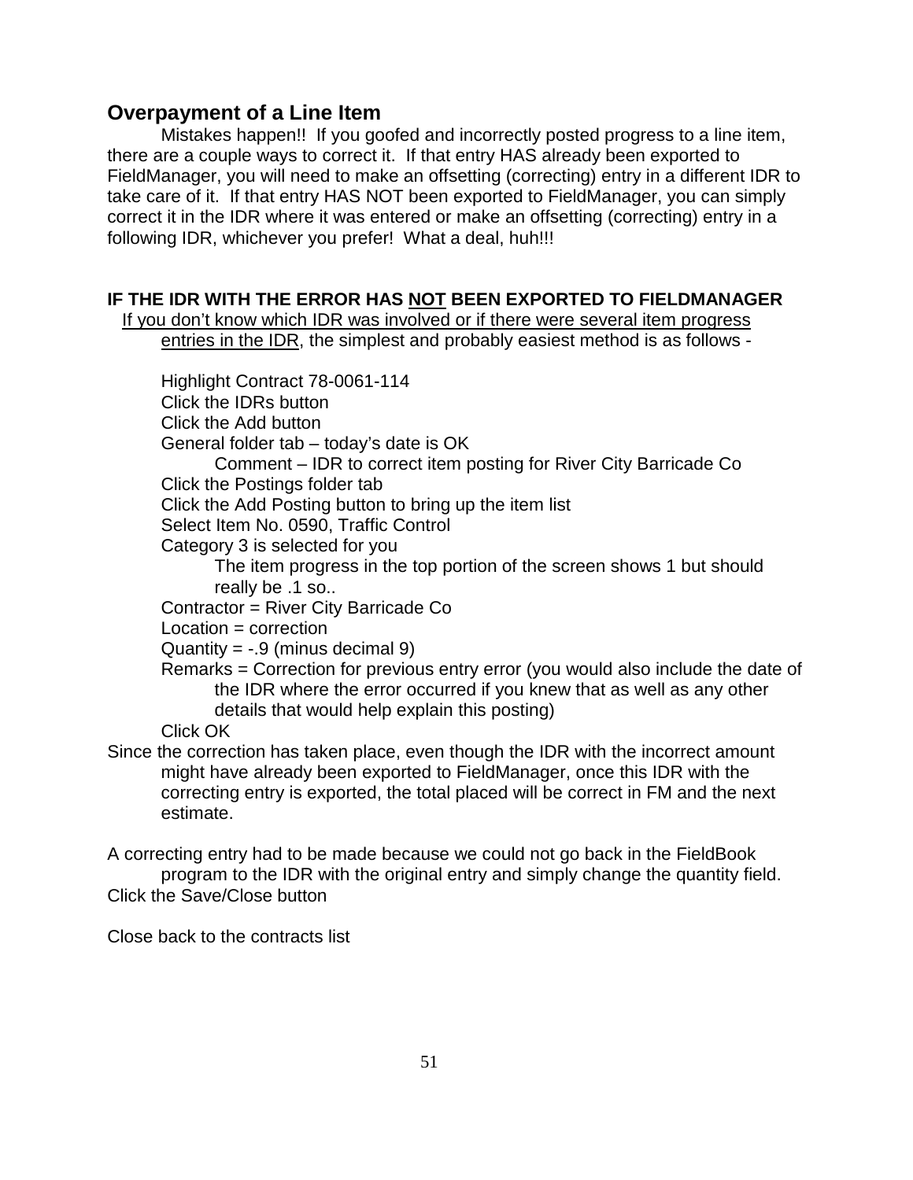## Overpayment of a Line Item

Mistakes happen!! If you goofed and incorrectly posted progress to a line item, there are a couple ways to correct it. If that entry HAS already been exported to FieldManager, you will need to make an offsetting (correcting) entry in a different IDR to take care of it. If that entry HAS NOT been exported to FieldManager, you can simply correct it in the IDR where it was entered or make an offsetting (correcting) entry in a following IDR, whichever you prefer! What a deal, huh!!!

**IF THE IDR WITH THE ERROR HAS <u>NOT</u> BEEN EXPORTED TO FIELDMANAGER**

<u>If you don't know which IDR was involved or if there were several item progress entries in the IDR</u>, the simplest and probably easiest method is as follows -

- Highlight Contract 78-0061-114
- Click the IDRs button
- Click the Add button
- General folder tab – today's date is OK
  - Comment – IDR to correct item posting for River City Barricade Co
- Click the Postings folder tab
- Click the Add Posting button to bring up the item list
- Select Item No. 0590, Traffic Control
- Category 3 is selected for you
  - The item progress in the top portion of the screen shows 1 but should really be .1 so..
- Contractor = River City Barricade Co
- Location = correction
- Quantity = -.9 (minus decimal 9)
- Remarks = Correction for previous entry error (you would also include the date of the IDR where the error occurred if you knew that as well as any other details that would help explain this posting)
- Click OK

Since the correction has taken place, even though the IDR with the incorrect amount might have already been exported to FieldManager, once this IDR with the correcting entry is exported, the total placed will be correct in FM and the next estimate.

A correcting entry had to be made because we could not go back in the FieldBook program to the IDR with the original entry and simply change the quantity field.

Click the Save/Close button

Close back to the contracts list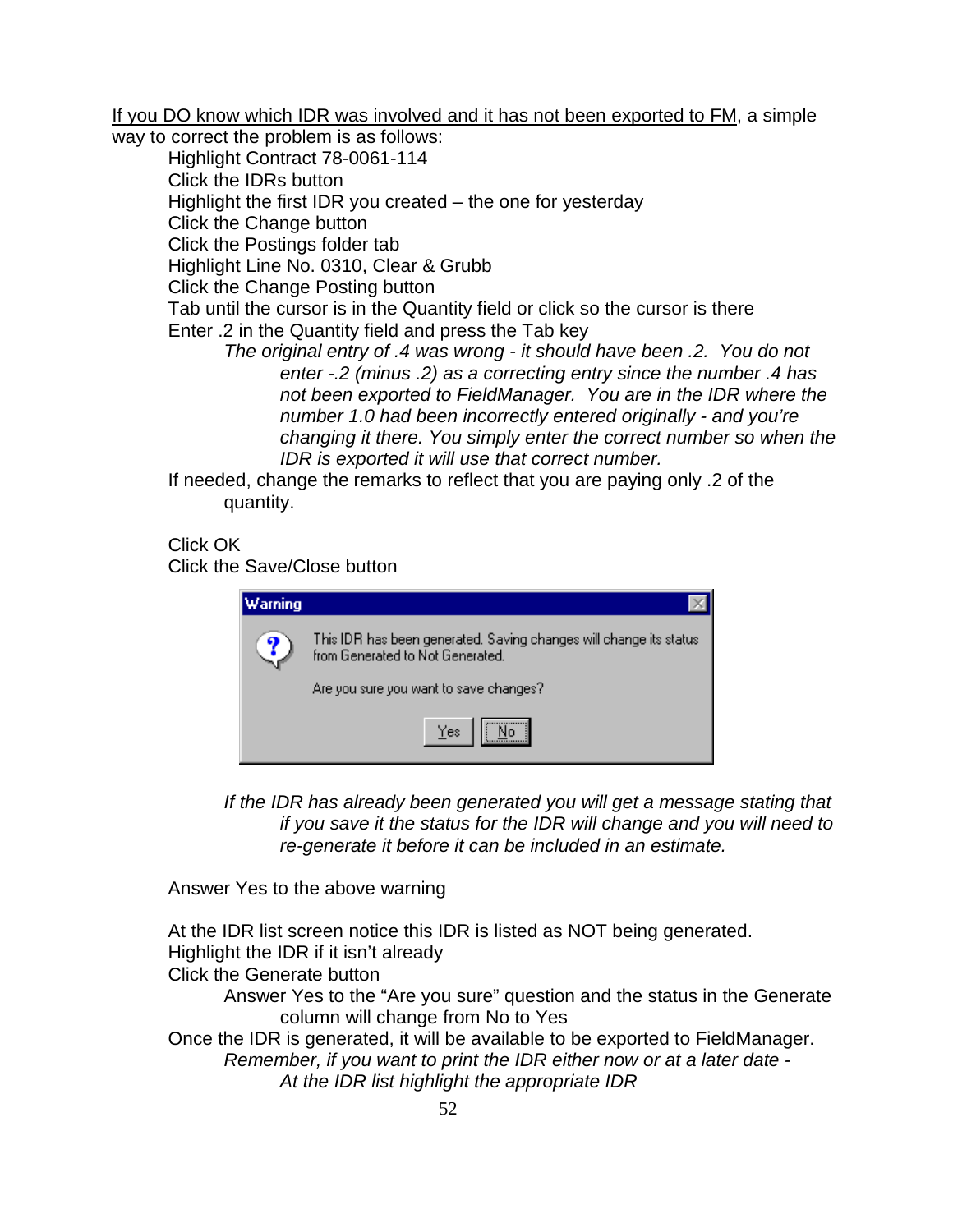<u>If you DO know which IDR was involved and it has not been exported to FM</u>, a simple way to correct the problem is as follows:

Highlight Contract 78-0061-114
Click the IDRs button
Highlight the first IDR you created – the one for yesterday
Click the Change button
Click the Postings folder tab
Highlight Line No. 0310, Clear & Grubb
Click the Change Posting button
Tab until the cursor is in the Quantity field or click so the cursor is there
Enter .2 in the Quantity field and press the Tab key

*The original entry of .4 was wrong - it should have been .2. You do not enter -.2 (minus .2) as a correcting entry since the number .4 has not been exported to FieldManager. You are in the IDR where the number 1.0 had been incorrectly entered originally - and you're changing it there. You simply enter the correct number so when the IDR is exported it will use that correct number.*

If needed, change the remarks to reflect that you are paying only .2 of the quantity.

Click OK
Click the Save/Close button

**Warning**

This IDR has been generated. Saving changes will change its status from Generated to Not Generated.

Are you sure you want to save changes?

Yes | No

*If the IDR has already been generated you will get a message stating that if you save it the status for the IDR will change and you will need to re-generate it before it can be included in an estimate.*

Answer Yes to the above warning

At the IDR list screen notice this IDR is listed as NOT being generated.
Highlight the IDR if it isn't already
Click the Generate button

Answer Yes to the "Are you sure" question and the status in the Generate column will change from No to Yes

Once the IDR is generated, it will be available to be exported to FieldManager.

*Remember, if you want to print the IDR either now or at a later date -*

*At the IDR list highlight the appropriate IDR*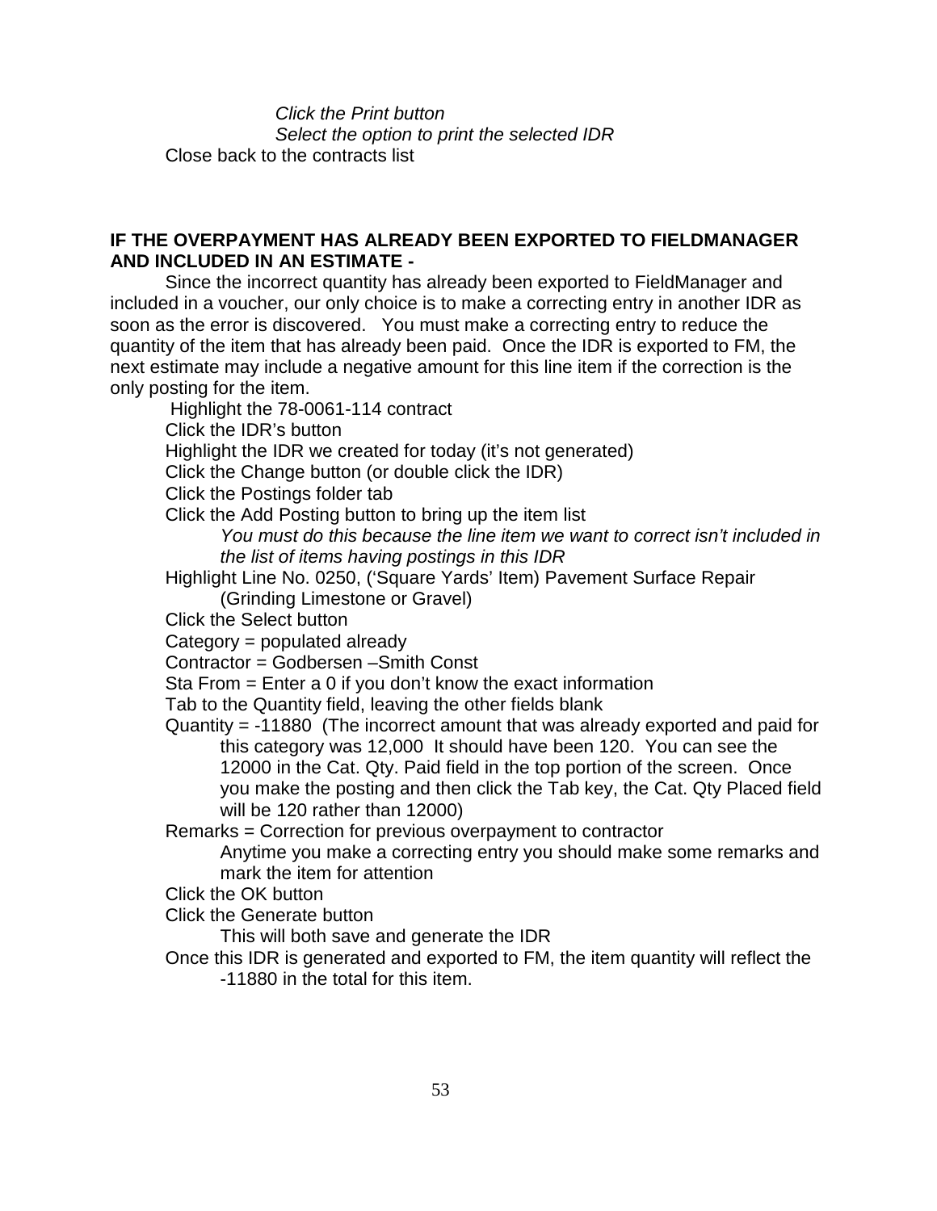*Click the Print button*

*Select the option to print the selected IDR*

Close back to the contracts list

**IF THE OVERPAYMENT HAS ALREADY BEEN EXPORTED TO FIELDMANAGER AND INCLUDED IN AN ESTIMATE -**

Since the incorrect quantity has already been exported to FieldManager and included in a voucher, our only choice is to make a correcting entry in another IDR as soon as the error is discovered. You must make a correcting entry to reduce the quantity of the item that has already been paid. Once the IDR is exported to FM, the next estimate may include a negative amount for this line item if the correction is the only posting for the item.

Highlight the 78-0061-114 contract

Click the IDR's button

Highlight the IDR we created for today (it's not generated)

Click the Change button (or double click the IDR)

Click the Postings folder tab

Click the Add Posting button to bring up the item list

*You must do this because the line item we want to correct isn't included in the list of items having postings in this IDR*

Highlight Line No. 0250, ('Square Yards' Item) Pavement Surface Repair (Grinding Limestone or Gravel)

Click the Select button

Category = populated already

Contractor = Godbersen –Smith Const

Sta From = Enter a 0 if you don't know the exact information

Tab to the Quantity field, leaving the other fields blank

Quantity = -11880 (The incorrect amount that was already exported and paid for this category was 12,000 It should have been 120. You can see the 12000 in the Cat. Qty. Paid field in the top portion of the screen. Once you make the posting and then click the Tab key, the Cat. Qty Placed field will be 120 rather than 12000)

Remarks = Correction for previous overpayment to contractor

Anytime you make a correcting entry you should make some remarks and mark the item for attention

Click the OK button

Click the Generate button

This will both save and generate the IDR

Once this IDR is generated and exported to FM, the item quantity will reflect the -11880 in the total for this item.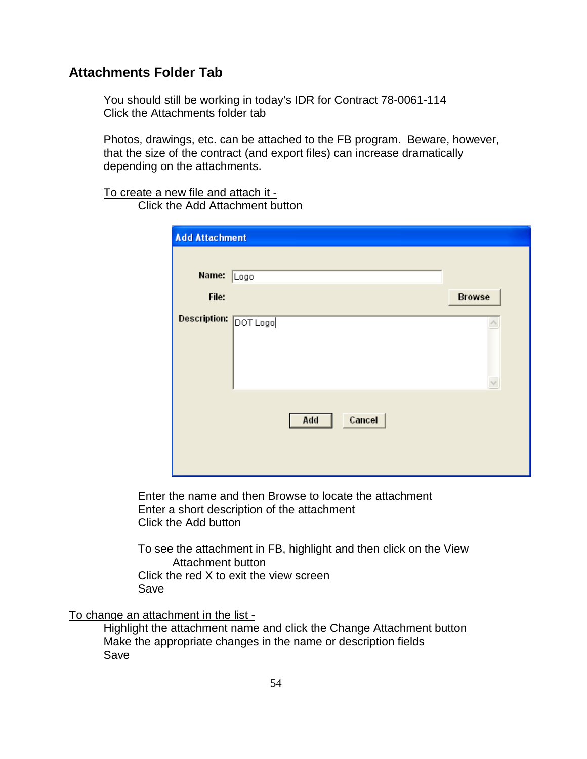## Attachments Folder Tab

You should still be working in today's IDR for Contract 78-0061-114
Click the Attachments folder tab

Photos, drawings, etc. can be attached to the FB program. Beware, however, that the size of the contract (and export files) can increase dramatically depending on the attachments.

To create a new file and attach it -

Click the Add Attachment button

Enter the name and then Browse to locate the attachment
Enter a short description of the attachment
Click the Add button

To see the attachment in FB, highlight and then click on the View Attachment button
Click the red X to exit the view screen
Save

To change an attachment in the list -

Highlight the attachment name and click the Change Attachment button
Make the appropriate changes in the name or description fields
Save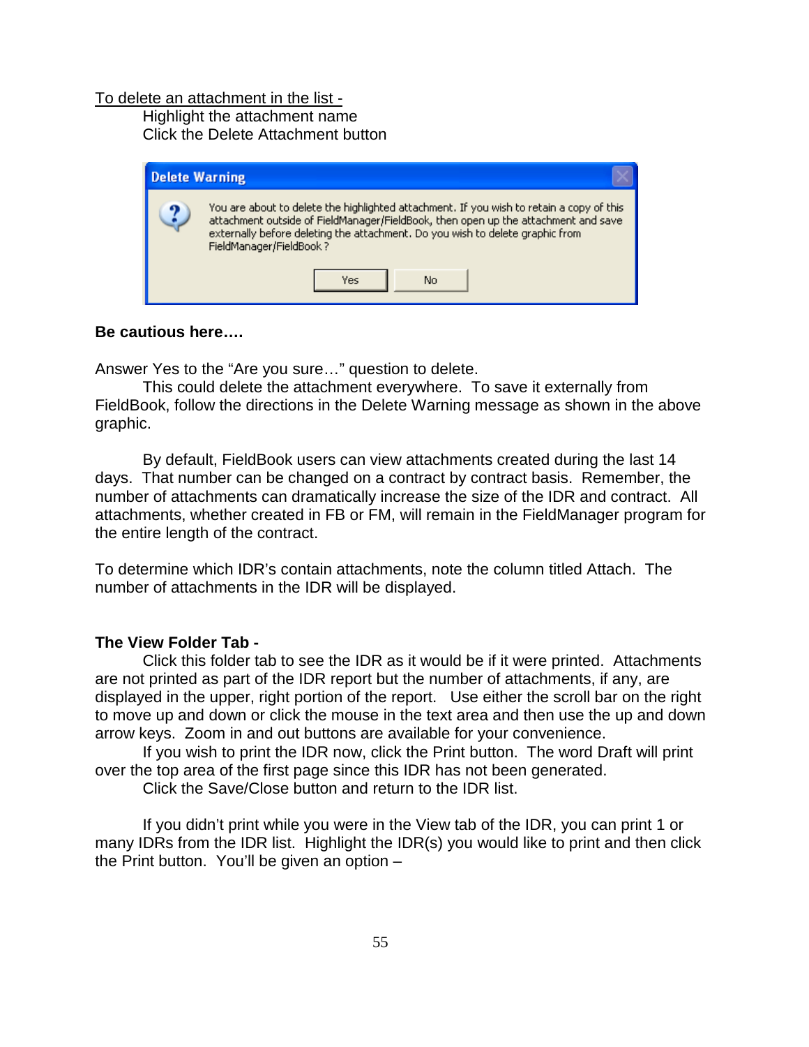To delete an attachment in the list -

Highlight the attachment name

Click the Delete Attachment button

**Delete Warning**

You are about to delete the highlighted attachment. If you wish to retain a copy of this attachment outside of FieldManager/FieldBook, then open up the attachment and save externally before deleting the attachment. Do you wish to delete graphic from FieldManager/FieldBook ?

Yes No

**Be cautious here….**

Answer Yes to the "Are you sure…" question to delete.

This could delete the attachment everywhere. To save it externally from FieldBook, follow the directions in the Delete Warning message as shown in the above graphic.

By default, FieldBook users can view attachments created during the last 14 days. That number can be changed on a contract by contract basis. Remember, the number of attachments can dramatically increase the size of the IDR and contract. All attachments, whether created in FB or FM, will remain in the FieldManager program for the entire length of the contract.

To determine which IDR's contain attachments, note the column titled Attach. The number of attachments in the IDR will be displayed.

**The View Folder Tab -**

Click this folder tab to see the IDR as it would be if it were printed. Attachments are not printed as part of the IDR report but the number of attachments, if any, are displayed in the upper, right portion of the report. Use either the scroll bar on the right to move up and down or click the mouse in the text area and then use the up and down arrow keys. Zoom in and out buttons are available for your convenience.

If you wish to print the IDR now, click the Print button. The word Draft will print over the top area of the first page since this IDR has not been generated.

Click the Save/Close button and return to the IDR list.

If you didn't print while you were in the View tab of the IDR, you can print 1 or many IDRs from the IDR list. Highlight the IDR(s) you would like to print and then click the Print button. You'll be given an option –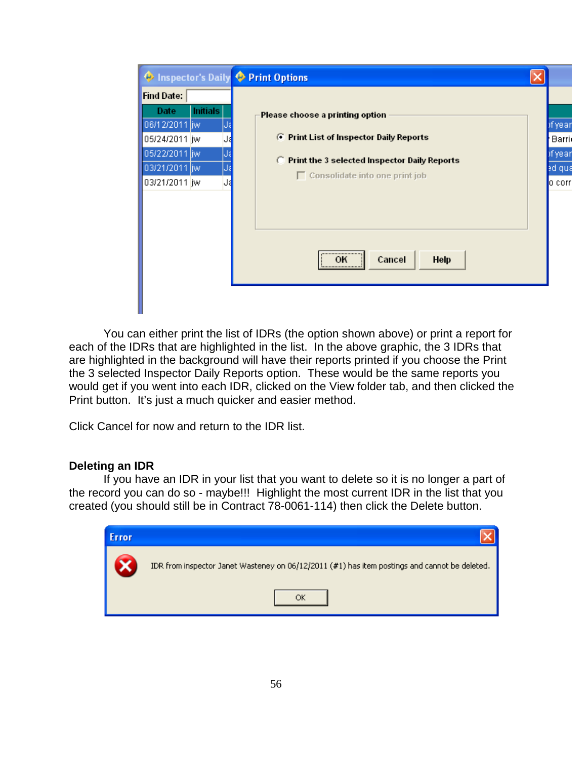You can either print the list of IDRs (the option shown above) or print a report for each of the IDRs that are highlighted in the list. In the above graphic, the 3 IDRs that are highlighted in the background will have their reports printed if you choose the Print the 3 selected Inspector Daily Reports option. These would be the same reports you would get if you went into each IDR, clicked on the View folder tab, and then clicked the Print button. It's just a much quicker and easier method.

Click Cancel for now and return to the IDR list.

**Deleting an IDR**

If you have an IDR in your list that you want to delete so it is no longer a part of the record you can do so - maybe!!! Highlight the most current IDR in the list that you created (you should still be in Contract 78-0061-114) then click the Delete button.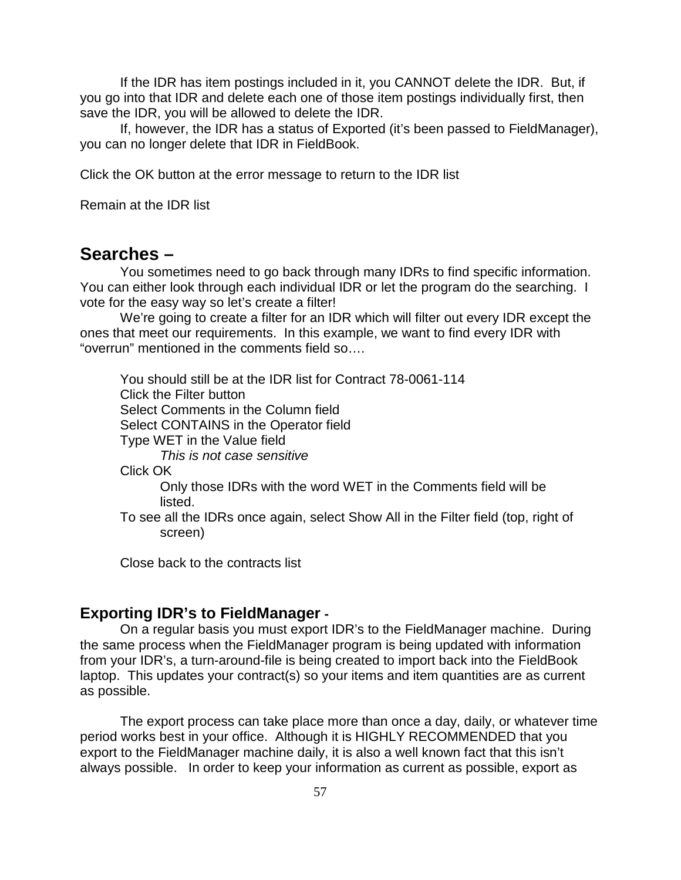If the IDR has item postings included in it, you CANNOT delete the IDR. But, if you go into that IDR and delete each one of those item postings individually first, then save the IDR, you will be allowed to delete the IDR.

If, however, the IDR has a status of Exported (it's been passed to FieldManager), you can no longer delete that IDR in FieldBook.

Click the OK button at the error message to return to the IDR list

Remain at the IDR list

## Searches –

You sometimes need to go back through many IDRs to find specific information. You can either look through each individual IDR or let the program do the searching. I vote for the easy way so let's create a filter!

We're going to create a filter for an IDR which will filter out every IDR except the ones that meet our requirements. In this example, we want to find every IDR with "overrun" mentioned in the comments field so….

You should still be at the IDR list for Contract 78-0061-114
Click the Filter button
Select Comments in the Column field
Select CONTAINS in the Operator field
Type WET in the Value field
*This is not case sensitive*
Click OK
Only those IDRs with the word WET in the Comments field will be listed.
To see all the IDRs once again, select Show All in the Filter field (top, right of screen)

Close back to the contracts list

## Exporting IDR's to FieldManager -

On a regular basis you must export IDR's to the FieldManager machine. During the same process when the FieldManager program is being updated with information from your IDR's, a turn-around-file is being created to import back into the FieldBook laptop. This updates your contract(s) so your items and item quantities are as current as possible.

The export process can take place more than once a day, daily, or whatever time period works best in your office. Although it is HIGHLY RECOMMENDED that you export to the FieldManager machine daily, it is also a well known fact that this isn't always possible. In order to keep your information as current as possible, export as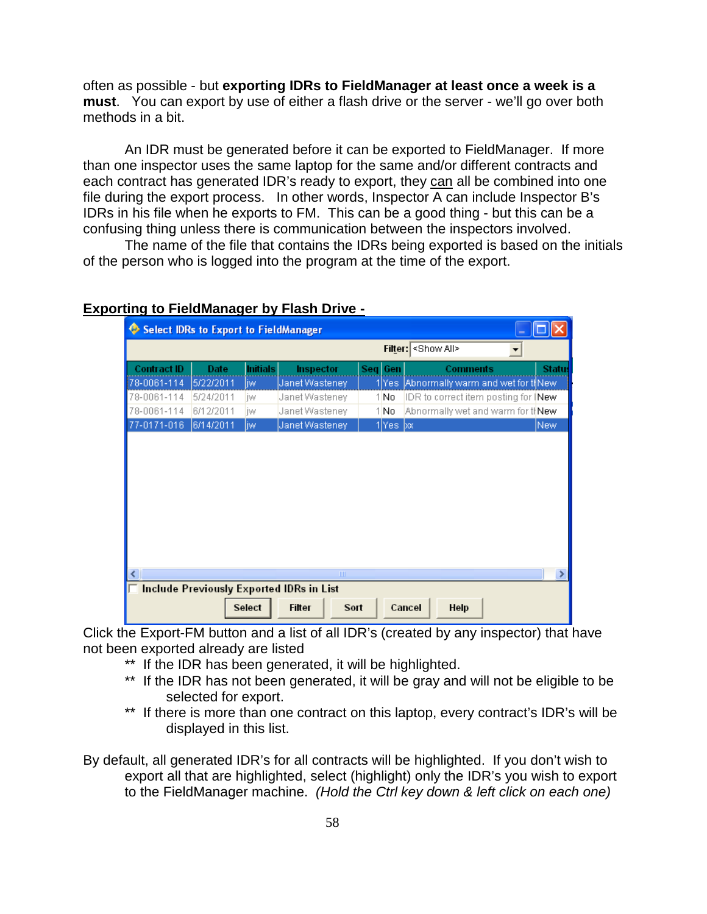often as possible - but **exporting IDRs to FieldManager at least once a week is a must**. You can export by use of either a flash drive or the server - we'll go over both methods in a bit.

An IDR must be generated before it can be exported to FieldManager. If more than one inspector uses the same laptop for the same and/or different contracts and each contract has generated IDR's ready to export, they can all be combined into one file during the export process. In other words, Inspector A can include Inspector B's IDRs in his file when he exports to FM. This can be a good thing - but this can be a confusing thing unless there is communication between the inspectors involved.

The name of the file that contains the IDRs being exported is based on the initials of the person who is logged into the program at the time of the export.

**Exporting to FieldManager by Flash Drive -**

Select IDRs to Export to FieldManager

Filter: <Show All>

| Contract ID | Date | Initials | Inspector | Seq | Gen | Comments | Status |
|---|---|---|---|---|---|---|---|
| 78-0061-114 | 5/22/2011 | jw | Janet Wasteney | 1 | Yes | Abnormally warm and wet for th | New |
| 78-0061-114 | 5/24/2011 | jw | Janet Wasteney | 1 | No | IDR to correct item posting for I | New |
| 78-0061-114 | 6/12/2011 | jw | Janet Wasteney | 1 | No | Abnormally wet and warm for th | New |
| 77-0171-016 | 6/14/2011 | jw | Janet Wasteney | 1 | Yes | xx | New |

Include Previously Exported IDRs in List

Select | Filter | Sort | Cancel | Help

Click the Export-FM button and a list of all IDR's (created by any inspector) that have not been exported already are listed

** If the IDR has been generated, it will be highlighted.

** If the IDR has not been generated, it will be gray and will not be eligible to be selected for export.

** If there is more than one contract on this laptop, every contract's IDR's will be displayed in this list.

By default, all generated IDR's for all contracts will be highlighted. If you don't wish to export all that are highlighted, select (highlight) only the IDR's you wish to export to the FieldManager machine. *(Hold the Ctrl key down & left click on each one)*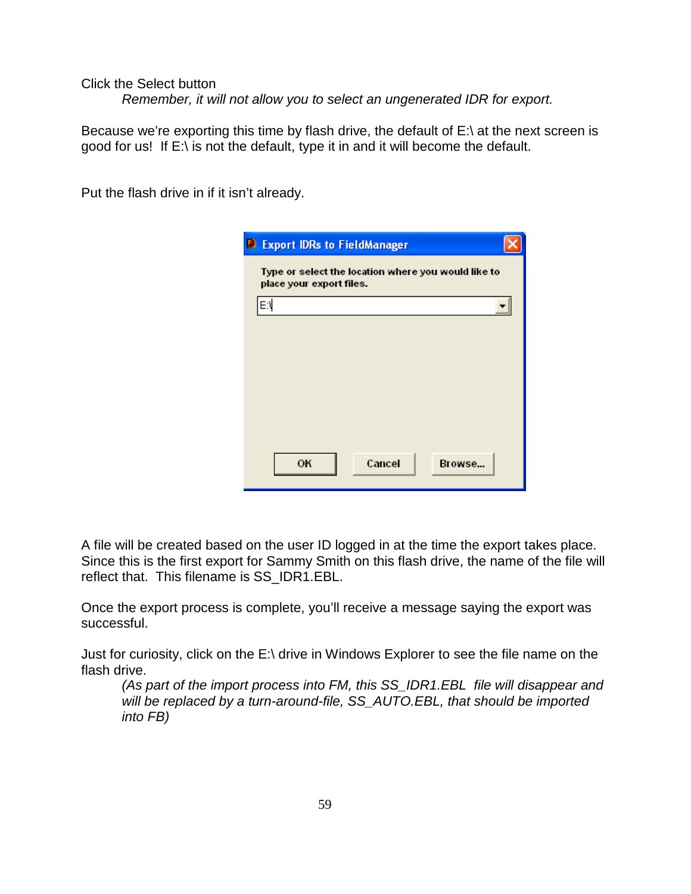Click the Select button

*Remember, it will not allow you to select an ungenerated IDR for export.*

Because we're exporting this time by flash drive, the default of E:\ at the next screen is good for us! If E:\ is not the default, type it in and it will become the default.

Put the flash drive in if it isn't already.

A file will be created based on the user ID logged in at the time the export takes place. Since this is the first export for Sammy Smith on this flash drive, the name of the file will reflect that. This filename is SS_IDR1.EBL.

Once the export process is complete, you'll receive a message saying the export was successful.

Just for curiosity, click on the E:\ drive in Windows Explorer to see the file name on the flash drive.

*(As part of the import process into FM, this SS_IDR1.EBL file will disappear and will be replaced by a turn-around-file, SS_AUTO.EBL, that should be imported into FB)*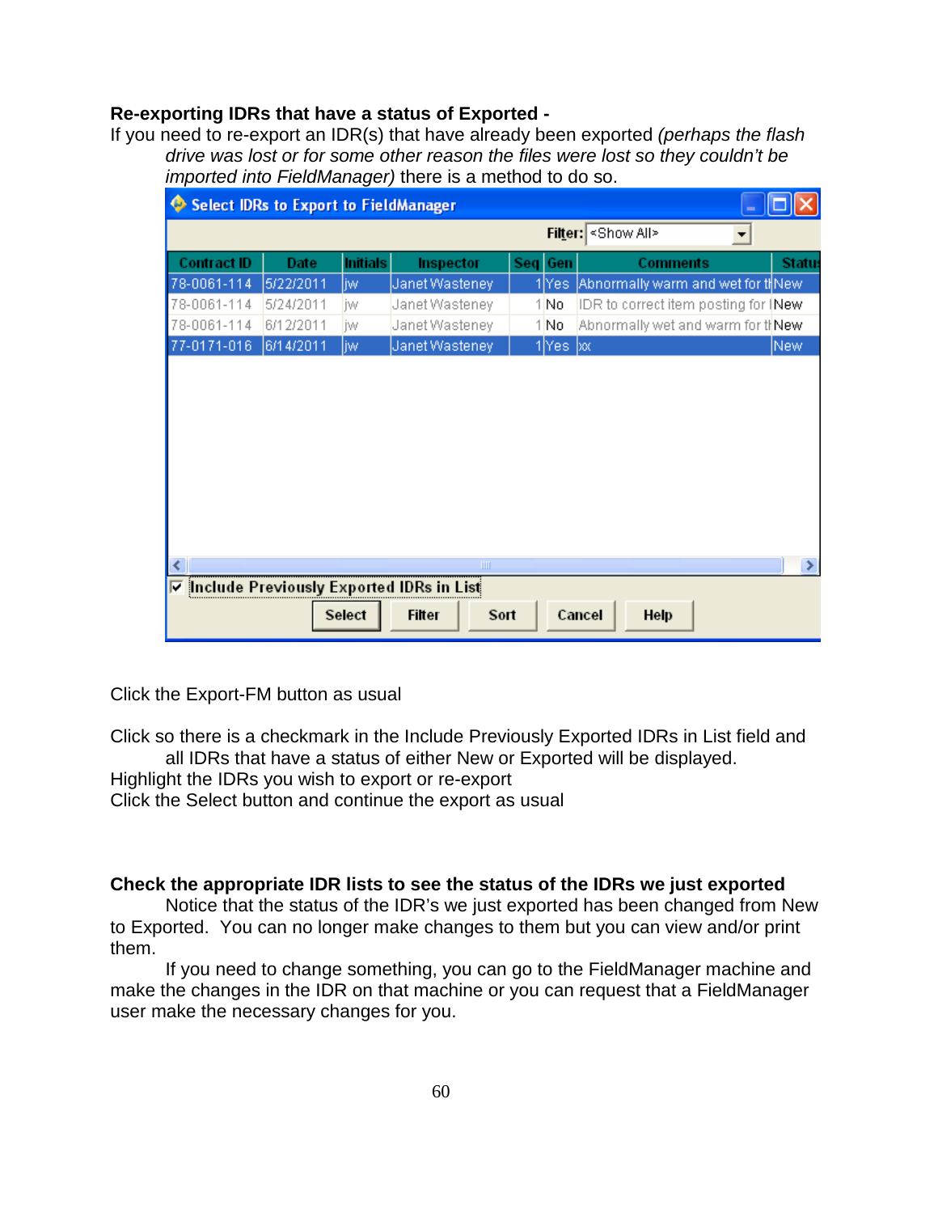**Re-exporting IDRs that have a status of Exported -**

If you need to re-export an IDR(s) that have already been exported *(perhaps the flash drive was lost or for some other reason the files were lost so they couldn't be imported into FieldManager)* there is a method to do so.

Click the Export-FM button as usual

Click so there is a checkmark in the Include Previously Exported IDRs in List field and all IDRs that have a status of either New or Exported will be displayed.

Highlight the IDRs you wish to export or re-export

Click the Select button and continue the export as usual

**Check the appropriate IDR lists to see the status of the IDRs we just exported**

Notice that the status of the IDR's we just exported has been changed from New to Exported. You can no longer make changes to them but you can view and/or print them.

If you need to change something, you can go to the FieldManager machine and make the changes in the IDR on that machine or you can request that a FieldManager user make the necessary changes for you.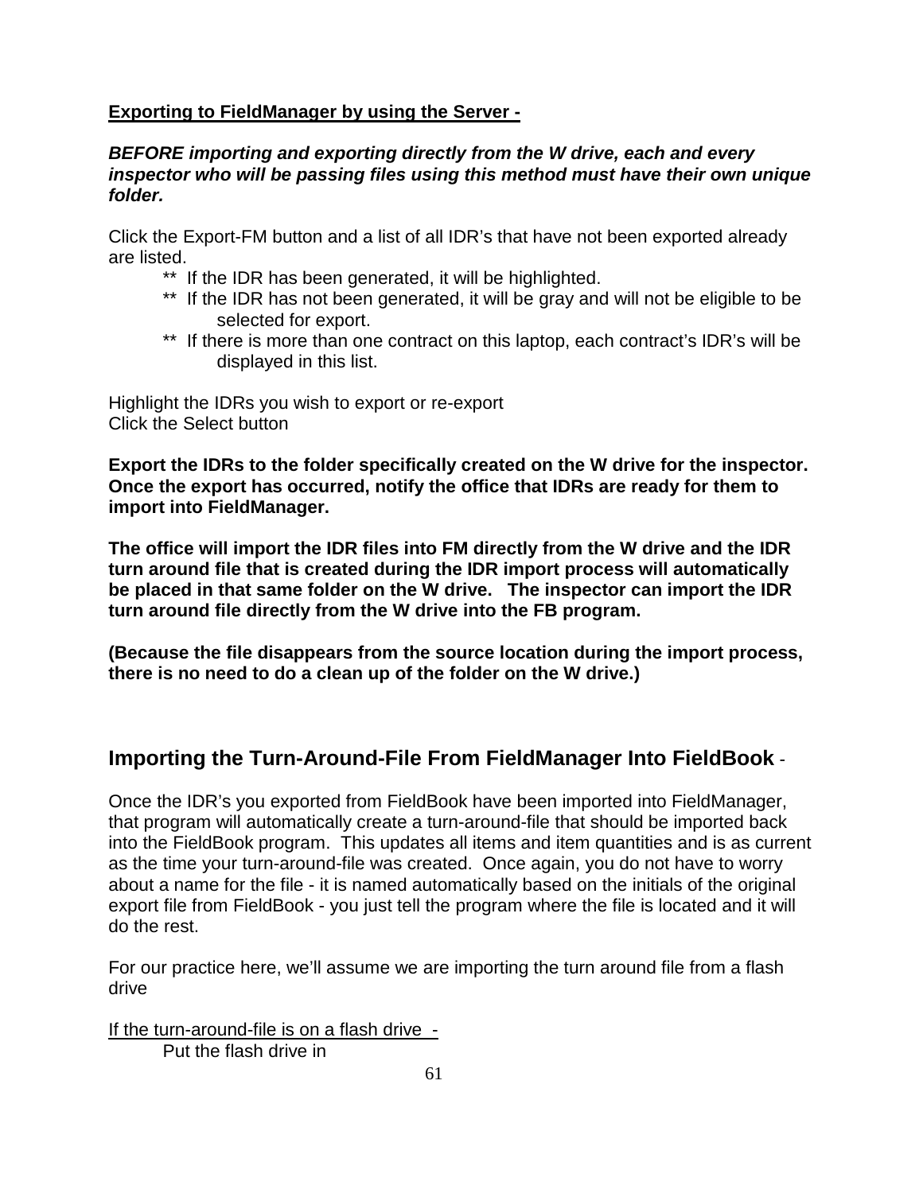**<u>Exporting to FieldManager by using the Server -</u>**

***BEFORE importing and exporting directly from the W drive, each and every inspector who will be passing files using this method must have their own unique folder.***

Click the Export-FM button and a list of all IDR's that have not been exported already are listed.

- ** If the IDR has been generated, it will be highlighted.
- ** If the IDR has not been generated, it will be gray and will not be eligible to be selected for export.
- ** If there is more than one contract on this laptop, each contract's IDR's will be displayed in this list.

Highlight the IDRs you wish to export or re-export
Click the Select button

**Export the IDRs to the folder specifically created on the W drive for the inspector. Once the export has occurred, notify the office that IDRs are ready for them to import into FieldManager.**

**The office will import the IDR files into FM directly from the W drive and the IDR turn around file that is created during the IDR import process will automatically be placed in that same folder on the W drive. The inspector can import the IDR turn around file directly from the W drive into the FB program.**

**(Because the file disappears from the source location during the import process, there is no need to do a clean up of the folder on the W drive.)**

## Importing the Turn-Around-File From FieldManager Into FieldBook -

Once the IDR's you exported from FieldBook have been imported into FieldManager, that program will automatically create a turn-around-file that should be imported back into the FieldBook program. This updates all items and item quantities and is as current as the time your turn-around-file was created. Once again, you do not have to worry about a name for the file - it is named automatically based on the initials of the original export file from FieldBook - you just tell the program where the file is located and it will do the rest.

For our practice here, we'll assume we are importing the turn around file from a flash drive

<u>If the turn-around-file is on a flash drive -</u>

Put the flash drive in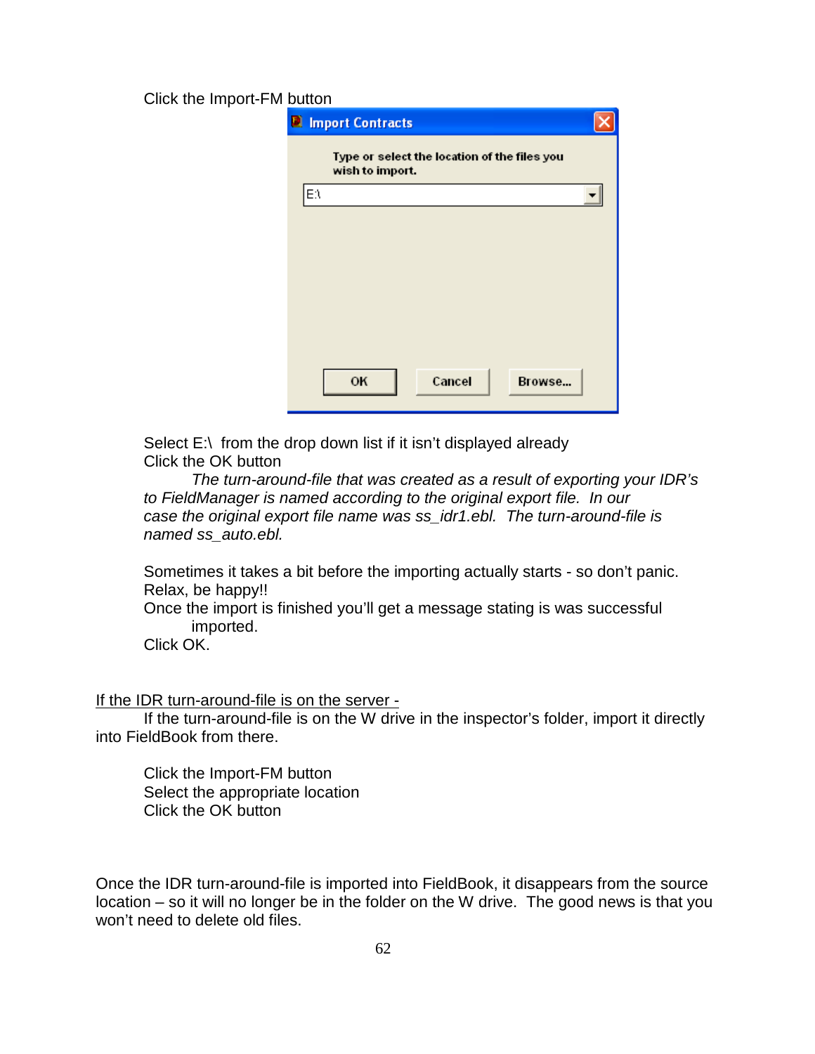Click the Import-FM button

Select E:\ from the drop down list if it isn't displayed already
Click the OK button

*The turn-around-file that was created as a result of exporting your IDR's to FieldManager is named according to the original export file. In our case the original export file name was ss_idr1.ebl. The turn-around-file is named ss_auto.ebl.*

Sometimes it takes a bit before the importing actually starts - so don't panic. Relax, be happy!!
Once the import is finished you'll get a message stating is was successful imported.
Click OK.

<u>If the IDR turn-around-file is on the server -</u>

If the turn-around-file is on the W drive in the inspector's folder, import it directly into FieldBook from there.

Click the Import-FM button
Select the appropriate location
Click the OK button

Once the IDR turn-around-file is imported into FieldBook, it disappears from the source location – so it will no longer be in the folder on the W drive. The good news is that you won't need to delete old files.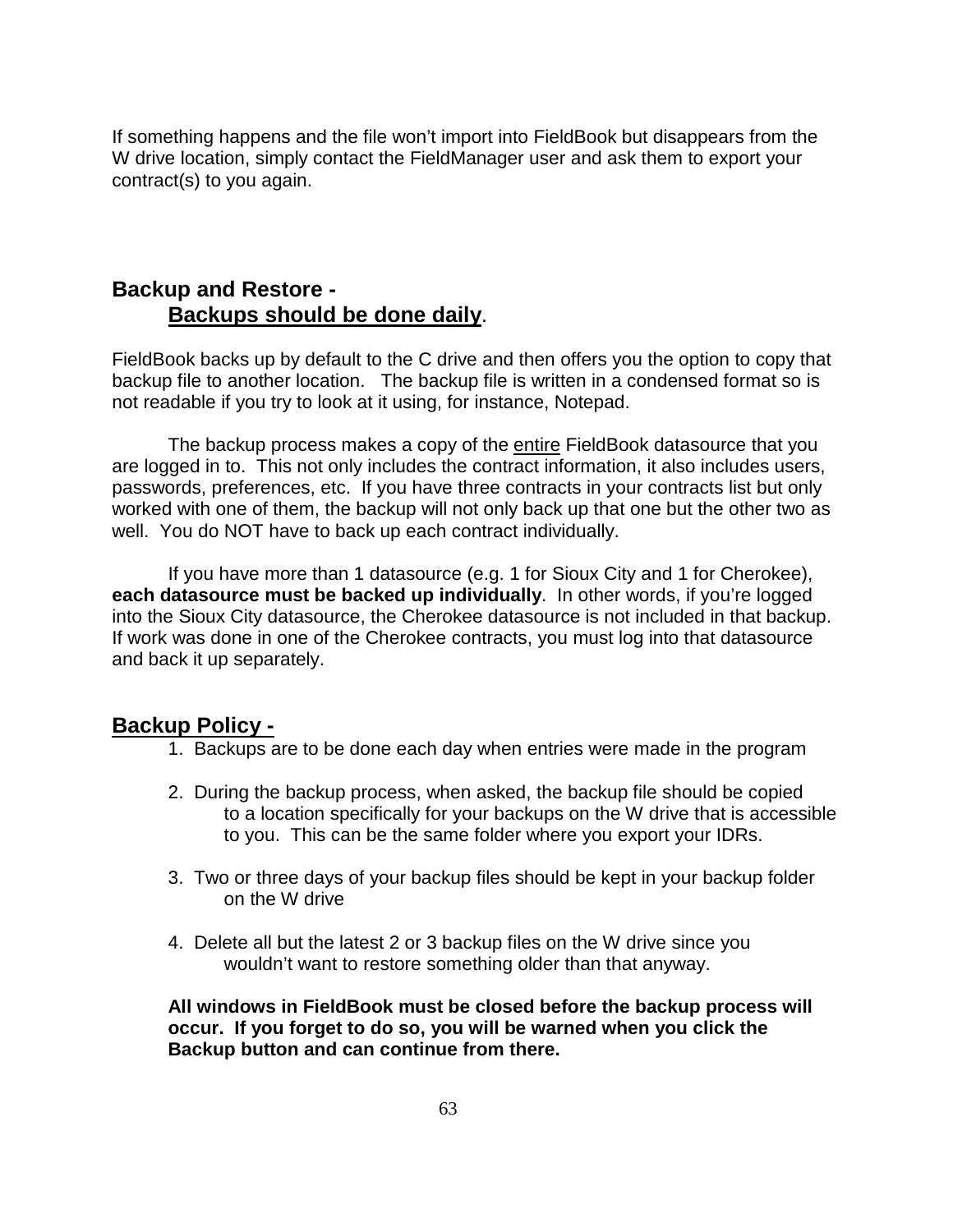If something happens and the file won't import into FieldBook but disappears from the W drive location, simply contact the FieldManager user and ask them to export your contract(s) to you again.

## Backup and Restore -

**Backups should be done daily**.

FieldBook backs up by default to the C drive and then offers you the option to copy that backup file to another location. The backup file is written in a condensed format so is not readable if you try to look at it using, for instance, Notepad.

The backup process makes a copy of the entire FieldBook datasource that you are logged in to. This not only includes the contract information, it also includes users, passwords, preferences, etc. If you have three contracts in your contracts list but only worked with one of them, the backup will not only back up that one but the other two as well. You do NOT have to back up each contract individually.

If you have more than 1 datasource (e.g. 1 for Sioux City and 1 for Cherokee), **each datasource must be backed up individually**. In other words, if you're logged into the Sioux City datasource, the Cherokee datasource is not included in that backup. If work was done in one of the Cherokee contracts, you must log into that datasource and back it up separately.

## Backup Policy -

1. Backups are to be done each day when entries were made in the program
2. During the backup process, when asked, the backup file should be copied to a location specifically for your backups on the W drive that is accessible to you. This can be the same folder where you export your IDRs.
3. Two or three days of your backup files should be kept in your backup folder on the W drive
4. Delete all but the latest 2 or 3 backup files on the W drive since you wouldn't want to restore something older than that anyway.

**All windows in FieldBook must be closed before the backup process will occur. If you forget to do so, you will be warned when you click the Backup button and can continue from there.**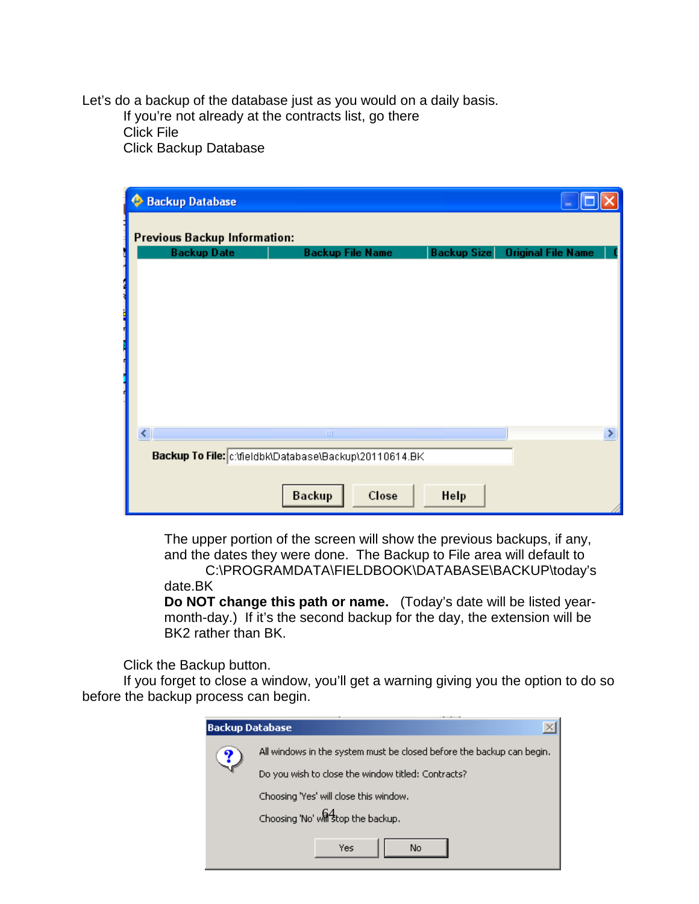Let's do a backup of the database just as you would on a daily basis.

If you're not already at the contracts list, go there
Click File
Click Backup Database

The upper portion of the screen will show the previous backups, if any, and the dates they were done. The Backup to File area will default to
C:\PROGRAMDATA\FIELDBOOK\DATABASE\BACKUP\today's date.BK

**Do NOT change this path or name.** (Today's date will be listed year-month-day.) If it's the second backup for the day, the extension will be BK2 rather than BK.

Click the Backup button.

If you forget to close a window, you'll get a warning giving you the option to do so before the backup process can begin.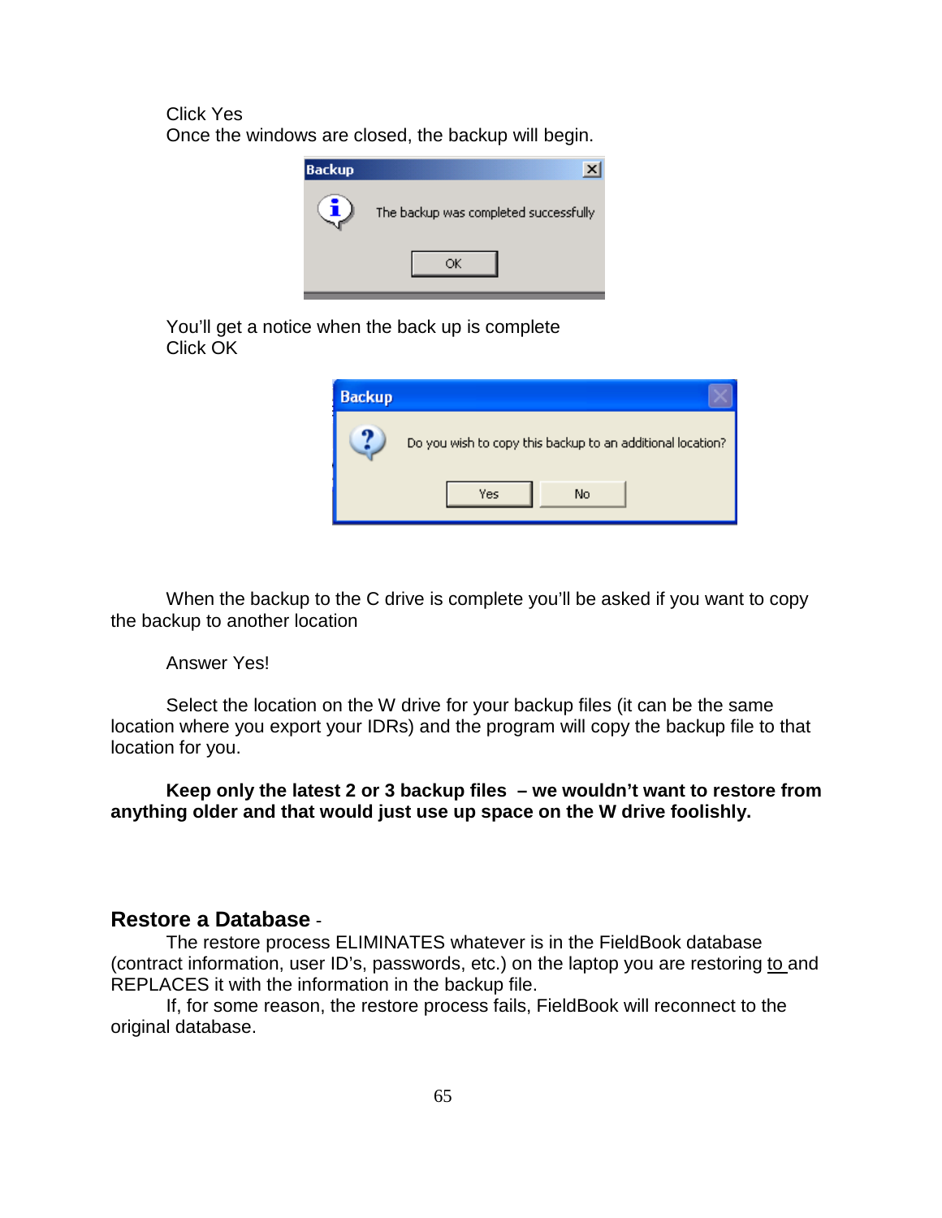Click Yes
Once the windows are closed, the backup will begin.

You'll get a notice when the back up is complete
Click OK

When the backup to the C drive is complete you'll be asked if you want to copy the backup to another location

Answer Yes!

Select the location on the W drive for your backup files (it can be the same location where you export your IDRs) and the program will copy the backup file to that location for you.

**Keep only the latest 2 or 3 backup files – we wouldn't want to restore from anything older and that would just use up space on the W drive foolishly.**

## Restore a Database -

The restore process ELIMINATES whatever is in the FieldBook database (contract information, user ID's, passwords, etc.) on the laptop you are restoring to and REPLACES it with the information in the backup file.

If, for some reason, the restore process fails, FieldBook will reconnect to the original database.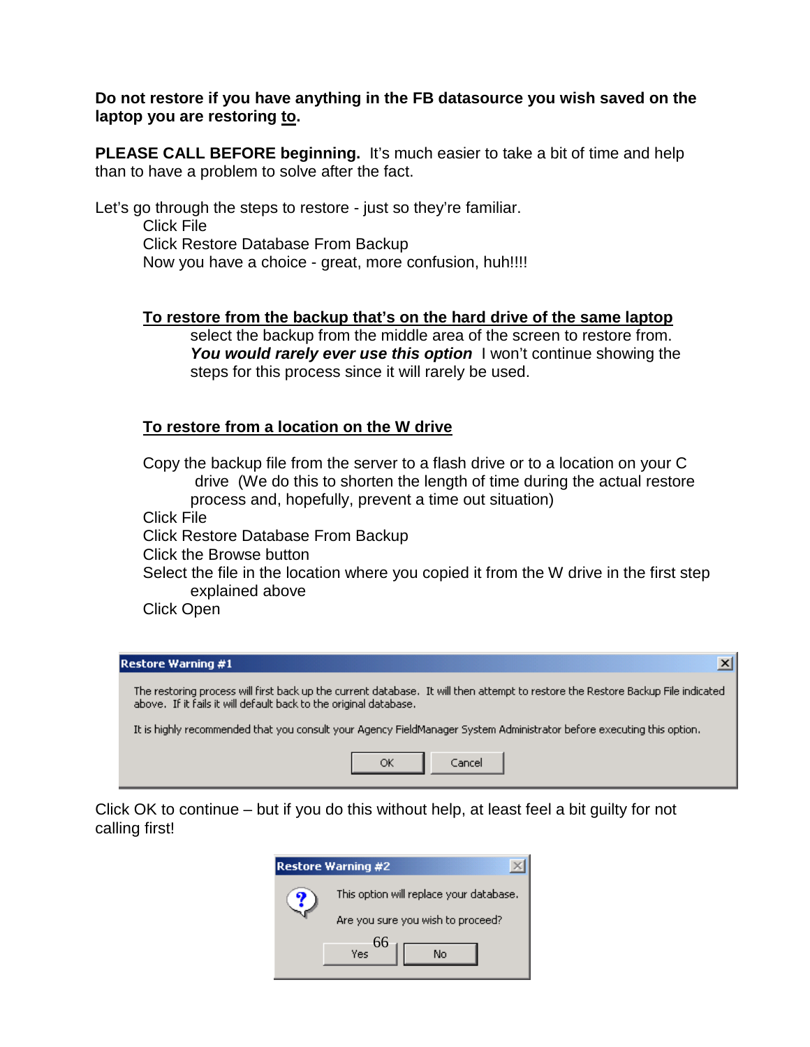**Do not restore if you have anything in the FB datasource you wish saved on the laptop you are restoring <u>to</u>.**

**PLEASE CALL BEFORE beginning.** It's much easier to take a bit of time and help than to have a problem to solve after the fact.

Let's go through the steps to restore - just so they're familiar.

Click File
Click Restore Database From Backup
Now you have a choice - great, more confusion, huh!!!!

**<u>To restore from the backup that's on the hard drive of the same laptop</u>**

select the backup from the middle area of the screen to restore from. ***You would rarely ever use this option*** I won't continue showing the steps for this process since it will rarely be used.

**<u>To restore from a location on the W drive</u>**

Copy the backup file from the server to a flash drive or to a location on your C drive (We do this to shorten the length of time during the actual restore process and, hopefully, prevent a time out situation)
Click File
Click Restore Database From Backup
Click the Browse button
Select the file in the location where you copied it from the W drive in the first step explained above
Click Open

**Restore Warning #1**

The restoring process will first back up the current database. It will then attempt to restore the Restore Backup File indicated above. If it fails it will default back to the original database.

It is highly recommended that you consult your Agency FieldManager System Administrator before executing this option.

OK Cancel

Click OK to continue – but if you do this without help, at least feel a bit guilty for not calling first!

**Restore Warning #2**

This option will replace your database.

Are you sure you wish to proceed?

Yes No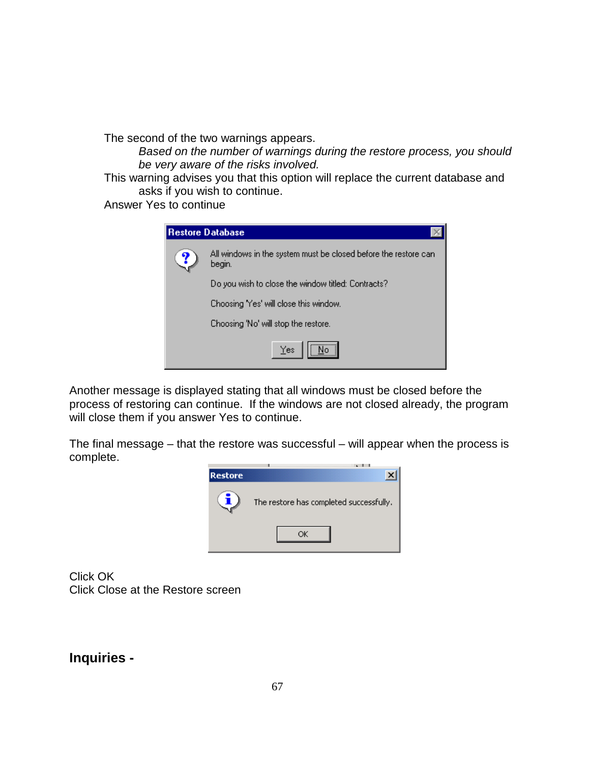The second of the two warnings appears.

*Based on the number of warnings during the restore process, you should be very aware of the risks involved.*

This warning advises you that this option will replace the current database and asks if you wish to continue.

Answer Yes to continue

Another message is displayed stating that all windows must be closed before the process of restoring can continue. If the windows are not closed already, the program will close them if you answer Yes to continue.

The final message – that the restore was successful – will appear when the process is complete.

Click OK

Click Close at the Restore screen

## Inquiries -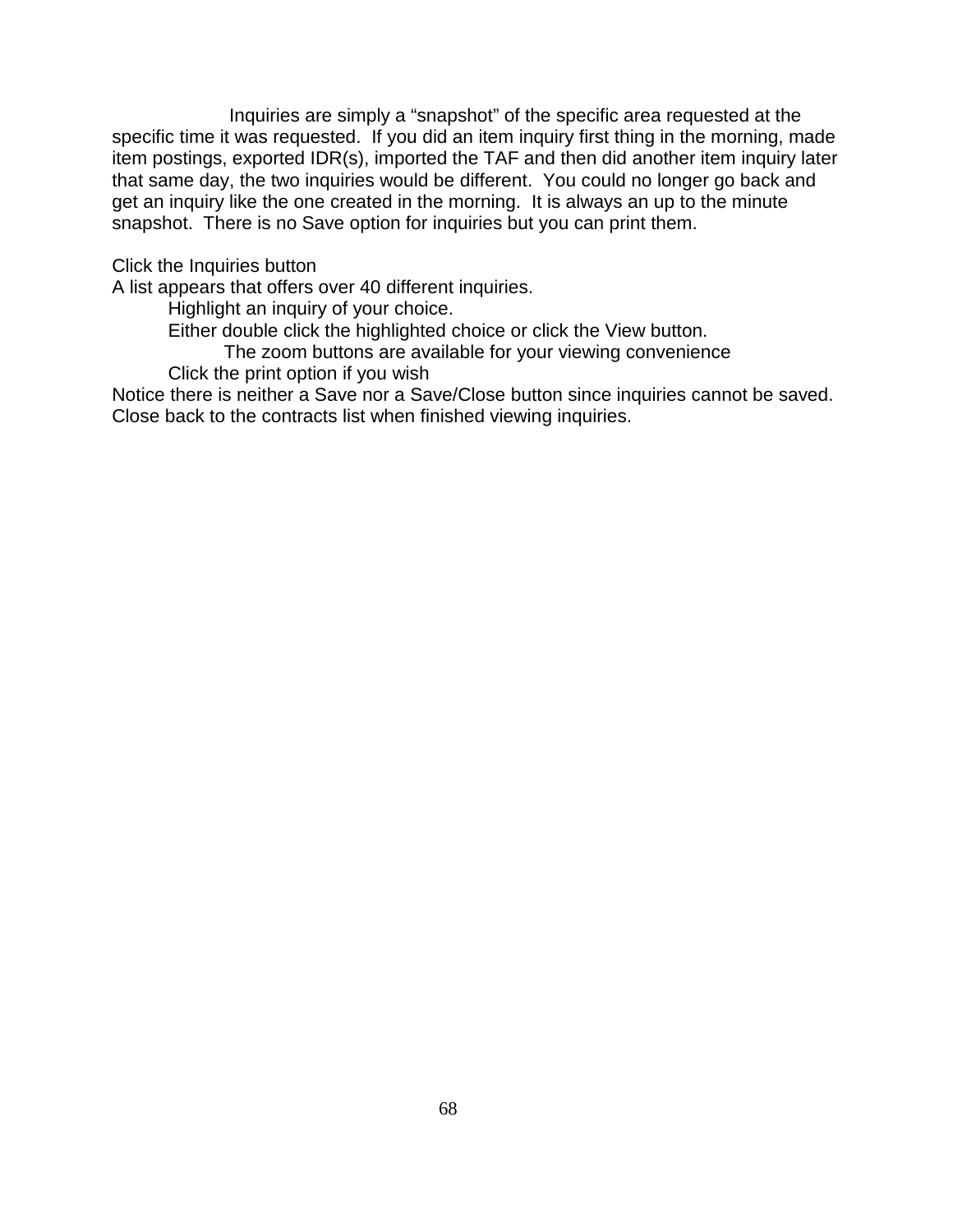Inquiries are simply a "snapshot" of the specific area requested at the specific time it was requested. If you did an item inquiry first thing in the morning, made item postings, exported IDR(s), imported the TAF and then did another item inquiry later that same day, the two inquiries would be different. You could no longer go back and get an inquiry like the one created in the morning. It is always an up to the minute snapshot. There is no Save option for inquiries but you can print them.

Click the Inquiries button
A list appears that offers over 40 different inquiries.

- Highlight an inquiry of your choice.
- Either double click the highlighted choice or click the View button.
  - The zoom buttons are available for your viewing convenience
- Click the print option if you wish

Notice there is neither a Save nor a Save/Close button since inquiries cannot be saved.
Close back to the contracts list when finished viewing inquiries.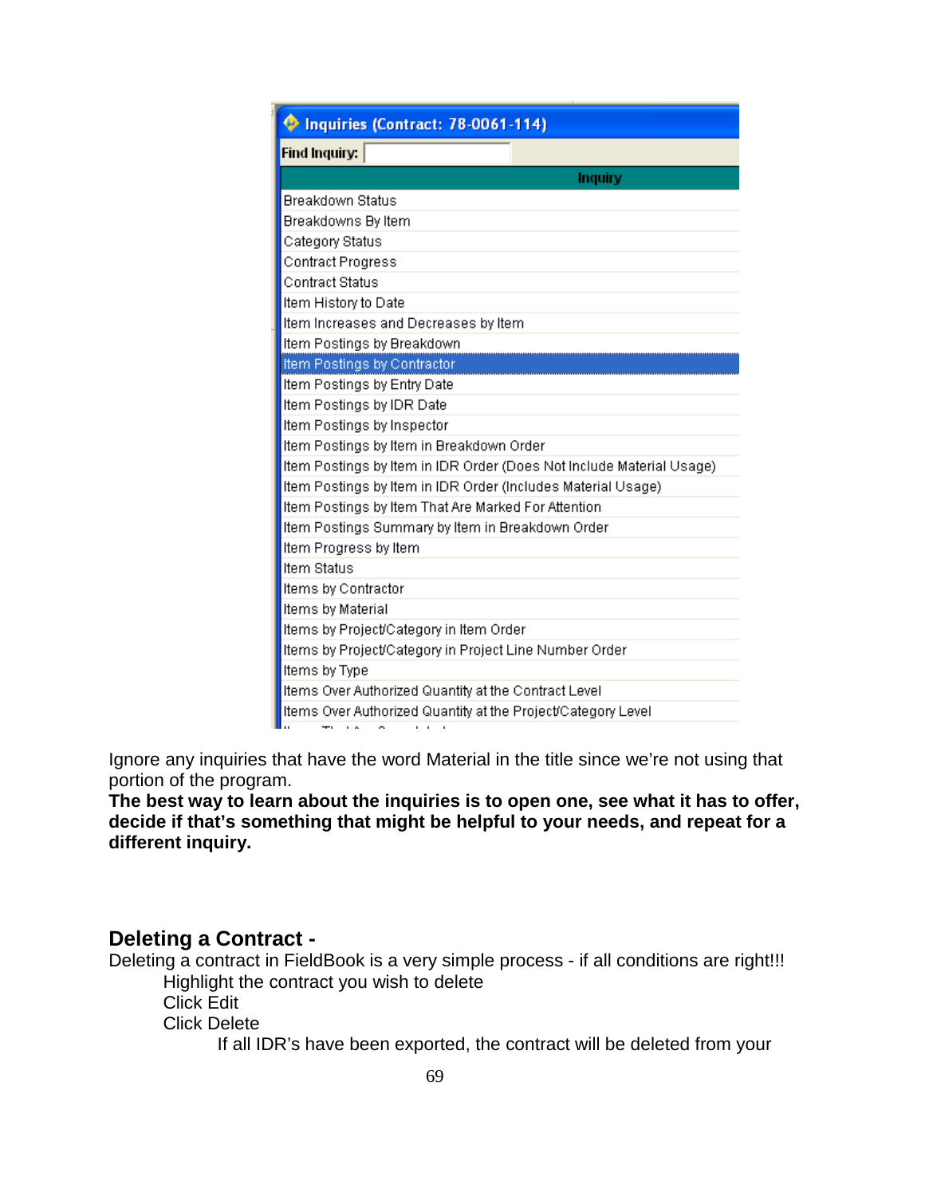**Inquiries (Contract: 78-0061-114)**

Find Inquiry:

| Inquiry |
| --- |
| Breakdown Status |
| Breakdowns By Item |
| Category Status |
| Contract Progress |
| Contract Status |
| Item History to Date |
| Item Increases and Decreases by Item |
| Item Postings by Breakdown |
| Item Postings by Contractor |
| Item Postings by Entry Date |
| Item Postings by IDR Date |
| Item Postings by Inspector |
| Item Postings by Item in Breakdown Order |
| Item Postings by Item in IDR Order (Does Not Include Material Usage) |
| Item Postings by Item in IDR Order (Includes Material Usage) |
| Item Postings by Item That Are Marked For Attention |
| Item Postings Summary by Item in Breakdown Order |
| Item Progress by Item |
| Item Status |
| Items by Contractor |
| Items by Material |
| Items by Project/Category in Item Order |
| Items by Project/Category in Project Line Number Order |
| Items by Type |
| Items Over Authorized Quantity at the Contract Level |
| Items Over Authorized Quantity at the Project/Category Level |

Ignore any inquiries that have the word Material in the title since we're not using that portion of the program.

**The best way to learn about the inquiries is to open one, see what it has to offer, decide if that's something that might be helpful to your needs, and repeat for a different inquiry.**

## Deleting a Contract -

Deleting a contract in FieldBook is a very simple process - if all conditions are right!!!

Highlight the contract you wish to delete

Click Edit

Click Delete

If all IDR's have been exported, the contract will be deleted from your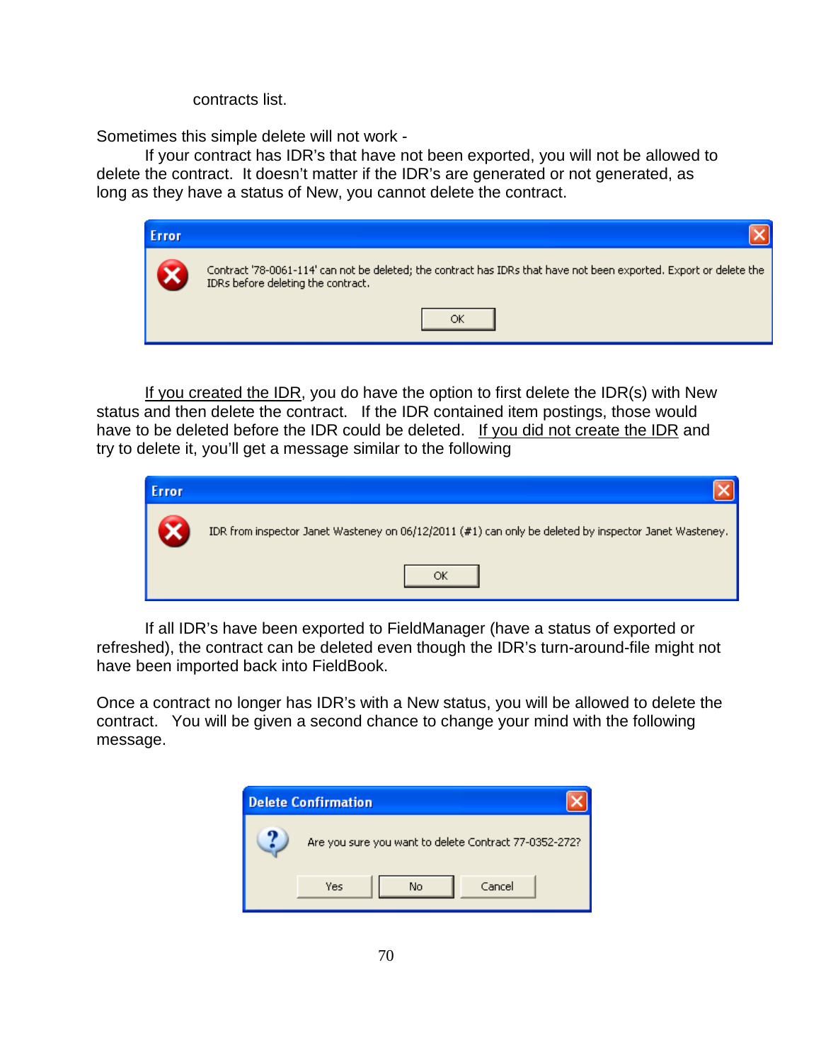contracts list.

Sometimes this simple delete will not work -

If your contract has IDR's that have not been exported, you will not be allowed to delete the contract. It doesn't matter if the IDR's are generated or not generated, as long as they have a status of New, you cannot delete the contract.

**Error**

Contract '78-0061-114' can not be deleted; the contract has IDRs that have not been exported. Export or delete the IDRs before deleting the contract.

OK

If you created the IDR, you do have the option to first delete the IDR(s) with New status and then delete the contract. If the IDR contained item postings, those would have to be deleted before the IDR could be deleted. If you did not create the IDR and try to delete it, you'll get a message similar to the following

**Error**

IDR from inspector Janet Wasteney on 06/12/2011 (#1) can only be deleted by inspector Janet Wasteney.

OK

If all IDR's have been exported to FieldManager (have a status of exported or refreshed), the contract can be deleted even though the IDR's turn-around-file might not have been imported back into FieldBook.

Once a contract no longer has IDR's with a New status, you will be allowed to delete the contract. You will be given a second chance to change your mind with the following message.

**Delete Confirmation**

Are you sure you want to delete Contract 77-0352-272?

Yes | No | Cancel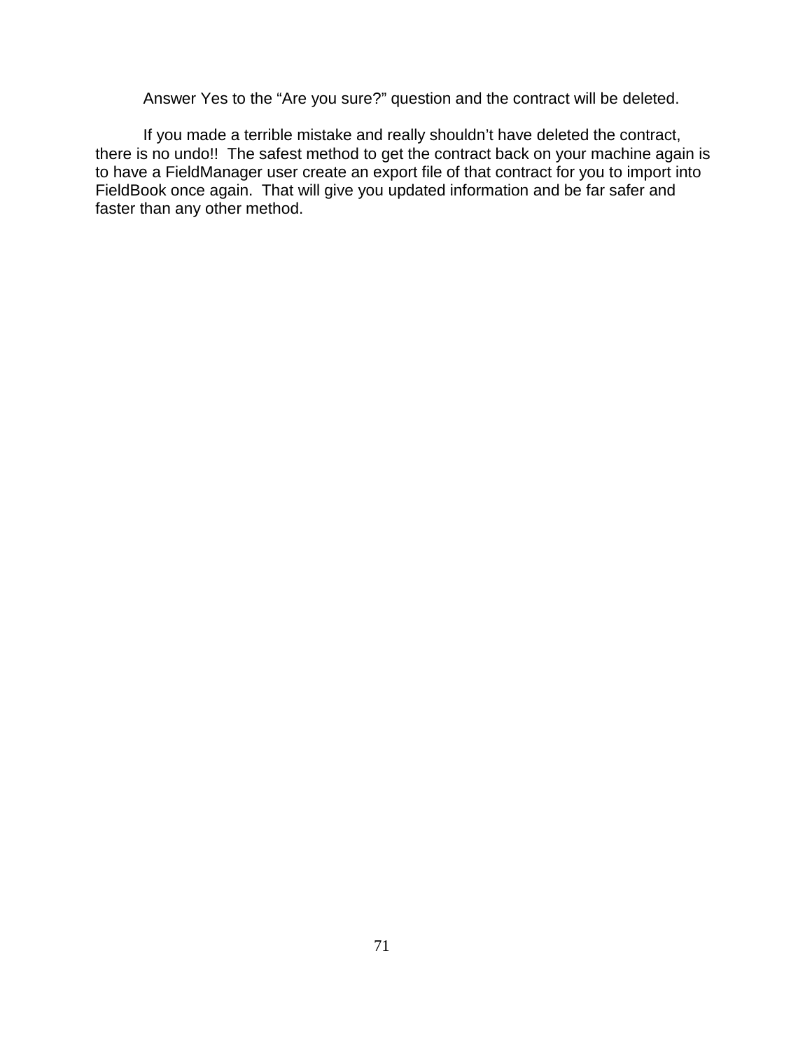Answer Yes to the "Are you sure?" question and the contract will be deleted.

If you made a terrible mistake and really shouldn't have deleted the contract, there is no undo!! The safest method to get the contract back on your machine again is to have a FieldManager user create an export file of that contract for you to import into FieldBook once again. That will give you updated information and be far safer and faster than any other method.